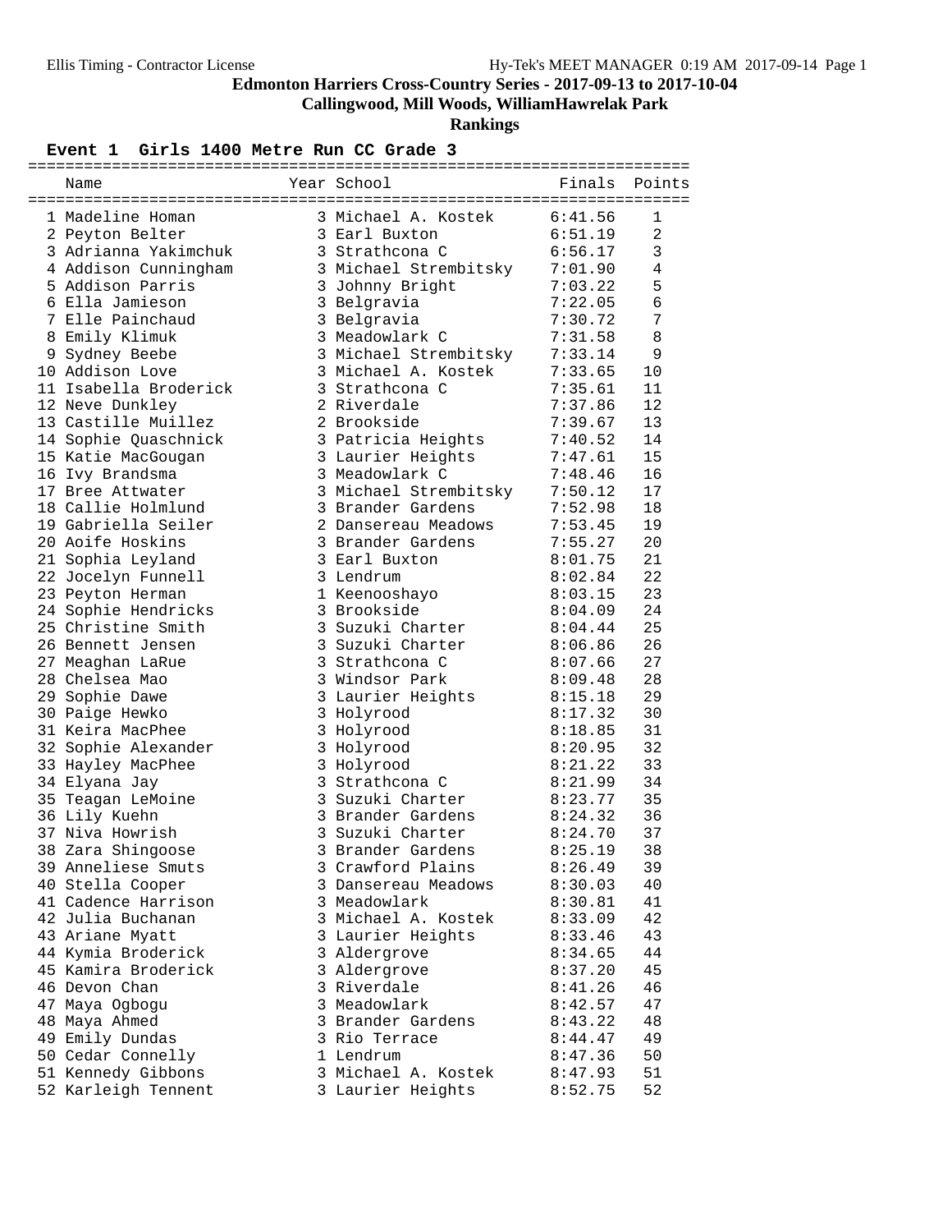# Edmonton Harriers Cross-Country Series - 2017-09-13 to 2017-10-04

## Callingwood, Mill Woods, WilliamHawrelak Park

## Rankings

### Event 1 Girls 1400 Metre Run CC Grade 3

| | Name | Year | School | Finals | Points |
|---|---|---|---|---|---|
| 1 | Madeline Homan | 3 | Michael A. Kostek | 6:41.56 | 1 |
| 2 | Peyton Belter | 3 | Earl Buxton | 6:51.19 | 2 |
| 3 | Adrianna Yakimchuk | 3 | Strathcona C | 6:56.17 | 3 |
| 4 | Addison Cunningham | 3 | Michael Strembitsky | 7:01.90 | 4 |
| 5 | Addison Parris | 3 | Johnny Bright | 7:03.22 | 5 |
| 6 | Ella Jamieson | 3 | Belgravia | 7:22.05 | 6 |
| 7 | Elle Painchaud | 3 | Belgravia | 7:30.72 | 7 |
| 8 | Emily Klimuk | 3 | Meadowlark C | 7:31.58 | 8 |
| 9 | Sydney Beebe | 3 | Michael Strembitsky | 7:33.14 | 9 |
| 10 | Addison Love | 3 | Michael A. Kostek | 7:33.65 | 10 |
| 11 | Isabella Broderick | 3 | Strathcona C | 7:35.61 | 11 |
| 12 | Neve Dunkley | 2 | Riverdale | 7:37.86 | 12 |
| 13 | Castille Muillez | 2 | Brookside | 7:39.67 | 13 |
| 14 | Sophie Quaschnick | 3 | Patricia Heights | 7:40.52 | 14 |
| 15 | Katie MacGougan | 3 | Laurier Heights | 7:47.61 | 15 |
| 16 | Ivy Brandsma | 3 | Meadowlark C | 7:48.46 | 16 |
| 17 | Bree Attwater | 3 | Michael Strembitsky | 7:50.12 | 17 |
| 18 | Callie Holmlund | 3 | Brander Gardens | 7:52.98 | 18 |
| 19 | Gabriella Seiler | 2 | Dansereau Meadows | 7:53.45 | 19 |
| 20 | Aoife Hoskins | 3 | Brander Gardens | 7:55.27 | 20 |
| 21 | Sophia Leyland | 3 | Earl Buxton | 8:01.75 | 21 |
| 22 | Jocelyn Funnell | 3 | Lendrum | 8:02.84 | 22 |
| 23 | Peyton Herman | 1 | Keenooshayo | 8:03.15 | 23 |
| 24 | Sophie Hendricks | 3 | Brookside | 8:04.09 | 24 |
| 25 | Christine Smith | 3 | Suzuki Charter | 8:04.44 | 25 |
| 26 | Bennett Jensen | 3 | Suzuki Charter | 8:06.86 | 26 |
| 27 | Meaghan LaRue | 3 | Strathcona C | 8:07.66 | 27 |
| 28 | Chelsea Mao | 3 | Windsor Park | 8:09.48 | 28 |
| 29 | Sophie Dawe | 3 | Laurier Heights | 8:15.18 | 29 |
| 30 | Paige Hewko | 3 | Holyrood | 8:17.32 | 30 |
| 31 | Keira MacPhee | 3 | Holyrood | 8:18.85 | 31 |
| 32 | Sophie Alexander | 3 | Holyrood | 8:20.95 | 32 |
| 33 | Hayley MacPhee | 3 | Holyrood | 8:21.22 | 33 |
| 34 | Elyana Jay | 3 | Strathcona C | 8:21.99 | 34 |
| 35 | Teagan LeMoine | 3 | Suzuki Charter | 8:23.77 | 35 |
| 36 | Lily Kuehn | 3 | Brander Gardens | 8:24.32 | 36 |
| 37 | Niva Howrish | 3 | Suzuki Charter | 8:24.70 | 37 |
| 38 | Zara Shingoose | 3 | Brander Gardens | 8:25.19 | 38 |
| 39 | Anneliese Smuts | 3 | Crawford Plains | 8:26.49 | 39 |
| 40 | Stella Cooper | 3 | Dansereau Meadows | 8:30.03 | 40 |
| 41 | Cadence Harrison | 3 | Meadowlark | 8:30.81 | 41 |
| 42 | Julia Buchanan | 3 | Michael A. Kostek | 8:33.09 | 42 |
| 43 | Ariane Myatt | 3 | Laurier Heights | 8:33.46 | 43 |
| 44 | Kymia Broderick | 3 | Aldergrove | 8:34.65 | 44 |
| 45 | Kamira Broderick | 3 | Aldergrove | 8:37.20 | 45 |
| 46 | Devon Chan | 3 | Riverdale | 8:41.26 | 46 |
| 47 | Maya Ogbogu | 3 | Meadowlark | 8:42.57 | 47 |
| 48 | Maya Ahmed | 3 | Brander Gardens | 8:43.22 | 48 |
| 49 | Emily Dundas | 3 | Rio Terrace | 8:44.47 | 49 |
| 50 | Cedar Connelly | 1 | Lendrum | 8:47.36 | 50 |
| 51 | Kennedy Gibbons | 3 | Michael A. Kostek | 8:47.93 | 51 |
| 52 | Karleigh Tennent | 3 | Laurier Heights | 8:52.75 | 52 |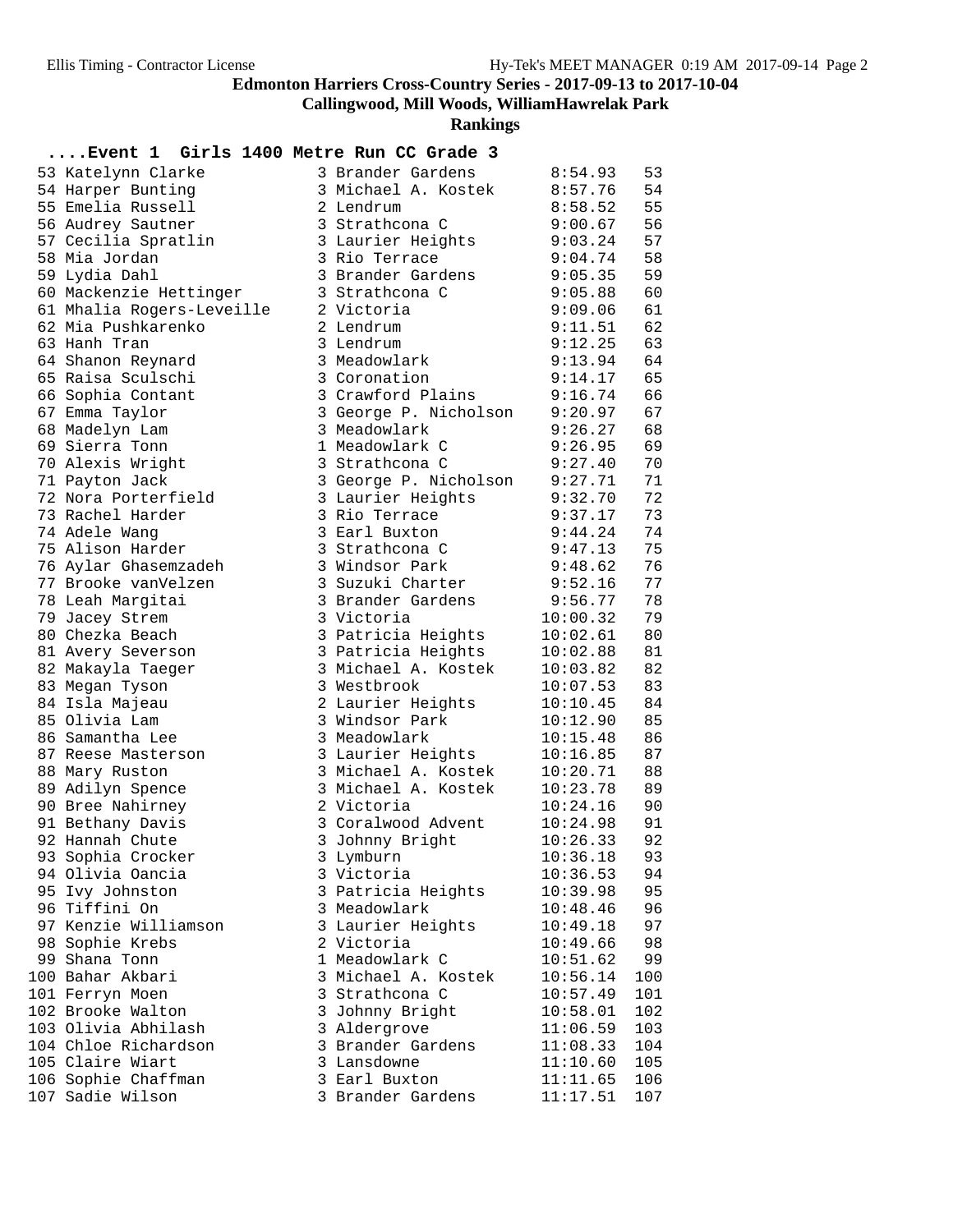# Edmonton Harriers Cross-Country Series - 2017-09-13 to 2017-10-04

## Callingwood, Mill Woods, WilliamHawrelak Park

## Rankings

### ....Event 1 Girls 1400 Metre Run CC Grade 3

| Place | Name | Grade | School | Time | Points |
|---|---|---|---|---|---|
| 53 | Katelynn Clarke | 3 | Brander Gardens | 8:54.93 | 53 |
| 54 | Harper Bunting | 3 | Michael A. Kostek | 8:57.76 | 54 |
| 55 | Emelia Russell | 2 | Lendrum | 8:58.52 | 55 |
| 56 | Audrey Sautner | 3 | Strathcona C | 9:00.67 | 56 |
| 57 | Cecilia Spratlin | 3 | Laurier Heights | 9:03.24 | 57 |
| 58 | Mia Jordan | 3 | Rio Terrace | 9:04.74 | 58 |
| 59 | Lydia Dahl | 3 | Brander Gardens | 9:05.35 | 59 |
| 60 | Mackenzie Hettinger | 3 | Strathcona C | 9:05.88 | 60 |
| 61 | Mhalia Rogers-Leveille | 2 | Victoria | 9:09.06 | 61 |
| 62 | Mia Pushkarenko | 2 | Lendrum | 9:11.51 | 62 |
| 63 | Hanh Tran | 3 | Lendrum | 9:12.25 | 63 |
| 64 | Shanon Reynard | 3 | Meadowlark | 9:13.94 | 64 |
| 65 | Raisa Sculschi | 3 | Coronation | 9:14.17 | 65 |
| 66 | Sophia Contant | 3 | Crawford Plains | 9:16.74 | 66 |
| 67 | Emma Taylor | 3 | George P. Nicholson | 9:20.97 | 67 |
| 68 | Madelyn Lam | 3 | Meadowlark | 9:26.27 | 68 |
| 69 | Sierra Tonn | 1 | Meadowlark C | 9:26.95 | 69 |
| 70 | Alexis Wright | 3 | Strathcona C | 9:27.40 | 70 |
| 71 | Payton Jack | 3 | George P. Nicholson | 9:27.71 | 71 |
| 72 | Nora Porterfield | 3 | Laurier Heights | 9:32.70 | 72 |
| 73 | Rachel Harder | 3 | Rio Terrace | 9:37.17 | 73 |
| 74 | Adele Wang | 3 | Earl Buxton | 9:44.24 | 74 |
| 75 | Alison Harder | 3 | Strathcona C | 9:47.13 | 75 |
| 76 | Aylar Ghasemzadeh | 3 | Windsor Park | 9:48.62 | 76 |
| 77 | Brooke vanVelzen | 3 | Suzuki Charter | 9:52.16 | 77 |
| 78 | Leah Margitai | 3 | Brander Gardens | 9:56.77 | 78 |
| 79 | Jacey Strem | 3 | Victoria | 10:00.32 | 79 |
| 80 | Chezka Beach | 3 | Patricia Heights | 10:02.61 | 80 |
| 81 | Avery Severson | 3 | Patricia Heights | 10:02.88 | 81 |
| 82 | Makayla Taeger | 3 | Michael A. Kostek | 10:03.82 | 82 |
| 83 | Megan Tyson | 3 | Westbrook | 10:07.53 | 83 |
| 84 | Isla Majeau | 2 | Laurier Heights | 10:10.45 | 84 |
| 85 | Olivia Lam | 3 | Windsor Park | 10:12.90 | 85 |
| 86 | Samantha Lee | 3 | Meadowlark | 10:15.48 | 86 |
| 87 | Reese Masterson | 3 | Laurier Heights | 10:16.85 | 87 |
| 88 | Mary Ruston | 3 | Michael A. Kostek | 10:20.71 | 88 |
| 89 | Adilyn Spence | 3 | Michael A. Kostek | 10:23.78 | 89 |
| 90 | Bree Nahirney | 2 | Victoria | 10:24.16 | 90 |
| 91 | Bethany Davis | 3 | Coralwood Advent | 10:24.98 | 91 |
| 92 | Hannah Chute | 3 | Johnny Bright | 10:26.33 | 92 |
| 93 | Sophia Crocker | 3 | Lymburn | 10:36.18 | 93 |
| 94 | Olivia Oancia | 3 | Victoria | 10:36.53 | 94 |
| 95 | Ivy Johnston | 3 | Patricia Heights | 10:39.98 | 95 |
| 96 | Tiffini On | 3 | Meadowlark | 10:48.46 | 96 |
| 97 | Kenzie Williamson | 3 | Laurier Heights | 10:49.18 | 97 |
| 98 | Sophie Krebs | 2 | Victoria | 10:49.66 | 98 |
| 99 | Shana Tonn | 1 | Meadowlark C | 10:51.62 | 99 |
| 100 | Bahar Akbari | 3 | Michael A. Kostek | 10:56.14 | 100 |
| 101 | Ferryn Moen | 3 | Strathcona C | 10:57.49 | 101 |
| 102 | Brooke Walton | 3 | Johnny Bright | 10:58.01 | 102 |
| 103 | Olivia Abhilash | 3 | Aldergrove | 11:06.59 | 103 |
| 104 | Chloe Richardson | 3 | Brander Gardens | 11:08.33 | 104 |
| 105 | Claire Wiart | 3 | Lansdowne | 11:10.60 | 105 |
| 106 | Sophie Chaffman | 3 | Earl Buxton | 11:11.65 | 106 |
| 107 | Sadie Wilson | 3 | Brander Gardens | 11:17.51 | 107 |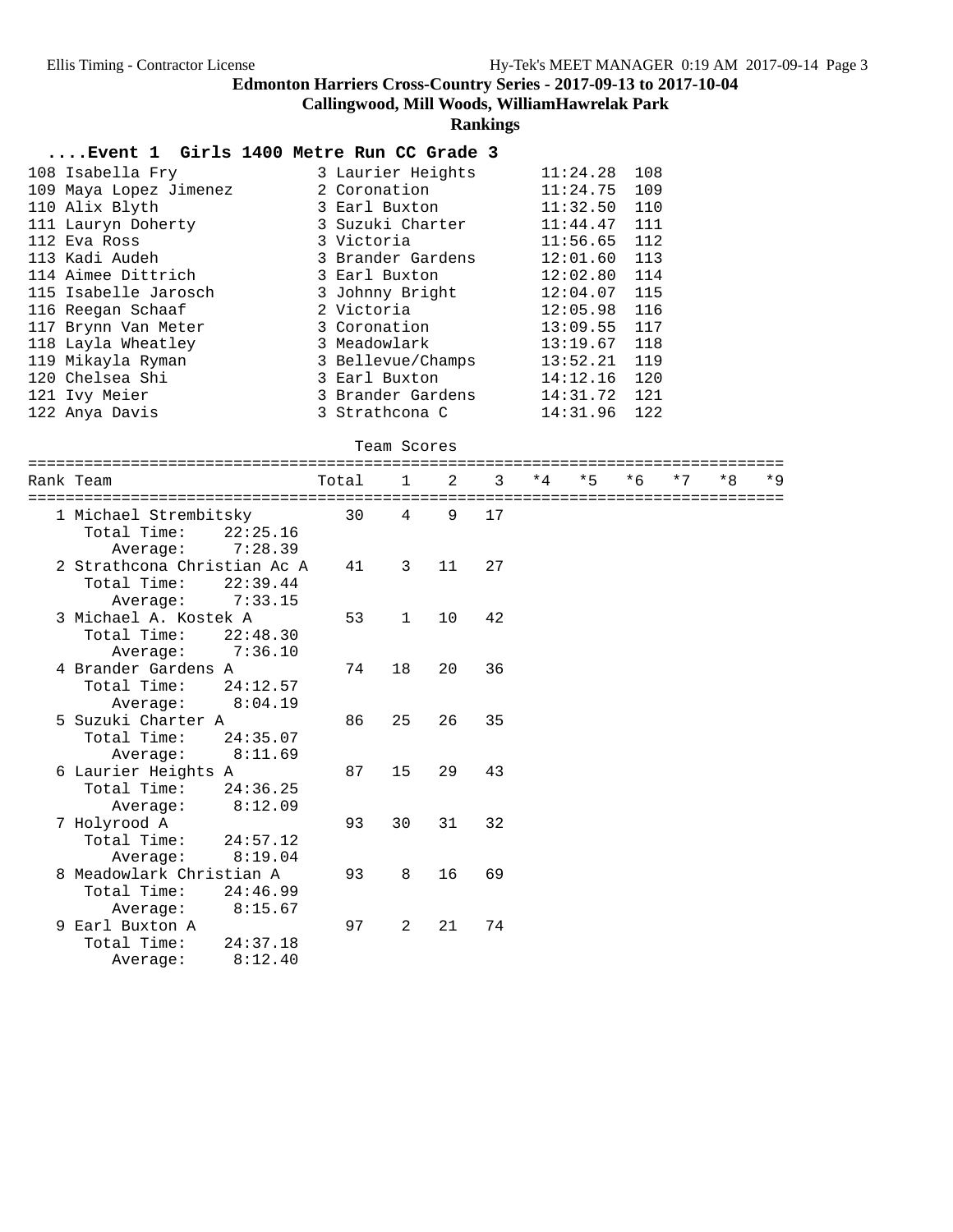# Edmonton Harriers Cross-Country Series - 2017-09-13 to 2017-10-04

## Callingwood, Mill Woods, WilliamHawrelak Park

### Rankings

**....Event 1 Girls 1400 Metre Run CC Grade 3**

| Place | Name | Grade | School | Time | Points |
|---|---|---|---|---|---|
| 108 | Isabella Fry | 3 | Laurier Heights | 11:24.28 | 108 |
| 109 | Maya Lopez Jimenez | 2 | Coronation | 11:24.75 | 109 |
| 110 | Alix Blyth | 3 | Earl Buxton | 11:32.50 | 110 |
| 111 | Lauryn Doherty | 3 | Suzuki Charter | 11:44.47 | 111 |
| 112 | Eva Ross | 3 | Victoria | 11:56.65 | 112 |
| 113 | Kadi Audeh | 3 | Brander Gardens | 12:01.60 | 113 |
| 114 | Aimee Dittrich | 3 | Earl Buxton | 12:02.80 | 114 |
| 115 | Isabelle Jarosch | 3 | Johnny Bright | 12:04.07 | 115 |
| 116 | Reegan Schaaf | 2 | Victoria | 12:05.98 | 116 |
| 117 | Brynn Van Meter | 3 | Coronation | 13:09.55 | 117 |
| 118 | Layla Wheatley | 3 | Meadowlark | 13:19.67 | 118 |
| 119 | Mikayla Ryman | 3 | Bellevue/Champs | 13:52.21 | 119 |
| 120 | Chelsea Shi | 3 | Earl Buxton | 14:12.16 | 120 |
| 121 | Ivy Meier | 3 | Brander Gardens | 14:31.72 | 121 |
| 122 | Anya Davis | 3 | Strathcona C | 14:31.96 | 122 |

**Team Scores**

| Rank | Team | Total | 1 | 2 | 3 | *4 | *5 | *6 | *7 | *8 | *9 |
|---|---|---|---|---|---|---|---|---|---|---|---|
| 1 | Michael Strembitsky | 30 | 4 | 9 | 17 | | | | | | |
| | Total Time: 22:25.16 | | | | | | | | | | |
| | Average: 7:28.39 | | | | | | | | | | |
| 2 | Strathcona Christian Ac A | 41 | 3 | 11 | 27 | | | | | | |
| | Total Time: 22:39.44 | | | | | | | | | | |
| | Average: 7:33.15 | | | | | | | | | | |
| 3 | Michael A. Kostek A | 53 | 1 | 10 | 42 | | | | | | |
| | Total Time: 22:48.30 | | | | | | | | | | |
| | Average: 7:36.10 | | | | | | | | | | |
| 4 | Brander Gardens A | 74 | 18 | 20 | 36 | | | | | | |
| | Total Time: 24:12.57 | | | | | | | | | | |
| | Average: 8:04.19 | | | | | | | | | | |
| 5 | Suzuki Charter A | 86 | 25 | 26 | 35 | | | | | | |
| | Total Time: 24:35.07 | | | | | | | | | | |
| | Average: 8:11.69 | | | | | | | | | | |
| 6 | Laurier Heights A | 87 | 15 | 29 | 43 | | | | | | |
| | Total Time: 24:36.25 | | | | | | | | | | |
| | Average: 8:12.09 | | | | | | | | | | |
| 7 | Holyrood A | 93 | 30 | 31 | 32 | | | | | | |
| | Total Time: 24:57.12 | | | | | | | | | | |
| | Average: 8:19.04 | | | | | | | | | | |
| 8 | Meadowlark Christian A | 93 | 8 | 16 | 69 | | | | | | |
| | Total Time: 24:46.99 | | | | | | | | | | |
| | Average: 8:15.67 | | | | | | | | | | |
| 9 | Earl Buxton A | 97 | 2 | 21 | 74 | | | | | | |
| | Total Time: 24:37.18 | | | | | | | | | | |
| | Average: 8:12.40 | | | | | | | | | | |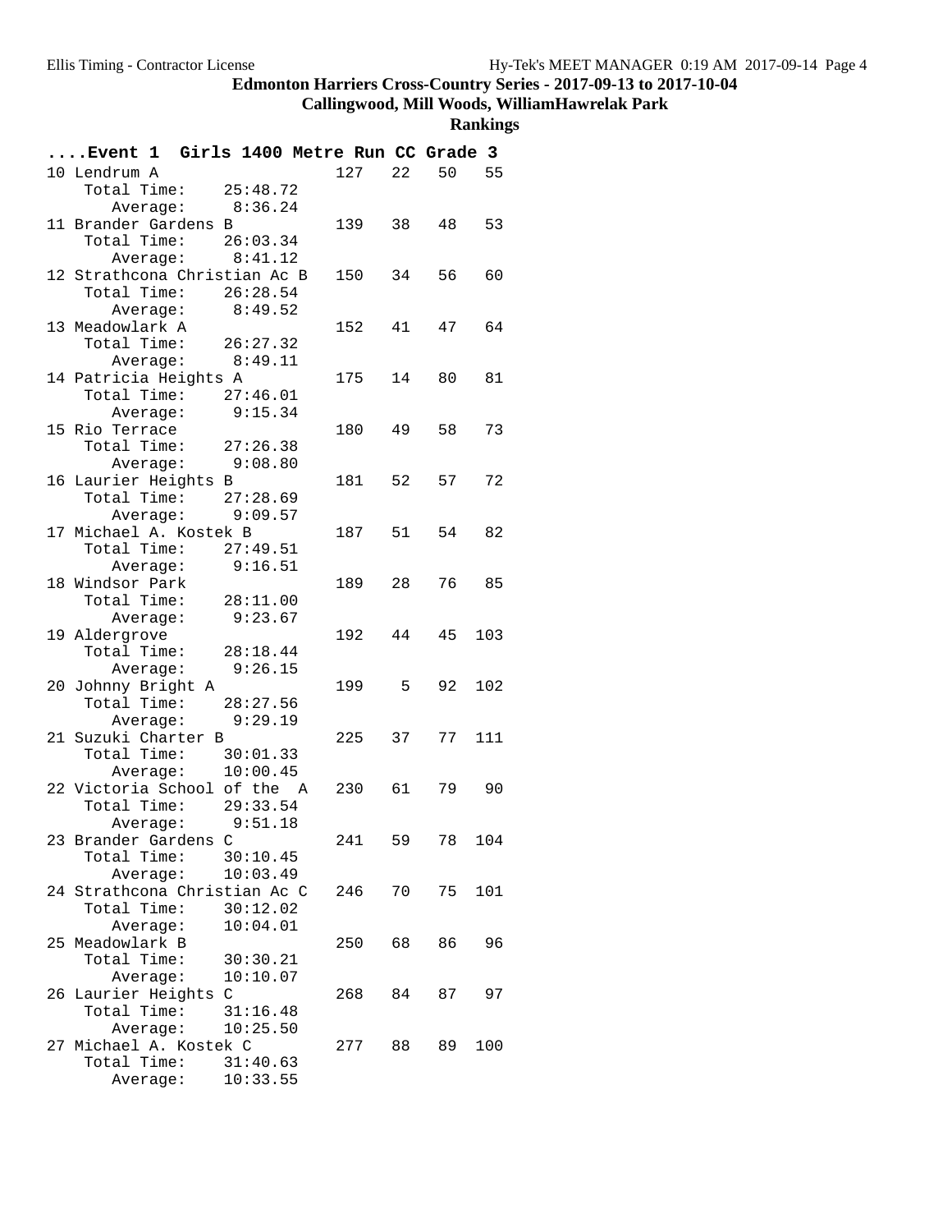# Edmonton Harriers Cross-Country Series - 2017-09-13 to 2017-10-04

## Callingwood, Mill Woods, WilliamHawrelak Park

### Rankings

**....Event 1 Girls 1400 Metre Run CC Grade 3**

| Rank | Team | Points | | | |
|---|---|---|---|---|---|
| 10 | Lendrum A | 127 | 22 | 50 | 55 |
| | Total Time: 25:48.72 | | | | |
| | Average: 8:36.24 | | | | |
| 11 | Brander Gardens B | 139 | 38 | 48 | 53 |
| | Total Time: 26:03.34 | | | | |
| | Average: 8:41.12 | | | | |
| 12 | Strathcona Christian Ac B | 150 | 34 | 56 | 60 |
| | Total Time: 26:28.54 | | | | |
| | Average: 8:49.52 | | | | |
| 13 | Meadowlark A | 152 | 41 | 47 | 64 |
| | Total Time: 26:27.32 | | | | |
| | Average: 8:49.11 | | | | |
| 14 | Patricia Heights A | 175 | 14 | 80 | 81 |
| | Total Time: 27:46.01 | | | | |
| | Average: 9:15.34 | | | | |
| 15 | Rio Terrace | 180 | 49 | 58 | 73 |
| | Total Time: 27:26.38 | | | | |
| | Average: 9:08.80 | | | | |
| 16 | Laurier Heights B | 181 | 52 | 57 | 72 |
| | Total Time: 27:28.69 | | | | |
| | Average: 9:09.57 | | | | |
| 17 | Michael A. Kostek B | 187 | 51 | 54 | 82 |
| | Total Time: 27:49.51 | | | | |
| | Average: 9:16.51 | | | | |
| 18 | Windsor Park | 189 | 28 | 76 | 85 |
| | Total Time: 28:11.00 | | | | |
| | Average: 9:23.67 | | | | |
| 19 | Aldergrove | 192 | 44 | 45 | 103 |
| | Total Time: 28:18.44 | | | | |
| | Average: 9:26.15 | | | | |
| 20 | Johnny Bright A | 199 | 5 | 92 | 102 |
| | Total Time: 28:27.56 | | | | |
| | Average: 9:29.19 | | | | |
| 21 | Suzuki Charter B | 225 | 37 | 77 | 111 |
| | Total Time: 30:01.33 | | | | |
| | Average: 10:00.45 | | | | |
| 22 | Victoria School of the A | 230 | 61 | 79 | 90 |
| | Total Time: 29:33.54 | | | | |
| | Average: 9:51.18 | | | | |
| 23 | Brander Gardens C | 241 | 59 | 78 | 104 |
| | Total Time: 30:10.45 | | | | |
| | Average: 10:03.49 | | | | |
| 24 | Strathcona Christian Ac C | 246 | 70 | 75 | 101 |
| | Total Time: 30:12.02 | | | | |
| | Average: 10:04.01 | | | | |
| 25 | Meadowlark B | 250 | 68 | 86 | 96 |
| | Total Time: 30:30.21 | | | | |
| | Average: 10:10.07 | | | | |
| 26 | Laurier Heights C | 268 | 84 | 87 | 97 |
| | Total Time: 31:16.48 | | | | |
| | Average: 10:25.50 | | | | |
| 27 | Michael A. Kostek C | 277 | 88 | 89 | 100 |
| | Total Time: 31:40.63 | | | | |
| | Average: 10:33.55 | | | | |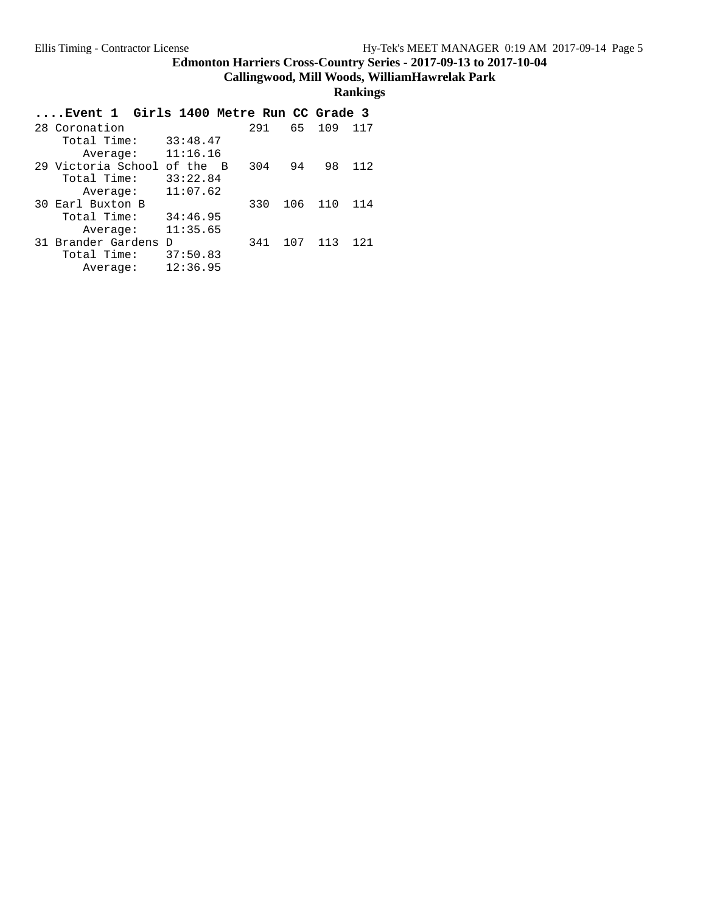# Edmonton Harriers Cross-Country Series - 2017-09-13 to 2017-10-04

## Callingwood, Mill Woods, WilliamHawrelak Park

### Rankings

**....Event 1 Girls 1400 Metre Run CC Grade 3**

```
28 Coronation                  291   65  109  117
    Total Time:    33:48.47
       Average:    11:16.16
29 Victoria School of the  B   304   94   98  112
    Total Time:    33:22.84
       Average:    11:07.62
30 Earl Buxton B               330  106  110  114
    Total Time:    34:46.95
       Average:    11:35.65
31 Brander Gardens D           341  107  113  121
    Total Time:    37:50.83
       Average:    12:36.95
```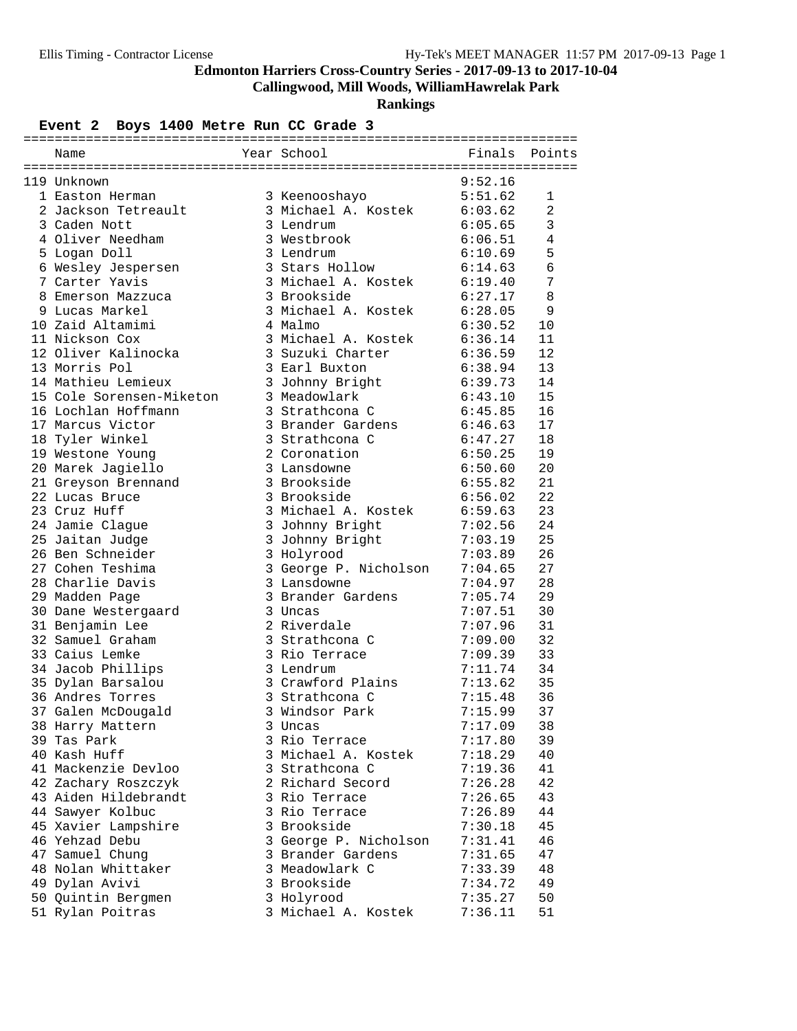# Edmonton Harriers Cross-Country Series - 2017-09-13 to 2017-10-04

## Callingwood, Mill Woods, WilliamHawrelak Park

### Rankings

**Event 2 Boys 1400 Metre Run CC Grade 3**

| | Name | Year | School | Finals | Points |
|---|---|---|---|---|---|
| 119 | Unknown | | | 9:52.16 | |
| 1 | Easton Herman | 3 | Keenooshayo | 5:51.62 | 1 |
| 2 | Jackson Tetreault | 3 | Michael A. Kostek | 6:03.62 | 2 |
| 3 | Caden Nott | 3 | Lendrum | 6:05.65 | 3 |
| 4 | Oliver Needham | 3 | Westbrook | 6:06.51 | 4 |
| 5 | Logan Doll | 3 | Lendrum | 6:10.69 | 5 |
| 6 | Wesley Jespersen | 3 | Stars Hollow | 6:14.63 | 6 |
| 7 | Carter Yavis | 3 | Michael A. Kostek | 6:19.40 | 7 |
| 8 | Emerson Mazzuca | 3 | Brookside | 6:27.17 | 8 |
| 9 | Lucas Markel | 3 | Michael A. Kostek | 6:28.05 | 9 |
| 10 | Zaid Altamimi | 4 | Malmo | 6:30.52 | 10 |
| 11 | Nickson Cox | 3 | Michael A. Kostek | 6:36.14 | 11 |
| 12 | Oliver Kalinocka | 3 | Suzuki Charter | 6:36.59 | 12 |
| 13 | Morris Pol | 3 | Earl Buxton | 6:38.94 | 13 |
| 14 | Mathieu Lemieux | 3 | Johnny Bright | 6:39.73 | 14 |
| 15 | Cole Sorensen-Miketon | 3 | Meadowlark | 6:43.10 | 15 |
| 16 | Lochlan Hoffmann | 3 | Strathcona C | 6:45.85 | 16 |
| 17 | Marcus Victor | 3 | Brander Gardens | 6:46.63 | 17 |
| 18 | Tyler Winkel | 3 | Strathcona C | 6:47.27 | 18 |
| 19 | Westone Young | 2 | Coronation | 6:50.25 | 19 |
| 20 | Marek Jagiello | 3 | Lansdowne | 6:50.60 | 20 |
| 21 | Greyson Brennand | 3 | Brookside | 6:55.82 | 21 |
| 22 | Lucas Bruce | 3 | Brookside | 6:56.02 | 22 |
| 23 | Cruz Huff | 3 | Michael A. Kostek | 6:59.63 | 23 |
| 24 | Jamie Clague | 3 | Johnny Bright | 7:02.56 | 24 |
| 25 | Jaitan Judge | 3 | Johnny Bright | 7:03.19 | 25 |
| 26 | Ben Schneider | 3 | Holyrood | 7:03.89 | 26 |
| 27 | Cohen Teshima | 3 | George P. Nicholson | 7:04.65 | 27 |
| 28 | Charlie Davis | 3 | Lansdowne | 7:04.97 | 28 |
| 29 | Madden Page | 3 | Brander Gardens | 7:05.74 | 29 |
| 30 | Dane Westergaard | 3 | Uncas | 7:07.51 | 30 |
| 31 | Benjamin Lee | 2 | Riverdale | 7:07.96 | 31 |
| 32 | Samuel Graham | 3 | Strathcona C | 7:09.00 | 32 |
| 33 | Caius Lemke | 3 | Rio Terrace | 7:09.39 | 33 |
| 34 | Jacob Phillips | 3 | Lendrum | 7:11.74 | 34 |
| 35 | Dylan Barsalou | 3 | Crawford Plains | 7:13.62 | 35 |
| 36 | Andres Torres | 3 | Strathcona C | 7:15.48 | 36 |
| 37 | Galen McDougald | 3 | Windsor Park | 7:15.99 | 37 |
| 38 | Harry Mattern | 3 | Uncas | 7:17.09 | 38 |
| 39 | Tas Park | 3 | Rio Terrace | 7:17.80 | 39 |
| 40 | Kash Huff | 3 | Michael A. Kostek | 7:18.29 | 40 |
| 41 | Mackenzie Devloo | 3 | Strathcona C | 7:19.36 | 41 |
| 42 | Zachary Roszczyk | 2 | Richard Secord | 7:26.28 | 42 |
| 43 | Aiden Hildebrandt | 3 | Rio Terrace | 7:26.65 | 43 |
| 44 | Sawyer Kolbuc | 3 | Rio Terrace | 7:26.89 | 44 |
| 45 | Xavier Lampshire | 3 | Brookside | 7:30.18 | 45 |
| 46 | Yehzad Debu | 3 | George P. Nicholson | 7:31.41 | 46 |
| 47 | Samuel Chung | 3 | Brander Gardens | 7:31.65 | 47 |
| 48 | Nolan Whittaker | 3 | Meadowlark C | 7:33.39 | 48 |
| 49 | Dylan Avivi | 3 | Brookside | 7:34.72 | 49 |
| 50 | Quintin Bergmen | 3 | Holyrood | 7:35.27 | 50 |
| 51 | Rylan Poitras | 3 | Michael A. Kostek | 7:36.11 | 51 |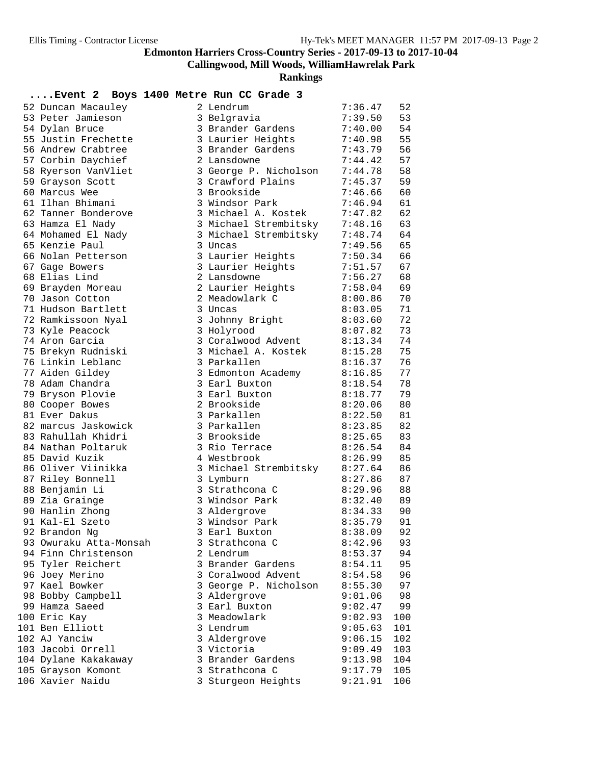# Edmonton Harriers Cross-Country Series - 2017-09-13 to 2017-10-04

## Callingwood, Mill Woods, WilliamHawrelak Park

### Rankings

**....Event 2 Boys 1400 Metre Run CC Grade 3**

| Place | Name | Grade | School | Time | Points |
|---|---|---|---|---|---|
| 52 | Duncan Macauley | 2 | Lendrum | 7:36.47 | 52 |
| 53 | Peter Jamieson | 3 | Belgravia | 7:39.50 | 53 |
| 54 | Dylan Bruce | 3 | Brander Gardens | 7:40.00 | 54 |
| 55 | Justin Frechette | 3 | Laurier Heights | 7:40.98 | 55 |
| 56 | Andrew Crabtree | 3 | Brander Gardens | 7:43.79 | 56 |
| 57 | Corbin Daychief | 2 | Lansdowne | 7:44.42 | 57 |
| 58 | Ryerson VanVliet | 3 | George P. Nicholson | 7:44.78 | 58 |
| 59 | Grayson Scott | 3 | Crawford Plains | 7:45.37 | 59 |
| 60 | Marcus Wee | 3 | Brookside | 7:46.66 | 60 |
| 61 | Ilhan Bhimani | 3 | Windsor Park | 7:46.94 | 61 |
| 62 | Tanner Bonderove | 3 | Michael A. Kostek | 7:47.82 | 62 |
| 63 | Hamza El Nady | 3 | Michael Strembitsky | 7:48.16 | 63 |
| 64 | Mohamed El Nady | 3 | Michael Strembitsky | 7:48.74 | 64 |
| 65 | Kenzie Paul | 3 | Uncas | 7:49.56 | 65 |
| 66 | Nolan Petterson | 3 | Laurier Heights | 7:50.34 | 66 |
| 67 | Gage Bowers | 3 | Laurier Heights | 7:51.57 | 67 |
| 68 | Elias Lind | 2 | Lansdowne | 7:56.27 | 68 |
| 69 | Brayden Moreau | 2 | Laurier Heights | 7:58.04 | 69 |
| 70 | Jason Cotton | 2 | Meadowlark C | 8:00.86 | 70 |
| 71 | Hudson Bartlett | 3 | Uncas | 8:03.05 | 71 |
| 72 | Ramkissoon Nyal | 3 | Johnny Bright | 8:03.60 | 72 |
| 73 | Kyle Peacock | 3 | Holyrood | 8:07.82 | 73 |
| 74 | Aron Garcia | 3 | Coralwood Advent | 8:13.34 | 74 |
| 75 | Brekyn Rudniski | 3 | Michael A. Kostek | 8:15.28 | 75 |
| 76 | Linkin Leblanc | 3 | Parkallen | 8:16.37 | 76 |
| 77 | Aiden Gildey | 3 | Edmonton Academy | 8:16.85 | 77 |
| 78 | Adam Chandra | 3 | Earl Buxton | 8:18.54 | 78 |
| 79 | Bryson Plovie | 3 | Earl Buxton | 8:18.77 | 79 |
| 80 | Cooper Bowes | 2 | Brookside | 8:20.06 | 80 |
| 81 | Ever Dakus | 3 | Parkallen | 8:22.50 | 81 |
| 82 | marcus Jaskowick | 3 | Parkallen | 8:23.85 | 82 |
| 83 | Rahullah Khidri | 3 | Brookside | 8:25.65 | 83 |
| 84 | Nathan Poltaruk | 3 | Rio Terrace | 8:26.54 | 84 |
| 85 | David Kuzik | 4 | Westbrook | 8:26.99 | 85 |
| 86 | Oliver Viinikka | 3 | Michael Strembitsky | 8:27.64 | 86 |
| 87 | Riley Bonnell | 3 | Lymburn | 8:27.86 | 87 |
| 88 | Benjamin Li | 3 | Strathcona C | 8:29.96 | 88 |
| 89 | Zia Grainge | 3 | Windsor Park | 8:32.40 | 89 |
| 90 | Hanlin Zhong | 3 | Aldergrove | 8:34.33 | 90 |
| 91 | Kal-El Szeto | 3 | Windsor Park | 8:35.79 | 91 |
| 92 | Brandon Ng | 3 | Earl Buxton | 8:38.09 | 92 |
| 93 | Owuraku Atta-Monsah | 3 | Strathcona C | 8:42.96 | 93 |
| 94 | Finn Christenson | 2 | Lendrum | 8:53.37 | 94 |
| 95 | Tyler Reichert | 3 | Brander Gardens | 8:54.11 | 95 |
| 96 | Joey Merino | 3 | Coralwood Advent | 8:54.58 | 96 |
| 97 | Kael Bowker | 3 | George P. Nicholson | 8:55.30 | 97 |
| 98 | Bobby Campbell | 3 | Aldergrove | 9:01.06 | 98 |
| 99 | Hamza Saeed | 3 | Earl Buxton | 9:02.47 | 99 |
| 100 | Eric Kay | 3 | Meadowlark | 9:02.93 | 100 |
| 101 | Ben Elliott | 3 | Lendrum | 9:05.63 | 101 |
| 102 | AJ Yanciw | 3 | Aldergrove | 9:06.15 | 102 |
| 103 | Jacobi Orrell | 3 | Victoria | 9:09.49 | 103 |
| 104 | Dylane Kakakaway | 3 | Brander Gardens | 9:13.98 | 104 |
| 105 | Grayson Komont | 3 | Strathcona C | 9:17.79 | 105 |
| 106 | Xavier Naidu | 3 | Sturgeon Heights | 9:21.91 | 106 |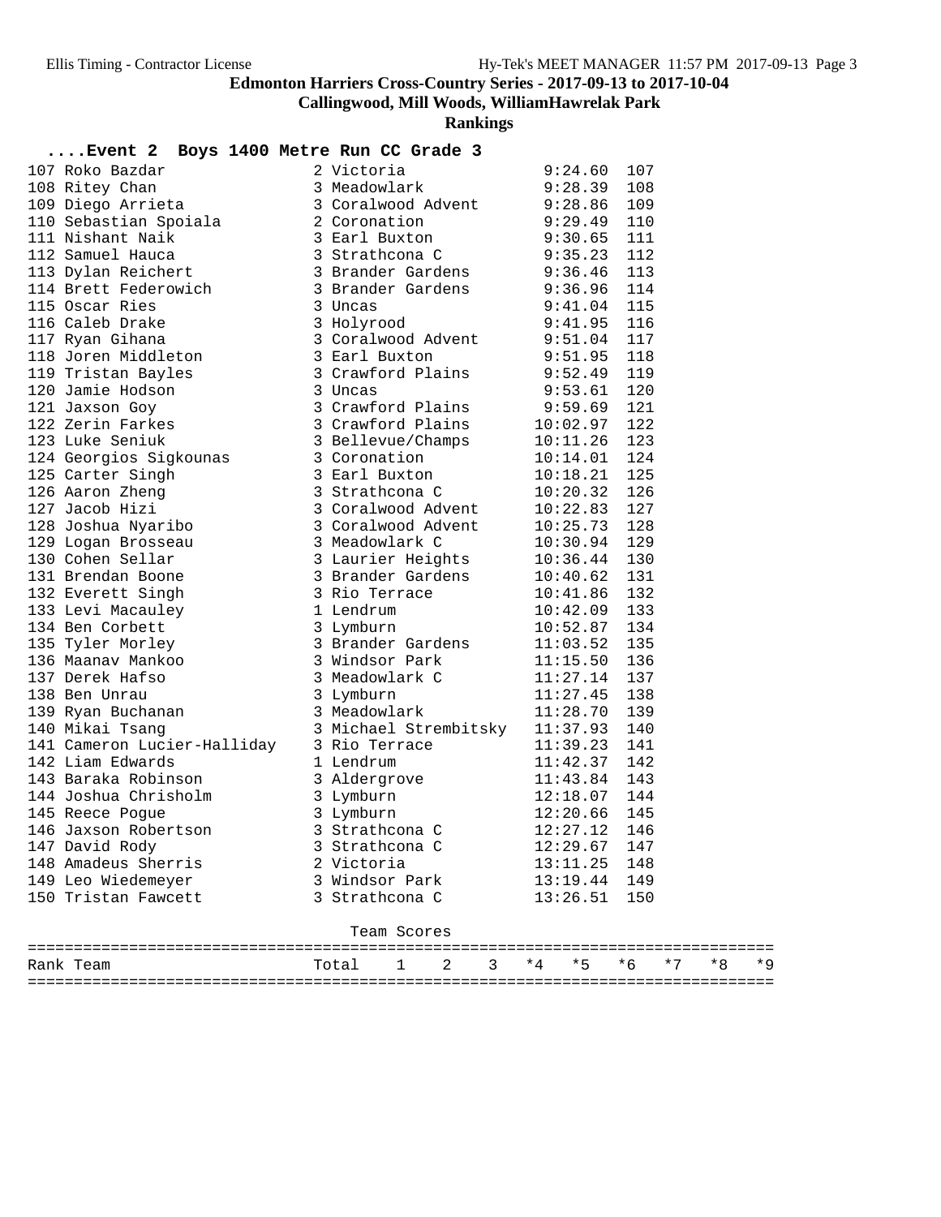**Edmonton Harriers Cross-Country Series - 2017-09-13 to 2017-10-04**

**Callingwood, Mill Woods, WilliamHawrelak Park**

**Rankings**

### ....Event 2 Boys 1400 Metre Run CC Grade 3

| Rank | Name | Gr | School | Time | Points |
|---|---|---|---|---|---|
| 107 | Roko Bazdar | 2 | Victoria | 9:24.60 | 107 |
| 108 | Ritey Chan | 3 | Meadowlark | 9:28.39 | 108 |
| 109 | Diego Arrieta | 3 | Coralwood Advent | 9:28.86 | 109 |
| 110 | Sebastian Spoiala | 2 | Coronation | 9:29.49 | 110 |
| 111 | Nishant Naik | 3 | Earl Buxton | 9:30.65 | 111 |
| 112 | Samuel Hauca | 3 | Strathcona C | 9:35.23 | 112 |
| 113 | Dylan Reichert | 3 | Brander Gardens | 9:36.46 | 113 |
| 114 | Brett Federowich | 3 | Brander Gardens | 9:36.96 | 114 |
| 115 | Oscar Ries | 3 | Uncas | 9:41.04 | 115 |
| 116 | Caleb Drake | 3 | Holyrood | 9:41.95 | 116 |
| 117 | Ryan Gihana | 3 | Coralwood Advent | 9:51.04 | 117 |
| 118 | Joren Middleton | 3 | Earl Buxton | 9:51.95 | 118 |
| 119 | Tristan Bayles | 3 | Crawford Plains | 9:52.49 | 119 |
| 120 | Jamie Hodson | 3 | Uncas | 9:53.61 | 120 |
| 121 | Jaxson Goy | 3 | Crawford Plains | 9:59.69 | 121 |
| 122 | Zerin Farkes | 3 | Crawford Plains | 10:02.97 | 122 |
| 123 | Luke Seniuk | 3 | Bellevue/Champs | 10:11.26 | 123 |
| 124 | Georgios Sigkounas | 3 | Coronation | 10:14.01 | 124 |
| 125 | Carter Singh | 3 | Earl Buxton | 10:18.21 | 125 |
| 126 | Aaron Zheng | 3 | Strathcona C | 10:20.32 | 126 |
| 127 | Jacob Hizi | 3 | Coralwood Advent | 10:22.83 | 127 |
| 128 | Joshua Nyaribo | 3 | Coralwood Advent | 10:25.73 | 128 |
| 129 | Logan Brosseau | 3 | Meadowlark C | 10:30.94 | 129 |
| 130 | Cohen Sellar | 3 | Laurier Heights | 10:36.44 | 130 |
| 131 | Brendan Boone | 3 | Brander Gardens | 10:40.62 | 131 |
| 132 | Everett Singh | 3 | Rio Terrace | 10:41.86 | 132 |
| 133 | Levi Macauley | 1 | Lendrum | 10:42.09 | 133 |
| 134 | Ben Corbett | 3 | Lymburn | 10:52.87 | 134 |
| 135 | Tyler Morley | 3 | Brander Gardens | 11:03.52 | 135 |
| 136 | Maanav Mankoo | 3 | Windsor Park | 11:15.50 | 136 |
| 137 | Derek Hafso | 3 | Meadowlark C | 11:27.14 | 137 |
| 138 | Ben Unrau | 3 | Lymburn | 11:27.45 | 138 |
| 139 | Ryan Buchanan | 3 | Meadowlark | 11:28.70 | 139 |
| 140 | Mikai Tsang | 3 | Michael Strembitsky | 11:37.93 | 140 |
| 141 | Cameron Lucier-Halliday | 3 | Rio Terrace | 11:39.23 | 141 |
| 142 | Liam Edwards | 1 | Lendrum | 11:42.37 | 142 |
| 143 | Baraka Robinson | 3 | Aldergrove | 11:43.84 | 143 |
| 144 | Joshua Chrisholm | 3 | Lymburn | 12:18.07 | 144 |
| 145 | Reece Pogue | 3 | Lymburn | 12:20.66 | 145 |
| 146 | Jaxson Robertson | 3 | Strathcona C | 12:27.12 | 146 |
| 147 | David Rody | 3 | Strathcona C | 12:29.67 | 147 |
| 148 | Amadeus Sherris | 2 | Victoria | 13:11.25 | 148 |
| 149 | Leo Wiedemeyer | 3 | Windsor Park | 13:19.44 | 149 |
| 150 | Tristan Fawcett | 3 | Strathcona C | 13:26.51 | 150 |

Team Scores

| Rank | Team | Total | 1 | 2 | 3 | *4 | *5 | *6 | *7 | *8 | *9 |
|---|---|---|---|---|---|---|---|---|---|---|---|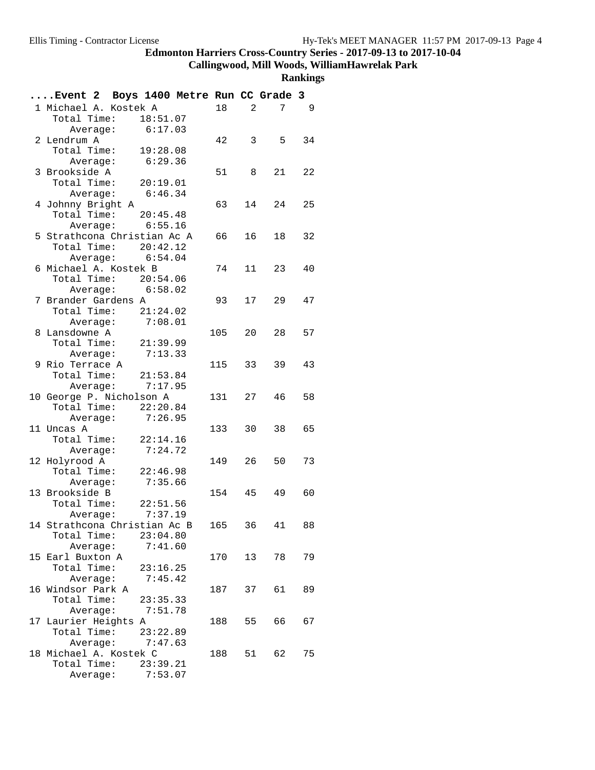# Edmonton Harriers Cross-Country Series - 2017-09-13 to 2017-10-04

## Callingwood, Mill Woods, WilliamHawrelak Park

### Rankings

**....Event 2 Boys 1400 Metre Run CC Grade 3**

| Rank | Team | Total Time | Average | Score | 1 | 2 | 3 |
|---|---|---|---|---|---|---|---|
| 1 | Michael A. Kostek A | 18:51.07 | 6:17.03 | 18 | 2 | 7 | 9 |
| 2 | Lendrum A | 19:28.08 | 6:29.36 | 42 | 3 | 5 | 34 |
| 3 | Brookside A | 20:19.01 | 6:46.34 | 51 | 8 | 21 | 22 |
| 4 | Johnny Bright A | 20:45.48 | 6:55.16 | 63 | 14 | 24 | 25 |
| 5 | Strathcona Christian Ac A | 20:42.12 | 6:54.04 | 66 | 16 | 18 | 32 |
| 6 | Michael A. Kostek B | 20:54.06 | 6:58.02 | 74 | 11 | 23 | 40 |
| 7 | Brander Gardens A | 21:24.02 | 7:08.01 | 93 | 17 | 29 | 47 |
| 8 | Lansdowne A | 21:39.99 | 7:13.33 | 105 | 20 | 28 | 57 |
| 9 | Rio Terrace A | 21:53.84 | 7:17.95 | 115 | 33 | 39 | 43 |
| 10 | George P. Nicholson A | 22:20.84 | 7:26.95 | 131 | 27 | 46 | 58 |
| 11 | Uncas A | 22:14.16 | 7:24.72 | 133 | 30 | 38 | 65 |
| 12 | Holyrood A | 22:46.98 | 7:35.66 | 149 | 26 | 50 | 73 |
| 13 | Brookside B | 22:51.56 | 7:37.19 | 154 | 45 | 49 | 60 |
| 14 | Strathcona Christian Ac B | 23:04.80 | 7:41.60 | 165 | 36 | 41 | 88 |
| 15 | Earl Buxton A | 23:16.25 | 7:45.42 | 170 | 13 | 78 | 79 |
| 16 | Windsor Park A | 23:35.33 | 7:51.78 | 187 | 37 | 61 | 89 |
| 17 | Laurier Heights A | 23:22.89 | 7:47.63 | 188 | 55 | 66 | 67 |
| 18 | Michael A. Kostek C | 23:39.21 | 7:53.07 | 188 | 51 | 62 | 75 |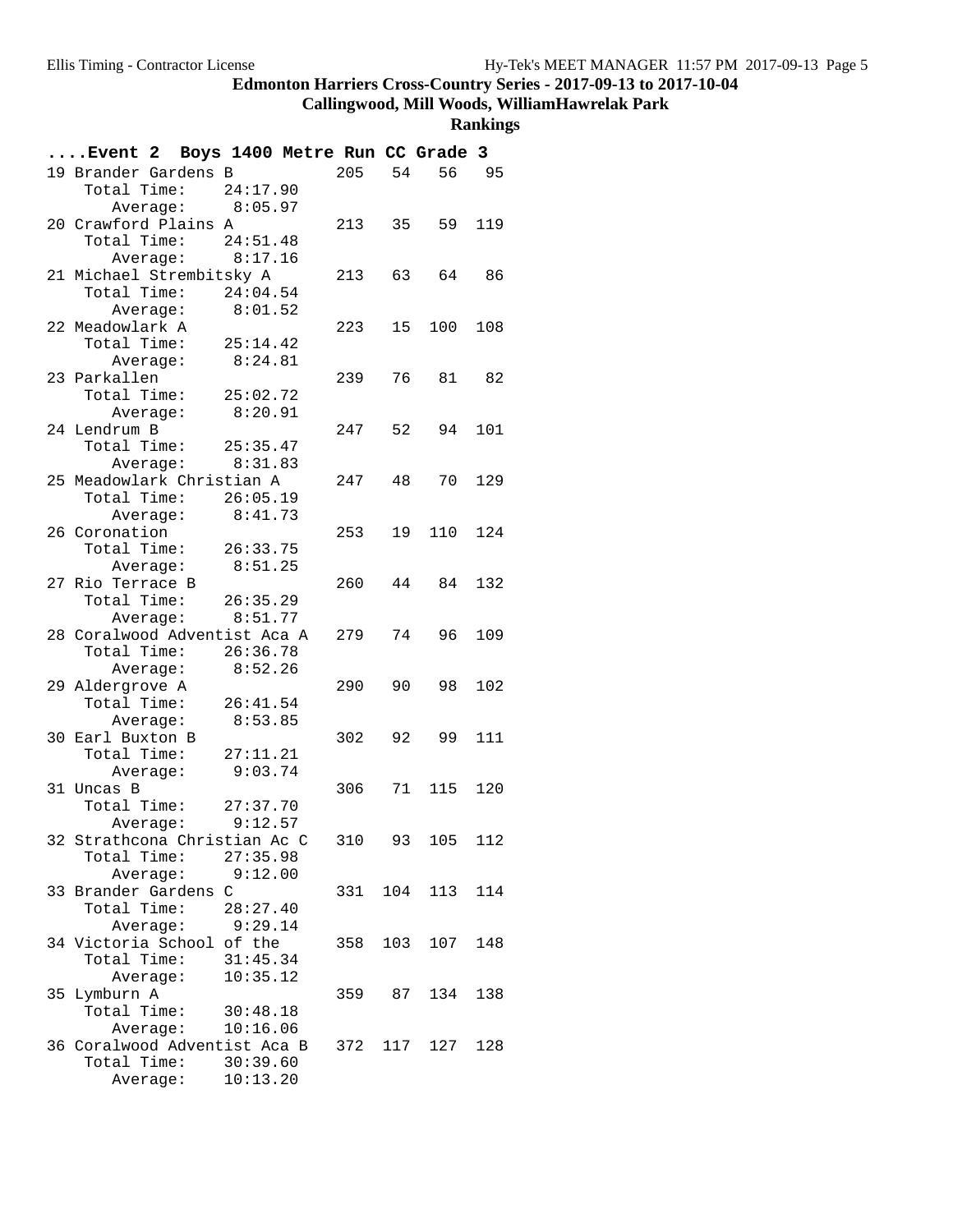# Edmonton Harriers Cross-Country Series - 2017-09-13 to 2017-10-04

## Callingwood, Mill Woods, WilliamHawrelak Park

### Rankings

**....Event 2 Boys 1400 Metre Run CC Grade 3**

| Place | Team | Score | | | |
|---|---|---|---|---|---|
| 19 | Brander Gardens B | 205 | 54 | 56 | 95 |
| | Total Time: 24:17.90 | | | | |
| | Average: 8:05.97 | | | | |
| 20 | Crawford Plains A | 213 | 35 | 59 | 119 |
| | Total Time: 24:51.48 | | | | |
| | Average: 8:17.16 | | | | |
| 21 | Michael Strembitsky A | 213 | 63 | 64 | 86 |
| | Total Time: 24:04.54 | | | | |
| | Average: 8:01.52 | | | | |
| 22 | Meadowlark A | 223 | 15 | 100 | 108 |
| | Total Time: 25:14.42 | | | | |
| | Average: 8:24.81 | | | | |
| 23 | Parkallen | 239 | 76 | 81 | 82 |
| | Total Time: 25:02.72 | | | | |
| | Average: 8:20.91 | | | | |
| 24 | Lendrum B | 247 | 52 | 94 | 101 |
| | Total Time: 25:35.47 | | | | |
| | Average: 8:31.83 | | | | |
| 25 | Meadowlark Christian A | 247 | 48 | 70 | 129 |
| | Total Time: 26:05.19 | | | | |
| | Average: 8:41.73 | | | | |
| 26 | Coronation | 253 | 19 | 110 | 124 |
| | Total Time: 26:33.75 | | | | |
| | Average: 8:51.25 | | | | |
| 27 | Rio Terrace B | 260 | 44 | 84 | 132 |
| | Total Time: 26:35.29 | | | | |
| | Average: 8:51.77 | | | | |
| 28 | Coralwood Adventist Aca A | 279 | 74 | 96 | 109 |
| | Total Time: 26:36.78 | | | | |
| | Average: 8:52.26 | | | | |
| 29 | Aldergrove A | 290 | 90 | 98 | 102 |
| | Total Time: 26:41.54 | | | | |
| | Average: 8:53.85 | | | | |
| 30 | Earl Buxton B | 302 | 92 | 99 | 111 |
| | Total Time: 27:11.21 | | | | |
| | Average: 9:03.74 | | | | |
| 31 | Uncas B | 306 | 71 | 115 | 120 |
| | Total Time: 27:37.70 | | | | |
| | Average: 9:12.57 | | | | |
| 32 | Strathcona Christian Ac C | 310 | 93 | 105 | 112 |
| | Total Time: 27:35.98 | | | | |
| | Average: 9:12.00 | | | | |
| 33 | Brander Gardens C | 331 | 104 | 113 | 114 |
| | Total Time: 28:27.40 | | | | |
| | Average: 9:29.14 | | | | |
| 34 | Victoria School of the | 358 | 103 | 107 | 148 |
| | Total Time: 31:45.34 | | | | |
| | Average: 10:35.12 | | | | |
| 35 | Lymburn A | 359 | 87 | 134 | 138 |
| | Total Time: 30:48.18 | | | | |
| | Average: 10:16.06 | | | | |
| 36 | Coralwood Adventist Aca B | 372 | 117 | 127 | 128 |
| | Total Time: 30:39.60 | | | | |
| | Average: 10:13.20 | | | | |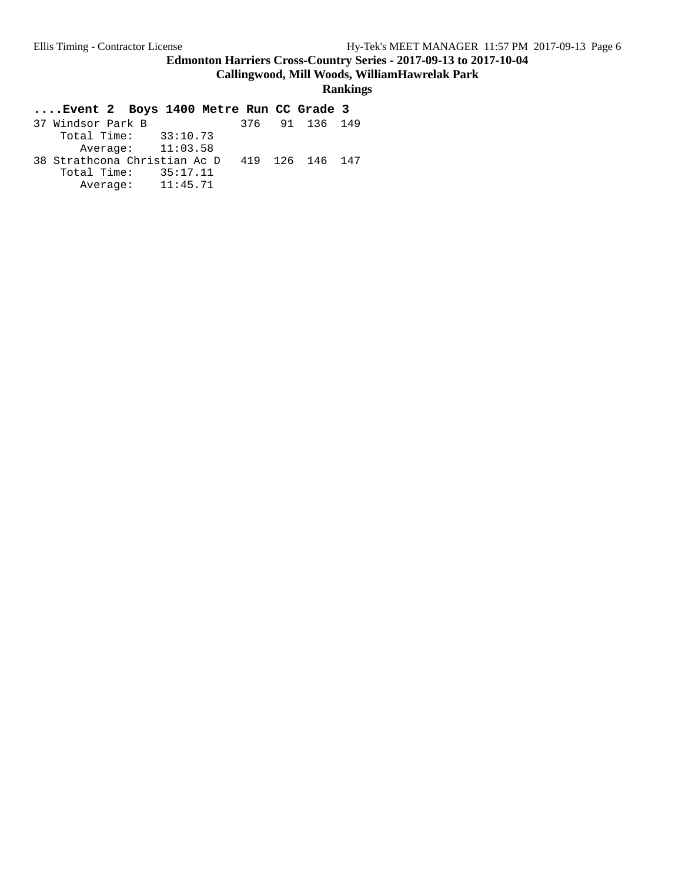**....Event 2 Boys 1400 Metre Run CC Grade 3**

```
37 Windsor Park B              376   91  136  149
    Total Time:    33:10.73
       Average:    11:03.58
38 Strathcona Christian Ac D   419  126  146  147
    Total Time:    35:17.11
       Average:    11:45.71
```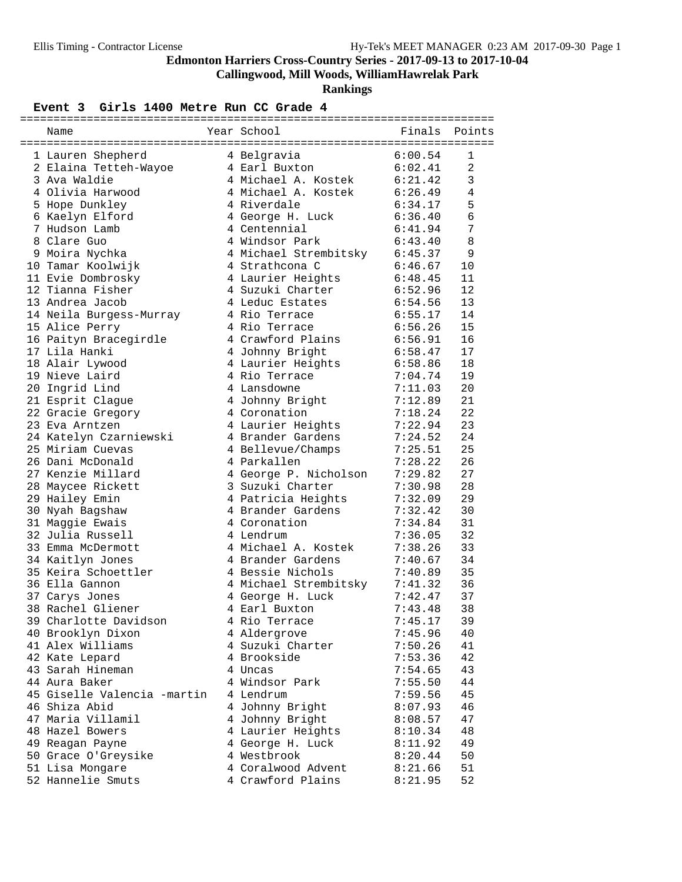Ellis Timing - Contractor License Hy-Tek's MEET MANAGER 0:23 AM 2017-09-30

# Edmonton Harriers Cross-Country Series - 2017-09-13 to 2017-10-04

## Callingwood, Mill Woods, WilliamHawrelak Park

### Rankings

**Event 3 Girls 1400 Metre Run CC Grade 4**

| | Name | Year | School | Finals | Points |
|---|---|---|---|---|---|
| 1 | Lauren Shepherd | 4 | Belgravia | 6:00.54 | 1 |
| 2 | Elaina Tetteh-Wayoe | 4 | Earl Buxton | 6:02.41 | 2 |
| 3 | Ava Waldie | 4 | Michael A. Kostek | 6:21.42 | 3 |
| 4 | Olivia Harwood | 4 | Michael A. Kostek | 6:26.49 | 4 |
| 5 | Hope Dunkley | 4 | Riverdale | 6:34.17 | 5 |
| 6 | Kaelyn Elford | 4 | George H. Luck | 6:36.40 | 6 |
| 7 | Hudson Lamb | 4 | Centennial | 6:41.94 | 7 |
| 8 | Clare Guo | 4 | Windsor Park | 6:43.40 | 8 |
| 9 | Moira Nychka | 4 | Michael Strembitsky | 6:45.37 | 9 |
| 10 | Tamar Koolwijk | 4 | Strathcona C | 6:46.67 | 10 |
| 11 | Evie Dombrosky | 4 | Laurier Heights | 6:48.45 | 11 |
| 12 | Tianna Fisher | 4 | Suzuki Charter | 6:52.96 | 12 |
| 13 | Andrea Jacob | 4 | Leduc Estates | 6:54.56 | 13 |
| 14 | Neila Burgess-Murray | 4 | Rio Terrace | 6:55.17 | 14 |
| 15 | Alice Perry | 4 | Rio Terrace | 6:56.26 | 15 |
| 16 | Paityn Bracegirdle | 4 | Crawford Plains | 6:56.91 | 16 |
| 17 | Lila Hanki | 4 | Johnny Bright | 6:58.47 | 17 |
| 18 | Alair Lywood | 4 | Laurier Heights | 6:58.86 | 18 |
| 19 | Nieve Laird | 4 | Rio Terrace | 7:04.74 | 19 |
| 20 | Ingrid Lind | 4 | Lansdowne | 7:11.03 | 20 |
| 21 | Esprit Clague | 4 | Johnny Bright | 7:12.89 | 21 |
| 22 | Gracie Gregory | 4 | Coronation | 7:18.24 | 22 |
| 23 | Eva Arntzen | 4 | Laurier Heights | 7:22.94 | 23 |
| 24 | Katelyn Czarniewski | 4 | Brander Gardens | 7:24.52 | 24 |
| 25 | Miriam Cuevas | 4 | Bellevue/Champs | 7:25.51 | 25 |
| 26 | Dani McDonald | 4 | Parkallen | 7:28.22 | 26 |
| 27 | Kenzie Millard | 4 | George P. Nicholson | 7:29.82 | 27 |
| 28 | Maycee Rickett | 3 | Suzuki Charter | 7:30.98 | 28 |
| 29 | Hailey Emin | 4 | Patricia Heights | 7:32.09 | 29 |
| 30 | Nyah Bagshaw | 4 | Brander Gardens | 7:32.42 | 30 |
| 31 | Maggie Ewais | 4 | Coronation | 7:34.84 | 31 |
| 32 | Julia Russell | 4 | Lendrum | 7:36.05 | 32 |
| 33 | Emma McDermott | 4 | Michael A. Kostek | 7:38.26 | 33 |
| 34 | Kaitlyn Jones | 4 | Brander Gardens | 7:40.67 | 34 |
| 35 | Keira Schoettler | 4 | Bessie Nichols | 7:40.89 | 35 |
| 36 | Ella Gannon | 4 | Michael Strembitsky | 7:41.32 | 36 |
| 37 | Carys Jones | 4 | George H. Luck | 7:42.47 | 37 |
| 38 | Rachel Gliener | 4 | Earl Buxton | 7:43.48 | 38 |
| 39 | Charlotte Davidson | 4 | Rio Terrace | 7:45.17 | 39 |
| 40 | Brooklyn Dixon | 4 | Aldergrove | 7:45.96 | 40 |
| 41 | Alex Williams | 4 | Suzuki Charter | 7:50.26 | 41 |
| 42 | Kate Lepard | 4 | Brookside | 7:53.36 | 42 |
| 43 | Sarah Hineman | 4 | Uncas | 7:54.65 | 43 |
| 44 | Aura Baker | 4 | Windsor Park | 7:55.50 | 44 |
| 45 | Giselle Valencia -martin | 4 | Lendrum | 7:59.56 | 45 |
| 46 | Shiza Abid | 4 | Johnny Bright | 8:07.93 | 46 |
| 47 | Maria Villamil | 4 | Johnny Bright | 8:08.57 | 47 |
| 48 | Hazel Bowers | 4 | Laurier Heights | 8:10.34 | 48 |
| 49 | Reagan Payne | 4 | George H. Luck | 8:11.92 | 49 |
| 50 | Grace O'Greysike | 4 | Westbrook | 8:20.44 | 50 |
| 51 | Lisa Mongare | 4 | Coralwood Advent | 8:21.66 | 51 |
| 52 | Hannelie Smuts | 4 | Crawford Plains | 8:21.95 | 52 |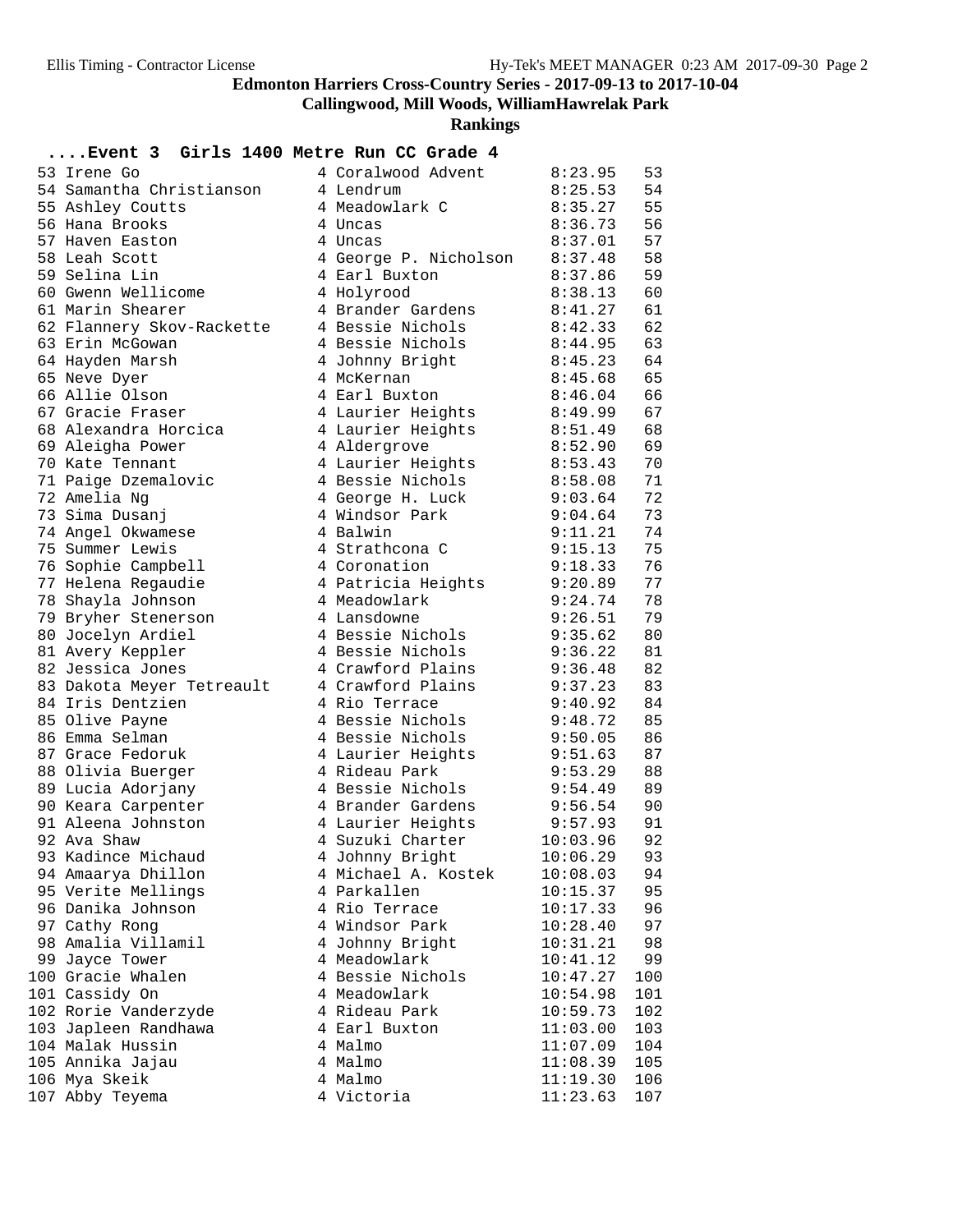## Edmonton Harriers Cross-Country Series - 2017-09-13 to 2017-10-04

### Callingwood, Mill Woods, WilliamHawrelak Park

### Rankings

**....Event 3 Girls 1400 Metre Run CC Grade 4**

| Place | Name | Grade | School | Time | Points |
|---|---|---|---|---|---|
| 53 | Irene Go | 4 | Coralwood Advent | 8:23.95 | 53 |
| 54 | Samantha Christianson | 4 | Lendrum | 8:25.53 | 54 |
| 55 | Ashley Coutts | 4 | Meadowlark C | 8:35.27 | 55 |
| 56 | Hana Brooks | 4 | Uncas | 8:36.73 | 56 |
| 57 | Haven Easton | 4 | Uncas | 8:37.01 | 57 |
| 58 | Leah Scott | 4 | George P. Nicholson | 8:37.48 | 58 |
| 59 | Selina Lin | 4 | Earl Buxton | 8:37.86 | 59 |
| 60 | Gwenn Wellicome | 4 | Holyrood | 8:38.13 | 60 |
| 61 | Marin Shearer | 4 | Brander Gardens | 8:41.27 | 61 |
| 62 | Flannery Skov-Rackette | 4 | Bessie Nichols | 8:42.33 | 62 |
| 63 | Erin McGowan | 4 | Bessie Nichols | 8:44.95 | 63 |
| 64 | Hayden Marsh | 4 | Johnny Bright | 8:45.23 | 64 |
| 65 | Neve Dyer | 4 | McKernan | 8:45.68 | 65 |
| 66 | Allie Olson | 4 | Earl Buxton | 8:46.04 | 66 |
| 67 | Gracie Fraser | 4 | Laurier Heights | 8:49.99 | 67 |
| 68 | Alexandra Horcica | 4 | Laurier Heights | 8:51.49 | 68 |
| 69 | Aleigha Power | 4 | Aldergrove | 8:52.90 | 69 |
| 70 | Kate Tennant | 4 | Laurier Heights | 8:53.43 | 70 |
| 71 | Paige Dzemalovic | 4 | Bessie Nichols | 8:58.08 | 71 |
| 72 | Amelia Ng | 4 | George H. Luck | 9:03.64 | 72 |
| 73 | Sima Dusanj | 4 | Windsor Park | 9:04.64 | 73 |
| 74 | Angel Okwamese | 4 | Balwin | 9:11.21 | 74 |
| 75 | Summer Lewis | 4 | Strathcona C | 9:15.13 | 75 |
| 76 | Sophie Campbell | 4 | Coronation | 9:18.33 | 76 |
| 77 | Helena Regaudie | 4 | Patricia Heights | 9:20.89 | 77 |
| 78 | Shayla Johnson | 4 | Meadowlark | 9:24.74 | 78 |
| 79 | Bryher Stenerson | 4 | Lansdowne | 9:26.51 | 79 |
| 80 | Jocelyn Ardiel | 4 | Bessie Nichols | 9:35.62 | 80 |
| 81 | Avery Keppler | 4 | Bessie Nichols | 9:36.22 | 81 |
| 82 | Jessica Jones | 4 | Crawford Plains | 9:36.48 | 82 |
| 83 | Dakota Meyer Tetreault | 4 | Crawford Plains | 9:37.23 | 83 |
| 84 | Iris Dentzien | 4 | Rio Terrace | 9:40.92 | 84 |
| 85 | Olive Payne | 4 | Bessie Nichols | 9:48.72 | 85 |
| 86 | Emma Selman | 4 | Bessie Nichols | 9:50.05 | 86 |
| 87 | Grace Fedoruk | 4 | Laurier Heights | 9:51.63 | 87 |
| 88 | Olivia Buerger | 4 | Rideau Park | 9:53.29 | 88 |
| 89 | Lucia Adorjany | 4 | Bessie Nichols | 9:54.49 | 89 |
| 90 | Keara Carpenter | 4 | Brander Gardens | 9:56.54 | 90 |
| 91 | Aleena Johnston | 4 | Laurier Heights | 9:57.93 | 91 |
| 92 | Ava Shaw | 4 | Suzuki Charter | 10:03.96 | 92 |
| 93 | Kadince Michaud | 4 | Johnny Bright | 10:06.29 | 93 |
| 94 | Amaarya Dhillon | 4 | Michael A. Kostek | 10:08.03 | 94 |
| 95 | Verite Mellings | 4 | Parkallen | 10:15.37 | 95 |
| 96 | Danika Johnson | 4 | Rio Terrace | 10:17.33 | 96 |
| 97 | Cathy Rong | 4 | Windsor Park | 10:28.40 | 97 |
| 98 | Amalia Villamil | 4 | Johnny Bright | 10:31.21 | 98 |
| 99 | Jayce Tower | 4 | Meadowlark | 10:41.12 | 99 |
| 100 | Gracie Whalen | 4 | Bessie Nichols | 10:47.27 | 100 |
| 101 | Cassidy On | 4 | Meadowlark | 10:54.98 | 101 |
| 102 | Rorie Vanderzyde | 4 | Rideau Park | 10:59.73 | 102 |
| 103 | Japleen Randhawa | 4 | Earl Buxton | 11:03.00 | 103 |
| 104 | Malak Hussin | 4 | Malmo | 11:07.09 | 104 |
| 105 | Annika Jajau | 4 | Malmo | 11:08.39 | 105 |
| 106 | Mya Skeik | 4 | Malmo | 11:19.30 | 106 |
| 107 | Abby Teyema | 4 | Victoria | 11:23.63 | 107 |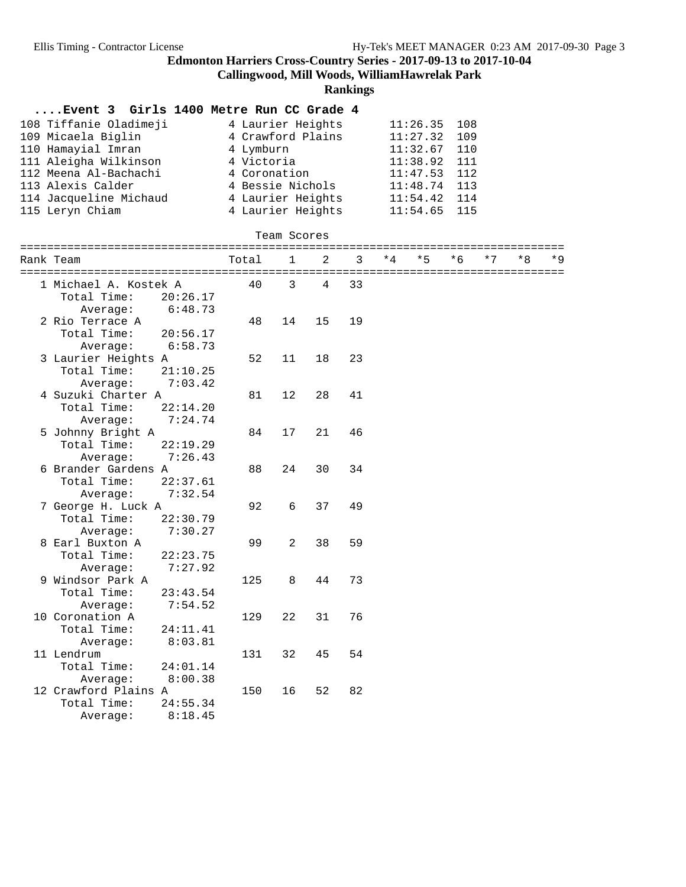**Edmonton Harriers Cross-Country Series - 2017-09-13 to 2017-10-04**

**Callingwood, Mill Woods, WilliamHawrelak Park**

**Rankings**

### ....Event 3 Girls 1400 Metre Run CC Grade 4

| | | | | |
|---|---|---|---|---|
| 108 | Tiffanie Oladimeji | 4 Laurier Heights | 11:26.35 | 108 |
| 109 | Micaela Biglin | 4 Crawford Plains | 11:27.32 | 109 |
| 110 | Hamayial Imran | 4 Lymburn | 11:32.67 | 110 |
| 111 | Aleigha Wilkinson | 4 Victoria | 11:38.92 | 111 |
| 112 | Meena Al-Bachachi | 4 Coronation | 11:47.53 | 112 |
| 113 | Alexis Calder | 4 Bessie Nichols | 11:48.74 | 113 |
| 114 | Jacqueline Michaud | 4 Laurier Heights | 11:54.42 | 114 |
| 115 | Leryn Chiam | 4 Laurier Heights | 11:54.65 | 115 |

Team Scores

| Rank | Team | Total | 1 | 2 | 3 | *4 | *5 | *6 | *7 | *8 | *9 |
|---|---|---|---|---|---|---|---|---|---|---|---|
| 1 | Michael A. Kostek A | 40 | 3 | 4 | 33 | | | | | | |
| | Total Time: 20:26.17 | | | | | | | | | | |
| | Average: 6:48.73 | | | | | | | | | | |
| 2 | Rio Terrace A | 48 | 14 | 15 | 19 | | | | | | |
| | Total Time: 20:56.17 | | | | | | | | | | |
| | Average: 6:58.73 | | | | | | | | | | |
| 3 | Laurier Heights A | 52 | 11 | 18 | 23 | | | | | | |
| | Total Time: 21:10.25 | | | | | | | | | | |
| | Average: 7:03.42 | | | | | | | | | | |
| 4 | Suzuki Charter A | 81 | 12 | 28 | 41 | | | | | | |
| | Total Time: 22:14.20 | | | | | | | | | | |
| | Average: 7:24.74 | | | | | | | | | | |
| 5 | Johnny Bright A | 84 | 17 | 21 | 46 | | | | | | |
| | Total Time: 22:19.29 | | | | | | | | | | |
| | Average: 7:26.43 | | | | | | | | | | |
| 6 | Brander Gardens A | 88 | 24 | 30 | 34 | | | | | | |
| | Total Time: 22:37.61 | | | | | | | | | | |
| | Average: 7:32.54 | | | | | | | | | | |
| 7 | George H. Luck A | 92 | 6 | 37 | 49 | | | | | | |
| | Total Time: 22:30.79 | | | | | | | | | | |
| | Average: 7:30.27 | | | | | | | | | | |
| 8 | Earl Buxton A | 99 | 2 | 38 | 59 | | | | | | |
| | Total Time: 22:23.75 | | | | | | | | | | |
| | Average: 7:27.92 | | | | | | | | | | |
| 9 | Windsor Park A | 125 | 8 | 44 | 73 | | | | | | |
| | Total Time: 23:43.54 | | | | | | | | | | |
| | Average: 7:54.52 | | | | | | | | | | |
| 10 | Coronation A | 129 | 22 | 31 | 76 | | | | | | |
| | Total Time: 24:11.41 | | | | | | | | | | |
| | Average: 8:03.81 | | | | | | | | | | |
| 11 | Lendrum | 131 | 32 | 45 | 54 | | | | | | |
| | Total Time: 24:01.14 | | | | | | | | | | |
| | Average: 8:00.38 | | | | | | | | | | |
| 12 | Crawford Plains A | 150 | 16 | 52 | 82 | | | | | | |
| | Total Time: 24:55.34 | | | | | | | | | | |
| | Average: 8:18.45 | | | | | | | | | | |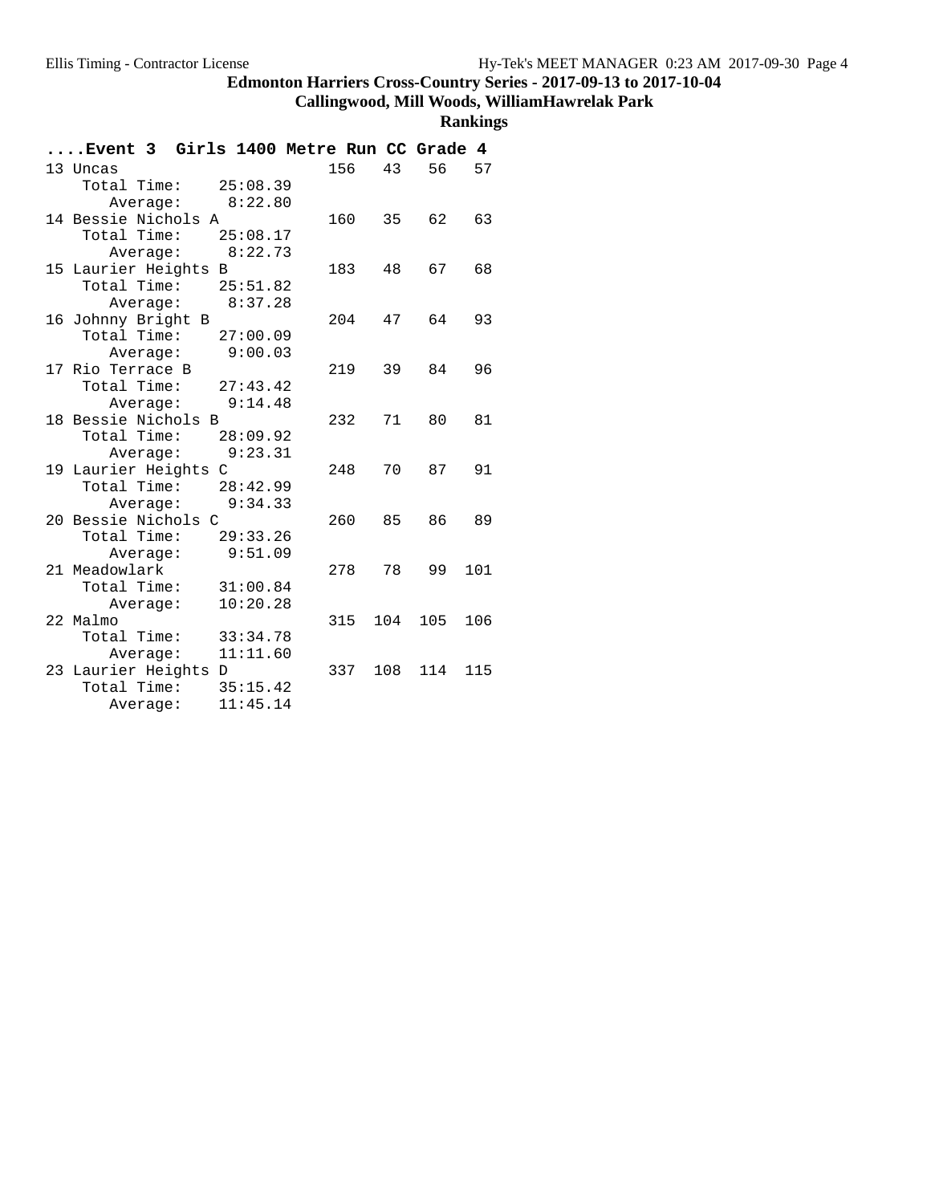# Edmonton Harriers Cross-Country Series - 2017-09-13 to 2017-10-04

## Callingwood, Mill Woods, WilliamHawrelak Park

### Rankings

**....Event 3 Girls 1400 Metre Run CC Grade 4**

| Rank | Team | Total Time | Average | Points | 1 | 2 | 3 |
|---|---|---|---|---|---|---|---|
| 13 | Uncas | 25:08.39 | 8:22.80 | 156 | 43 | 56 | 57 |
| 14 | Bessie Nichols A | 25:08.17 | 8:22.73 | 160 | 35 | 62 | 63 |
| 15 | Laurier Heights B | 25:51.82 | 8:37.28 | 183 | 48 | 67 | 68 |
| 16 | Johnny Bright B | 27:00.09 | 9:00.03 | 204 | 47 | 64 | 93 |
| 17 | Rio Terrace B | 27:43.42 | 9:14.48 | 219 | 39 | 84 | 96 |
| 18 | Bessie Nichols B | 28:09.92 | 9:23.31 | 232 | 71 | 80 | 81 |
| 19 | Laurier Heights C | 28:42.99 | 9:34.33 | 248 | 70 | 87 | 91 |
| 20 | Bessie Nichols C | 29:33.26 | 9:51.09 | 260 | 85 | 86 | 89 |
| 21 | Meadowlark | 31:00.84 | 10:20.28 | 278 | 78 | 99 | 101 |
| 22 | Malmo | 33:34.78 | 11:11.60 | 315 | 104 | 105 | 106 |
| 23 | Laurier Heights D | 35:15.42 | 11:45.14 | 337 | 108 | 114 | 115 |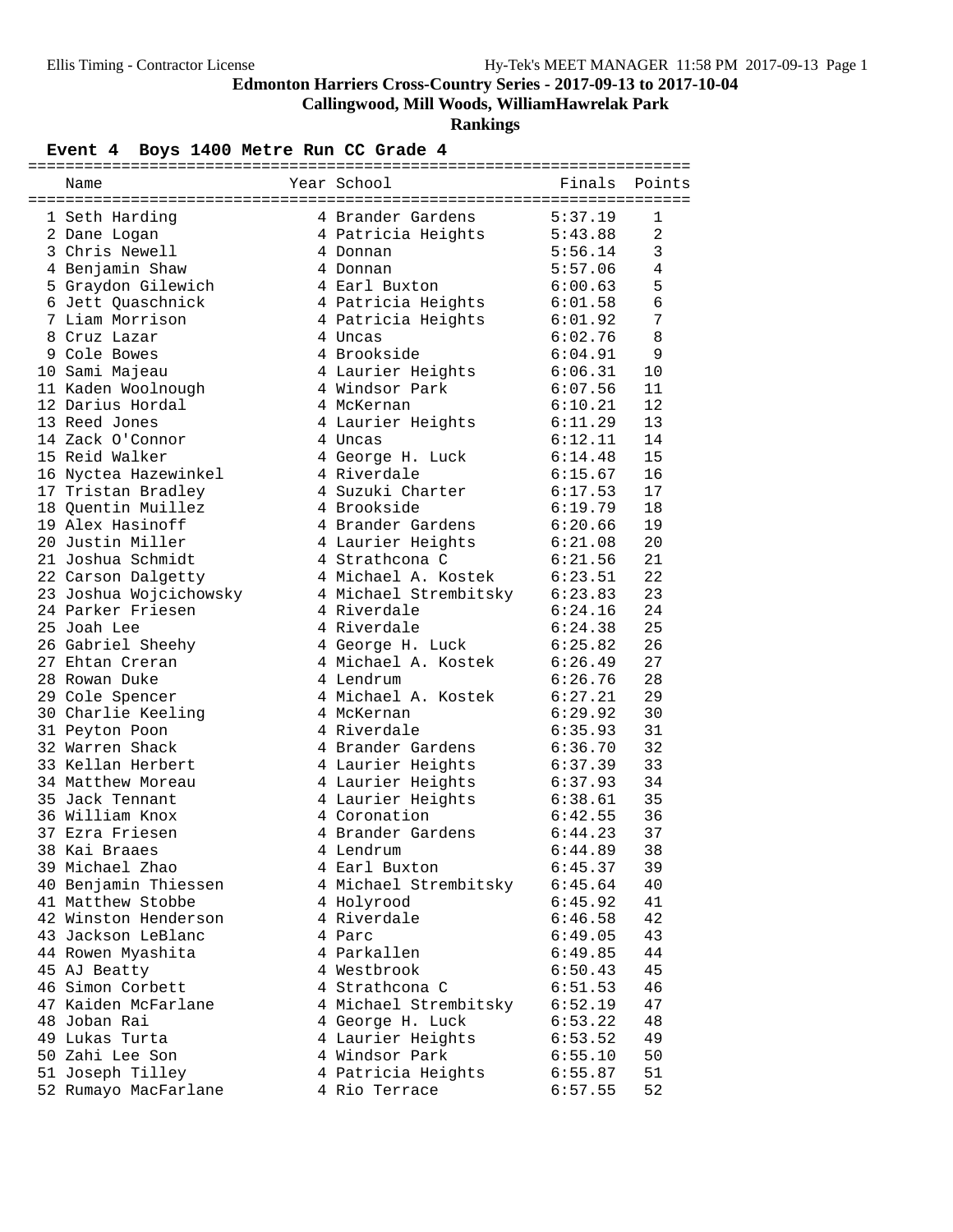# Edmonton Harriers Cross-Country Series - 2017-09-13 to 2017-10-04

## Callingwood, Mill Woods, WilliamHawrelak Park

## Rankings

### Event 4 Boys 1400 Metre Run CC Grade 4

| | Name | Year | School | Finals | Points |
|---|---|---|---|---|---|
| 1 | Seth Harding | 4 | Brander Gardens | 5:37.19 | 1 |
| 2 | Dane Logan | 4 | Patricia Heights | 5:43.88 | 2 |
| 3 | Chris Newell | 4 | Donnan | 5:56.14 | 3 |
| 4 | Benjamin Shaw | 4 | Donnan | 5:57.06 | 4 |
| 5 | Graydon Gilewich | 4 | Earl Buxton | 6:00.63 | 5 |
| 6 | Jett Quaschnick | 4 | Patricia Heights | 6:01.58 | 6 |
| 7 | Liam Morrison | 4 | Patricia Heights | 6:01.92 | 7 |
| 8 | Cruz Lazar | 4 | Uncas | 6:02.76 | 8 |
| 9 | Cole Bowes | 4 | Brookside | 6:04.91 | 9 |
| 10 | Sami Majeau | 4 | Laurier Heights | 6:06.31 | 10 |
| 11 | Kaden Woolnough | 4 | Windsor Park | 6:07.56 | 11 |
| 12 | Darius Hordal | 4 | McKernan | 6:10.21 | 12 |
| 13 | Reed Jones | 4 | Laurier Heights | 6:11.29 | 13 |
| 14 | Zack O'Connor | 4 | Uncas | 6:12.11 | 14 |
| 15 | Reid Walker | 4 | George H. Luck | 6:14.48 | 15 |
| 16 | Nyctea Hazewinkel | 4 | Riverdale | 6:15.67 | 16 |
| 17 | Tristan Bradley | 4 | Suzuki Charter | 6:17.53 | 17 |
| 18 | Quentin Muillez | 4 | Brookside | 6:19.79 | 18 |
| 19 | Alex Hasinoff | 4 | Brander Gardens | 6:20.66 | 19 |
| 20 | Justin Miller | 4 | Laurier Heights | 6:21.08 | 20 |
| 21 | Joshua Schmidt | 4 | Strathcona C | 6:21.56 | 21 |
| 22 | Carson Dalgetty | 4 | Michael A. Kostek | 6:23.51 | 22 |
| 23 | Joshua Wojcichowsky | 4 | Michael Strembitsky | 6:23.83 | 23 |
| 24 | Parker Friesen | 4 | Riverdale | 6:24.16 | 24 |
| 25 | Joah Lee | 4 | Riverdale | 6:24.38 | 25 |
| 26 | Gabriel Sheehy | 4 | George H. Luck | 6:25.82 | 26 |
| 27 | Ehtan Creran | 4 | Michael A. Kostek | 6:26.49 | 27 |
| 28 | Rowan Duke | 4 | Lendrum | 6:26.76 | 28 |
| 29 | Cole Spencer | 4 | Michael A. Kostek | 6:27.21 | 29 |
| 30 | Charlie Keeling | 4 | McKernan | 6:29.92 | 30 |
| 31 | Peyton Poon | 4 | Riverdale | 6:35.93 | 31 |
| 32 | Warren Shack | 4 | Brander Gardens | 6:36.70 | 32 |
| 33 | Kellan Herbert | 4 | Laurier Heights | 6:37.39 | 33 |
| 34 | Matthew Moreau | 4 | Laurier Heights | 6:37.93 | 34 |
| 35 | Jack Tennant | 4 | Laurier Heights | 6:38.61 | 35 |
| 36 | William Knox | 4 | Coronation | 6:42.55 | 36 |
| 37 | Ezra Friesen | 4 | Brander Gardens | 6:44.23 | 37 |
| 38 | Kai Braaes | 4 | Lendrum | 6:44.89 | 38 |
| 39 | Michael Zhao | 4 | Earl Buxton | 6:45.37 | 39 |
| 40 | Benjamin Thiessen | 4 | Michael Strembitsky | 6:45.64 | 40 |
| 41 | Matthew Stobbe | 4 | Holyrood | 6:45.92 | 41 |
| 42 | Winston Henderson | 4 | Riverdale | 6:46.58 | 42 |
| 43 | Jackson LeBlanc | 4 | Parc | 6:49.05 | 43 |
| 44 | Rowen Myashita | 4 | Parkallen | 6:49.85 | 44 |
| 45 | AJ Beatty | 4 | Westbrook | 6:50.43 | 45 |
| 46 | Simon Corbett | 4 | Strathcona C | 6:51.53 | 46 |
| 47 | Kaiden McFarlane | 4 | Michael Strembitsky | 6:52.19 | 47 |
| 48 | Joban Rai | 4 | George H. Luck | 6:53.22 | 48 |
| 49 | Lukas Turta | 4 | Laurier Heights | 6:53.52 | 49 |
| 50 | Zahi Lee Son | 4 | Windsor Park | 6:55.10 | 50 |
| 51 | Joseph Tilley | 4 | Patricia Heights | 6:55.87 | 51 |
| 52 | Rumayo MacFarlane | 4 | Rio Terrace | 6:57.55 | 52 |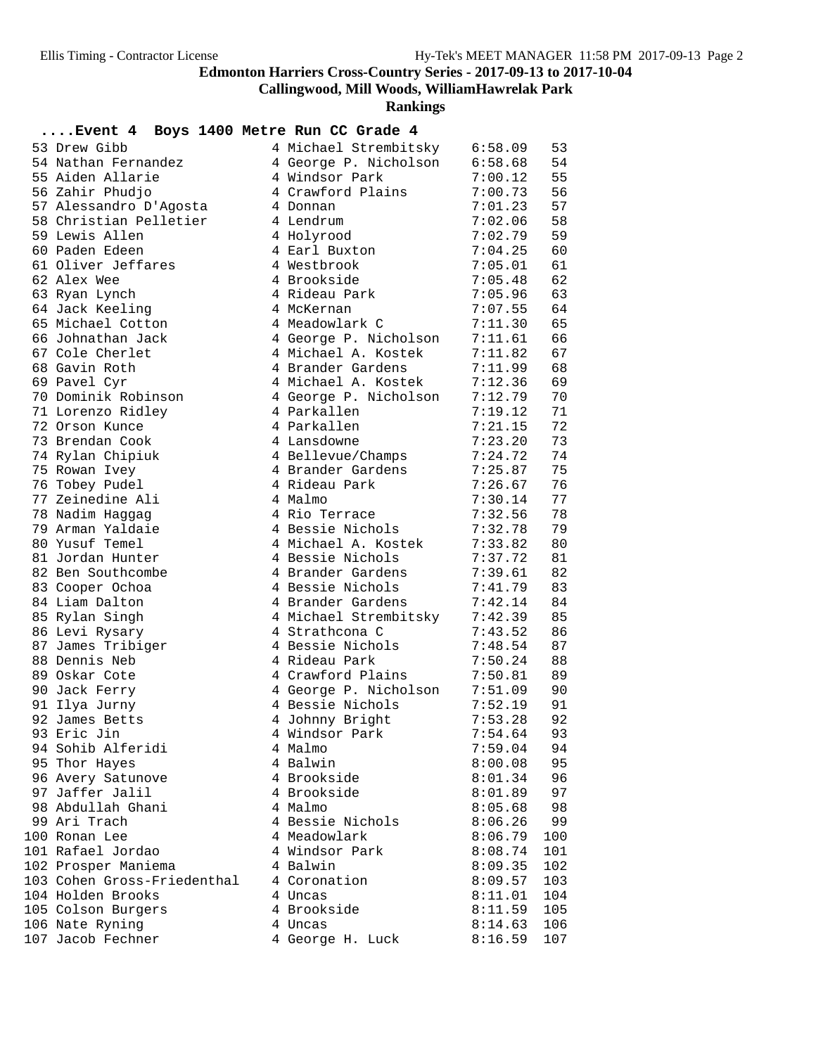# Edmonton Harriers Cross-Country Series - 2017-09-13 to 2017-10-04

## Callingwood, Mill Woods, WilliamHawrelak Park

### Rankings

**....Event 4 Boys 1400 Metre Run CC Grade 4**

| Place | Name | Grade | School | Time | Points |
|---|---|---|---|---|---|
| 53 | Drew Gibb | 4 | Michael Strembitsky | 6:58.09 | 53 |
| 54 | Nathan Fernandez | 4 | George P. Nicholson | 6:58.68 | 54 |
| 55 | Aiden Allarie | 4 | Windsor Park | 7:00.12 | 55 |
| 56 | Zahir Phudjo | 4 | Crawford Plains | 7:00.73 | 56 |
| 57 | Alessandro D'Agosta | 4 | Donnan | 7:01.23 | 57 |
| 58 | Christian Pelletier | 4 | Lendrum | 7:02.06 | 58 |
| 59 | Lewis Allen | 4 | Holyrood | 7:02.79 | 59 |
| 60 | Paden Edeen | 4 | Earl Buxton | 7:04.25 | 60 |
| 61 | Oliver Jeffares | 4 | Westbrook | 7:05.01 | 61 |
| 62 | Alex Wee | 4 | Brookside | 7:05.48 | 62 |
| 63 | Ryan Lynch | 4 | Rideau Park | 7:05.96 | 63 |
| 64 | Jack Keeling | 4 | McKernan | 7:07.55 | 64 |
| 65 | Michael Cotton | 4 | Meadowlark C | 7:11.30 | 65 |
| 66 | Johnathan Jack | 4 | George P. Nicholson | 7:11.61 | 66 |
| 67 | Cole Cherlet | 4 | Michael A. Kostek | 7:11.82 | 67 |
| 68 | Gavin Roth | 4 | Brander Gardens | 7:11.99 | 68 |
| 69 | Pavel Cyr | 4 | Michael A. Kostek | 7:12.36 | 69 |
| 70 | Dominik Robinson | 4 | George P. Nicholson | 7:12.79 | 70 |
| 71 | Lorenzo Ridley | 4 | Parkallen | 7:19.12 | 71 |
| 72 | Orson Kunce | 4 | Parkallen | 7:21.15 | 72 |
| 73 | Brendan Cook | 4 | Lansdowne | 7:23.20 | 73 |
| 74 | Rylan Chipiuk | 4 | Bellevue/Champs | 7:24.72 | 74 |
| 75 | Rowan Ivey | 4 | Brander Gardens | 7:25.87 | 75 |
| 76 | Tobey Pudel | 4 | Rideau Park | 7:26.67 | 76 |
| 77 | Zeinedine Ali | 4 | Malmo | 7:30.14 | 77 |
| 78 | Nadim Haggag | 4 | Rio Terrace | 7:32.56 | 78 |
| 79 | Arman Yaldaie | 4 | Bessie Nichols | 7:32.78 | 79 |
| 80 | Yusuf Temel | 4 | Michael A. Kostek | 7:33.82 | 80 |
| 81 | Jordan Hunter | 4 | Bessie Nichols | 7:37.72 | 81 |
| 82 | Ben Southcombe | 4 | Brander Gardens | 7:39.61 | 82 |
| 83 | Cooper Ochoa | 4 | Bessie Nichols | 7:41.79 | 83 |
| 84 | Liam Dalton | 4 | Brander Gardens | 7:42.14 | 84 |
| 85 | Rylan Singh | 4 | Michael Strembitsky | 7:42.39 | 85 |
| 86 | Levi Rysary | 4 | Strathcona C | 7:43.52 | 86 |
| 87 | James Tribiger | 4 | Bessie Nichols | 7:48.54 | 87 |
| 88 | Dennis Neb | 4 | Rideau Park | 7:50.24 | 88 |
| 89 | Oskar Cote | 4 | Crawford Plains | 7:50.81 | 89 |
| 90 | Jack Ferry | 4 | George P. Nicholson | 7:51.09 | 90 |
| 91 | Ilya Jurny | 4 | Bessie Nichols | 7:52.19 | 91 |
| 92 | James Betts | 4 | Johnny Bright | 7:53.28 | 92 |
| 93 | Eric Jin | 4 | Windsor Park | 7:54.64 | 93 |
| 94 | Sohib Alferidi | 4 | Malmo | 7:59.04 | 94 |
| 95 | Thor Hayes | 4 | Balwin | 8:00.08 | 95 |
| 96 | Avery Satunove | 4 | Brookside | 8:01.34 | 96 |
| 97 | Jaffer Jalil | 4 | Brookside | 8:01.89 | 97 |
| 98 | Abdullah Ghani | 4 | Malmo | 8:05.68 | 98 |
| 99 | Ari Trach | 4 | Bessie Nichols | 8:06.26 | 99 |
| 100 | Ronan Lee | 4 | Meadowlark | 8:06.79 | 100 |
| 101 | Rafael Jordao | 4 | Windsor Park | 8:08.74 | 101 |
| 102 | Prosper Maniema | 4 | Balwin | 8:09.35 | 102 |
| 103 | Cohen Gross-Friedenthal | 4 | Coronation | 8:09.57 | 103 |
| 104 | Holden Brooks | 4 | Uncas | 8:11.01 | 104 |
| 105 | Colson Burgers | 4 | Brookside | 8:11.59 | 105 |
| 106 | Nate Ryning | 4 | Uncas | 8:14.63 | 106 |
| 107 | Jacob Fechner | 4 | George H. Luck | 8:16.59 | 107 |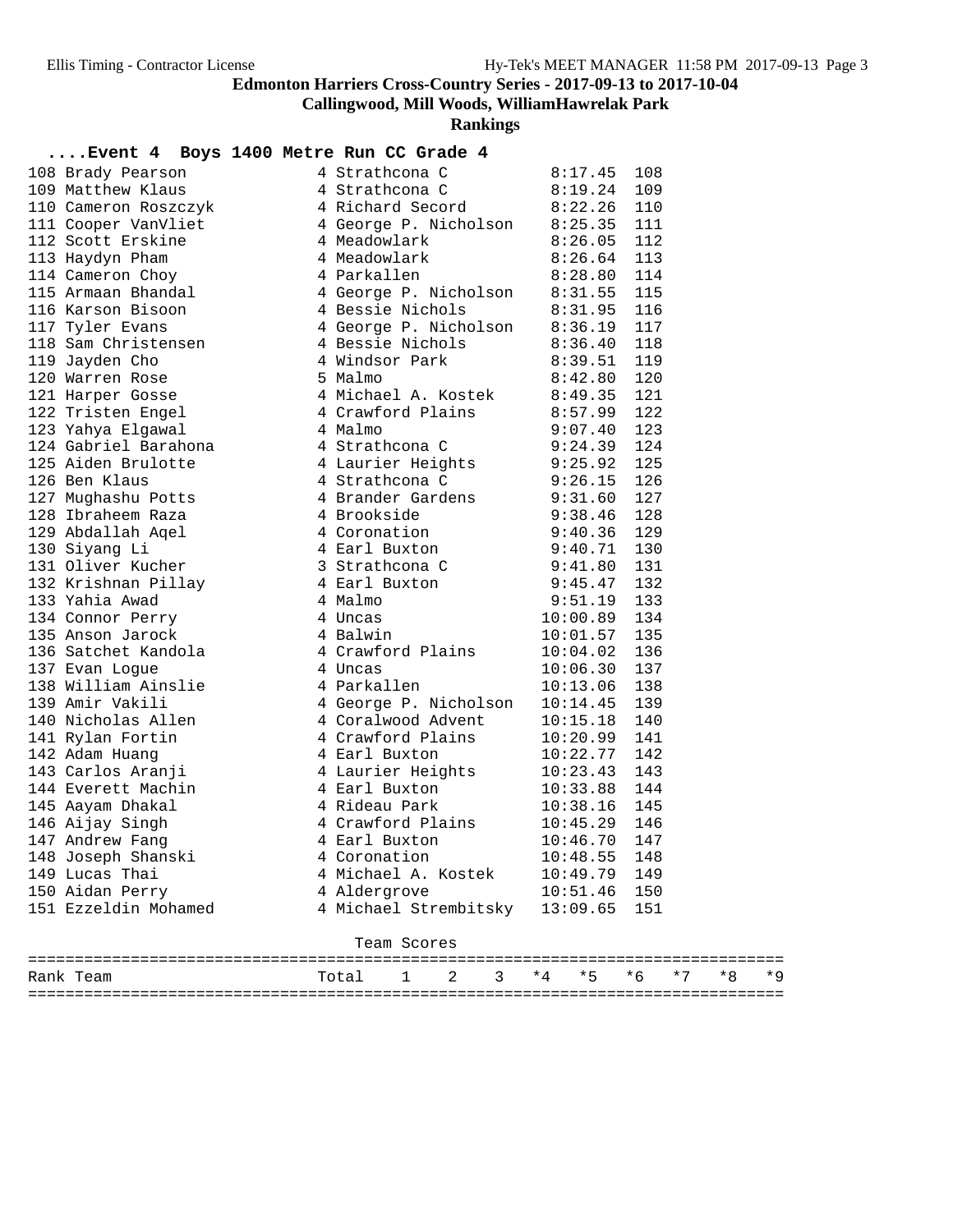# Edmonton Harriers Cross-Country Series - 2017-09-13 to 2017-10-04

## Callingwood, Mill Woods, WilliamHawrelak Park

### Rankings

#### ....Event 4 Boys 1400 Metre Run CC Grade 4

| Place | Name | Yr | School | Time | Points |
|---|---|---|---|---|---|
| 108 | Brady Pearson | 4 | Strathcona C | 8:17.45 | 108 |
| 109 | Matthew Klaus | 4 | Strathcona C | 8:19.24 | 109 |
| 110 | Cameron Roszczyk | 4 | Richard Secord | 8:22.26 | 110 |
| 111 | Cooper VanVliet | 4 | George P. Nicholson | 8:25.35 | 111 |
| 112 | Scott Erskine | 4 | Meadowlark | 8:26.05 | 112 |
| 113 | Haydyn Pham | 4 | Meadowlark | 8:26.64 | 113 |
| 114 | Cameron Choy | 4 | Parkallen | 8:28.80 | 114 |
| 115 | Armaan Bhandal | 4 | George P. Nicholson | 8:31.55 | 115 |
| 116 | Karson Bisoon | 4 | Bessie Nichols | 8:31.95 | 116 |
| 117 | Tyler Evans | 4 | George P. Nicholson | 8:36.19 | 117 |
| 118 | Sam Christensen | 4 | Bessie Nichols | 8:36.40 | 118 |
| 119 | Jayden Cho | 4 | Windsor Park | 8:39.51 | 119 |
| 120 | Warren Rose | 5 | Malmo | 8:42.80 | 120 |
| 121 | Harper Gosse | 4 | Michael A. Kostek | 8:49.35 | 121 |
| 122 | Tristen Engel | 4 | Crawford Plains | 8:57.99 | 122 |
| 123 | Yahya Elgawal | 4 | Malmo | 9:07.40 | 123 |
| 124 | Gabriel Barahona | 4 | Strathcona C | 9:24.39 | 124 |
| 125 | Aiden Brulotte | 4 | Laurier Heights | 9:25.92 | 125 |
| 126 | Ben Klaus | 4 | Strathcona C | 9:26.15 | 126 |
| 127 | Mughashu Potts | 4 | Brander Gardens | 9:31.60 | 127 |
| 128 | Ibraheem Raza | 4 | Brookside | 9:38.46 | 128 |
| 129 | Abdallah Aqel | 4 | Coronation | 9:40.36 | 129 |
| 130 | Siyang Li | 4 | Earl Buxton | 9:40.71 | 130 |
| 131 | Oliver Kucher | 3 | Strathcona C | 9:41.80 | 131 |
| 132 | Krishnan Pillay | 4 | Earl Buxton | 9:45.47 | 132 |
| 133 | Yahia Awad | 4 | Malmo | 9:51.19 | 133 |
| 134 | Connor Perry | 4 | Uncas | 10:00.89 | 134 |
| 135 | Anson Jarock | 4 | Balwin | 10:01.57 | 135 |
| 136 | Satchet Kandola | 4 | Crawford Plains | 10:04.02 | 136 |
| 137 | Evan Logue | 4 | Uncas | 10:06.30 | 137 |
| 138 | William Ainslie | 4 | Parkallen | 10:13.06 | 138 |
| 139 | Amir Vakili | 4 | George P. Nicholson | 10:14.45 | 139 |
| 140 | Nicholas Allen | 4 | Coralwood Advent | 10:15.18 | 140 |
| 141 | Rylan Fortin | 4 | Crawford Plains | 10:20.99 | 141 |
| 142 | Adam Huang | 4 | Earl Buxton | 10:22.77 | 142 |
| 143 | Carlos Aranji | 4 | Laurier Heights | 10:23.43 | 143 |
| 144 | Everett Machin | 4 | Earl Buxton | 10:33.88 | 144 |
| 145 | Aayam Dhakal | 4 | Rideau Park | 10:38.16 | 145 |
| 146 | Aijay Singh | 4 | Crawford Plains | 10:45.29 | 146 |
| 147 | Andrew Fang | 4 | Earl Buxton | 10:46.70 | 147 |
| 148 | Joseph Shanski | 4 | Coronation | 10:48.55 | 148 |
| 149 | Lucas Thai | 4 | Michael A. Kostek | 10:49.79 | 149 |
| 150 | Aidan Perry | 4 | Aldergrove | 10:51.46 | 150 |
| 151 | Ezzeldin Mohamed | 4 | Michael Strembitsky | 13:09.65 | 151 |

Team Scores

| Rank | Team | Total | 1 | 2 | 3 | *4 | *5 | *6 | *7 | *8 | *9 |
|---|---|---|---|---|---|---|---|---|---|---|---|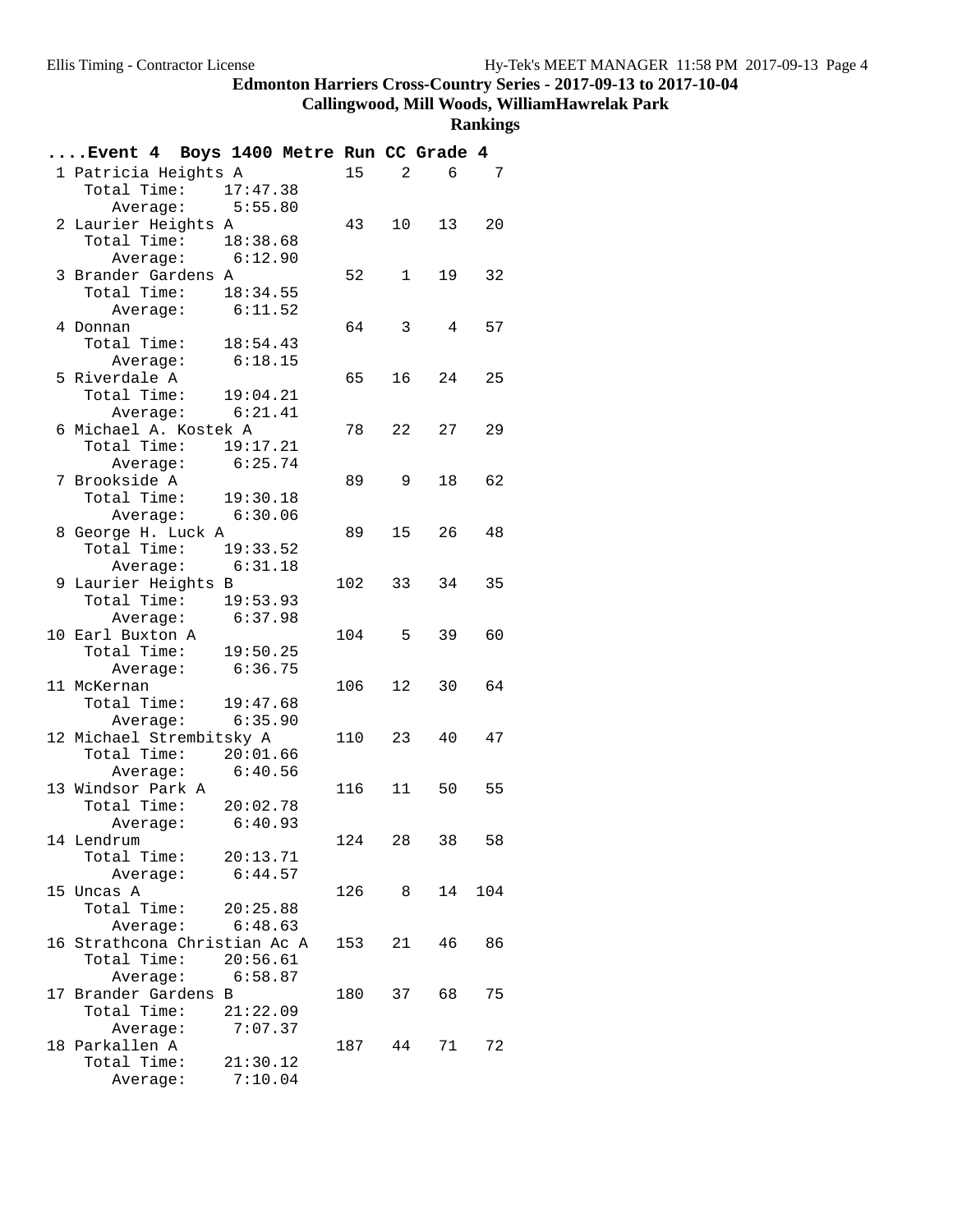# Edmonton Harriers Cross-Country Series - 2017-09-13 to 2017-10-04

## Callingwood, Mill Woods, WilliamHawrelak Park

### Rankings

**....Event 4 Boys 1400 Metre Run CC Grade 4**

| Rank | Team | Total Time | Average | Score | 1 | 2 | 3 |
|---|---|---|---|---|---|---|---|
| 1 | Patricia Heights A | 17:47.38 | 5:55.80 | 15 | 2 | 6 | 7 |
| 2 | Laurier Heights A | 18:38.68 | 6:12.90 | 43 | 10 | 13 | 20 |
| 3 | Brander Gardens A | 18:34.55 | 6:11.52 | 52 | 1 | 19 | 32 |
| 4 | Donnan | 18:54.43 | 6:18.15 | 64 | 3 | 4 | 57 |
| 5 | Riverdale A | 19:04.21 | 6:21.41 | 65 | 16 | 24 | 25 |
| 6 | Michael A. Kostek A | 19:17.21 | 6:25.74 | 78 | 22 | 27 | 29 |
| 7 | Brookside A | 19:30.18 | 6:30.06 | 89 | 9 | 18 | 62 |
| 8 | George H. Luck A | 19:33.52 | 6:31.18 | 89 | 15 | 26 | 48 |
| 9 | Laurier Heights B | 19:53.93 | 6:37.98 | 102 | 33 | 34 | 35 |
| 10 | Earl Buxton A | 19:50.25 | 6:36.75 | 104 | 5 | 39 | 60 |
| 11 | McKernan | 19:47.68 | 6:35.90 | 106 | 12 | 30 | 64 |
| 12 | Michael Strembitsky A | 20:01.66 | 6:40.56 | 110 | 23 | 40 | 47 |
| 13 | Windsor Park A | 20:02.78 | 6:40.93 | 116 | 11 | 50 | 55 |
| 14 | Lendrum | 20:13.71 | 6:44.57 | 124 | 28 | 38 | 58 |
| 15 | Uncas A | 20:25.88 | 6:48.63 | 126 | 8 | 14 | 104 |
| 16 | Strathcona Christian Ac A | 20:56.61 | 6:58.87 | 153 | 21 | 46 | 86 |
| 17 | Brander Gardens B | 21:22.09 | 7:07.37 | 180 | 37 | 68 | 75 |
| 18 | Parkallen A | 21:30.12 | 7:10.04 | 187 | 44 | 71 | 72 |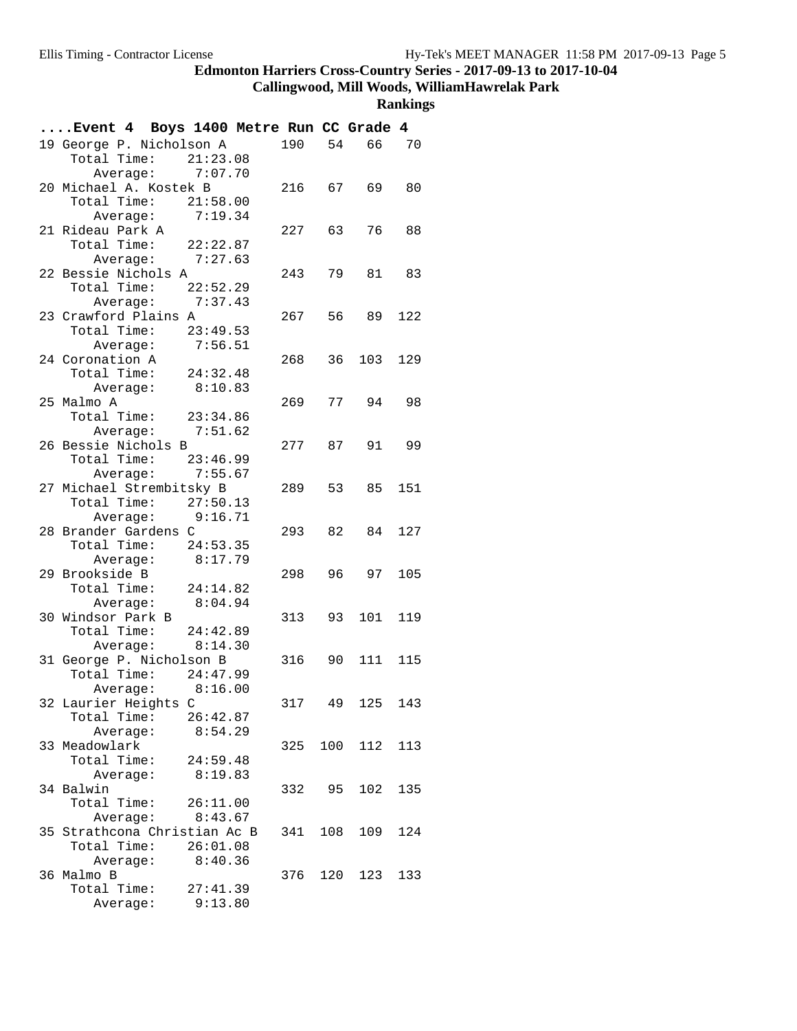**Edmonton Harriers Cross-Country Series - 2017-09-13 to 2017-10-04**

**Callingwood, Mill Woods, WilliamHawrelak Park**

**Rankings**

**....Event 4 Boys 1400 Metre Run CC Grade 4**

| Rank | Team | Points | 1 | 2 | 3 | Total Time | Average |
|---|---|---|---|---|---|---|---|
| 19 | George P. Nicholson A | 190 | 54 | 66 | 70 | 21:23.08 | 7:07.70 |
| 20 | Michael A. Kostek B | 216 | 67 | 69 | 80 | 21:58.00 | 7:19.34 |
| 21 | Rideau Park A | 227 | 63 | 76 | 88 | 22:22.87 | 7:27.63 |
| 22 | Bessie Nichols A | 243 | 79 | 81 | 83 | 22:52.29 | 7:37.43 |
| 23 | Crawford Plains A | 267 | 56 | 89 | 122 | 23:49.53 | 7:56.51 |
| 24 | Coronation A | 268 | 36 | 103 | 129 | 24:32.48 | 8:10.83 |
| 25 | Malmo A | 269 | 77 | 94 | 98 | 23:34.86 | 7:51.62 |
| 26 | Bessie Nichols B | 277 | 87 | 91 | 99 | 23:46.99 | 7:55.67 |
| 27 | Michael Strembitsky B | 289 | 53 | 85 | 151 | 27:50.13 | 9:16.71 |
| 28 | Brander Gardens C | 293 | 82 | 84 | 127 | 24:53.35 | 8:17.79 |
| 29 | Brookside B | 298 | 96 | 97 | 105 | 24:14.82 | 8:04.94 |
| 30 | Windsor Park B | 313 | 93 | 101 | 119 | 24:42.89 | 8:14.30 |
| 31 | George P. Nicholson B | 316 | 90 | 111 | 115 | 24:47.99 | 8:16.00 |
| 32 | Laurier Heights C | 317 | 49 | 125 | 143 | 26:42.87 | 8:54.29 |
| 33 | Meadowlark | 325 | 100 | 112 | 113 | 24:59.48 | 8:19.83 |
| 34 | Balwin | 332 | 95 | 102 | 135 | 26:11.00 | 8:43.67 |
| 35 | Strathcona Christian Ac B | 341 | 108 | 109 | 124 | 26:01.08 | 8:40.36 |
| 36 | Malmo B | 376 | 120 | 123 | 133 | 27:41.39 | 9:13.80 |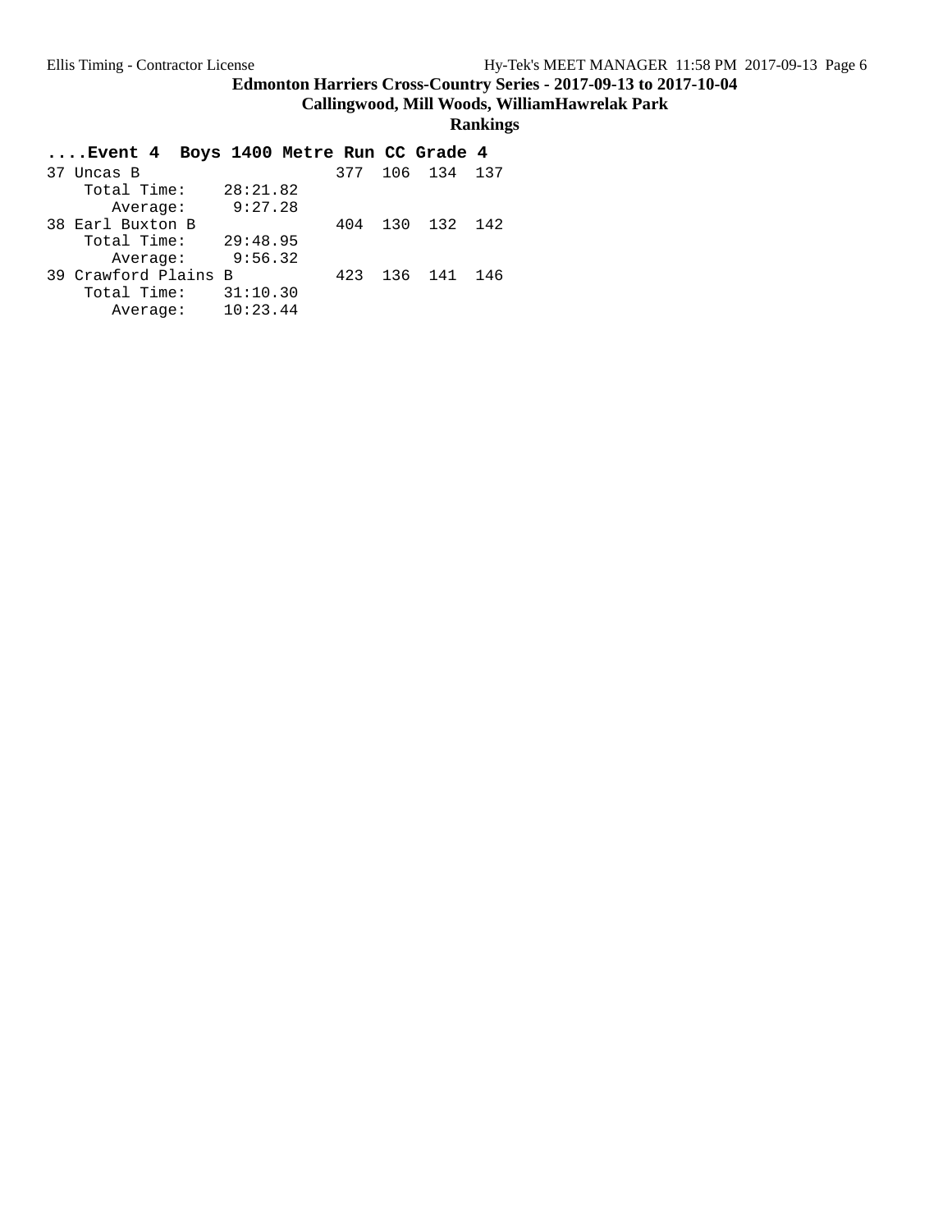**Edmonton Harriers Cross-Country Series - 2017-09-13 to 2017-10-04**

**Callingwood, Mill Woods, WilliamHawrelak Park**

**Rankings**

```
....Event 4  Boys 1400 Metre Run CC Grade 4
37 Uncas B                    377  106  134  137
    Total Time:    28:21.82
       Average:     9:27.28
38 Earl Buxton B              404  130  132  142
    Total Time:    29:48.95
       Average:     9:56.32
39 Crawford Plains B          423  136  141  146
    Total Time:    31:10.30
       Average:    10:23.44
```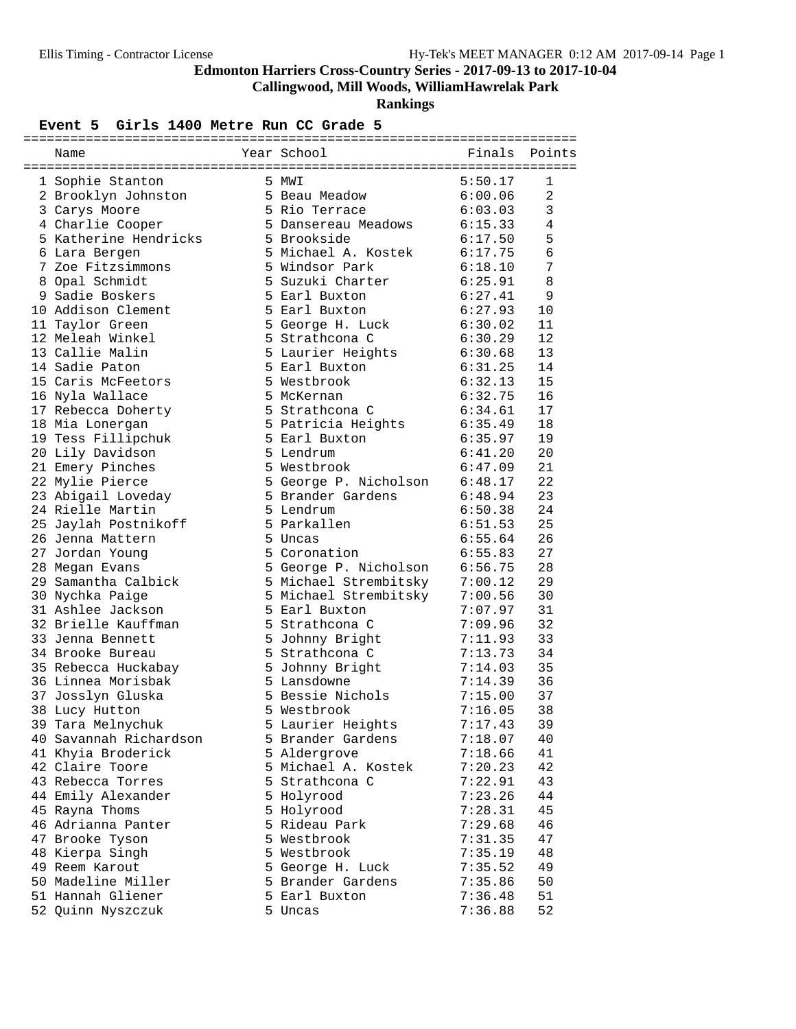# Edmonton Harriers Cross-Country Series - 2017-09-13 to 2017-10-04

## Callingwood, Mill Woods, WilliamHawrelak Park

### Rankings

**Event 5 Girls 1400 Metre Run CC Grade 5**

| | Name | Year | School | Finals | Points |
|---|---|---|---|---|---|
| 1 | Sophie Stanton | 5 | MWI | 5:50.17 | 1 |
| 2 | Brooklyn Johnston | 5 | Beau Meadow | 6:00.06 | 2 |
| 3 | Carys Moore | 5 | Rio Terrace | 6:03.03 | 3 |
| 4 | Charlie Cooper | 5 | Dansereau Meadows | 6:15.33 | 4 |
| 5 | Katherine Hendricks | 5 | Brookside | 6:17.50 | 5 |
| 6 | Lara Bergen | 5 | Michael A. Kostek | 6:17.75 | 6 |
| 7 | Zoe Fitzsimmons | 5 | Windsor Park | 6:18.10 | 7 |
| 8 | Opal Schmidt | 5 | Suzuki Charter | 6:25.91 | 8 |
| 9 | Sadie Boskers | 5 | Earl Buxton | 6:27.41 | 9 |
| 10 | Addison Clement | 5 | Earl Buxton | 6:27.93 | 10 |
| 11 | Taylor Green | 5 | George H. Luck | 6:30.02 | 11 |
| 12 | Meleah Winkel | 5 | Strathcona C | 6:30.29 | 12 |
| 13 | Callie Malin | 5 | Laurier Heights | 6:30.68 | 13 |
| 14 | Sadie Paton | 5 | Earl Buxton | 6:31.25 | 14 |
| 15 | Caris McFeetors | 5 | Westbrook | 6:32.13 | 15 |
| 16 | Nyla Wallace | 5 | McKernan | 6:32.75 | 16 |
| 17 | Rebecca Doherty | 5 | Strathcona C | 6:34.61 | 17 |
| 18 | Mia Lonergan | 5 | Patricia Heights | 6:35.49 | 18 |
| 19 | Tess Fillipchuk | 5 | Earl Buxton | 6:35.97 | 19 |
| 20 | Lily Davidson | 5 | Lendrum | 6:41.20 | 20 |
| 21 | Emery Pinches | 5 | Westbrook | 6:47.09 | 21 |
| 22 | Mylie Pierce | 5 | George P. Nicholson | 6:48.17 | 22 |
| 23 | Abigail Loveday | 5 | Brander Gardens | 6:48.94 | 23 |
| 24 | Rielle Martin | 5 | Lendrum | 6:50.38 | 24 |
| 25 | Jaylah Postnikoff | 5 | Parkallen | 6:51.53 | 25 |
| 26 | Jenna Mattern | 5 | Uncas | 6:55.64 | 26 |
| 27 | Jordan Young | 5 | Coronation | 6:55.83 | 27 |
| 28 | Megan Evans | 5 | George P. Nicholson | 6:56.75 | 28 |
| 29 | Samantha Calbick | 5 | Michael Strembitsky | 7:00.12 | 29 |
| 30 | Nychka Paige | 5 | Michael Strembitsky | 7:00.56 | 30 |
| 31 | Ashlee Jackson | 5 | Earl Buxton | 7:07.97 | 31 |
| 32 | Brielle Kauffman | 5 | Strathcona C | 7:09.96 | 32 |
| 33 | Jenna Bennett | 5 | Johnny Bright | 7:11.93 | 33 |
| 34 | Brooke Bureau | 5 | Strathcona C | 7:13.73 | 34 |
| 35 | Rebecca Huckabay | 5 | Johnny Bright | 7:14.03 | 35 |
| 36 | Linnea Morisbak | 5 | Lansdowne | 7:14.39 | 36 |
| 37 | Josslyn Gluska | 5 | Bessie Nichols | 7:15.00 | 37 |
| 38 | Lucy Hutton | 5 | Westbrook | 7:16.05 | 38 |
| 39 | Tara Melnychuk | 5 | Laurier Heights | 7:17.43 | 39 |
| 40 | Savannah Richardson | 5 | Brander Gardens | 7:18.07 | 40 |
| 41 | Khyia Broderick | 5 | Aldergrove | 7:18.66 | 41 |
| 42 | Claire Toore | 5 | Michael A. Kostek | 7:20.23 | 42 |
| 43 | Rebecca Torres | 5 | Strathcona C | 7:22.91 | 43 |
| 44 | Emily Alexander | 5 | Holyrood | 7:23.26 | 44 |
| 45 | Rayna Thoms | 5 | Holyrood | 7:28.31 | 45 |
| 46 | Adrianna Panter | 5 | Rideau Park | 7:29.68 | 46 |
| 47 | Brooke Tyson | 5 | Westbrook | 7:31.35 | 47 |
| 48 | Kierpa Singh | 5 | Westbrook | 7:35.19 | 48 |
| 49 | Reem Karout | 5 | George H. Luck | 7:35.52 | 49 |
| 50 | Madeline Miller | 5 | Brander Gardens | 7:35.86 | 50 |
| 51 | Hannah Gliener | 5 | Earl Buxton | 7:36.48 | 51 |
| 52 | Quinn Nyszczuk | 5 | Uncas | 7:36.88 | 52 |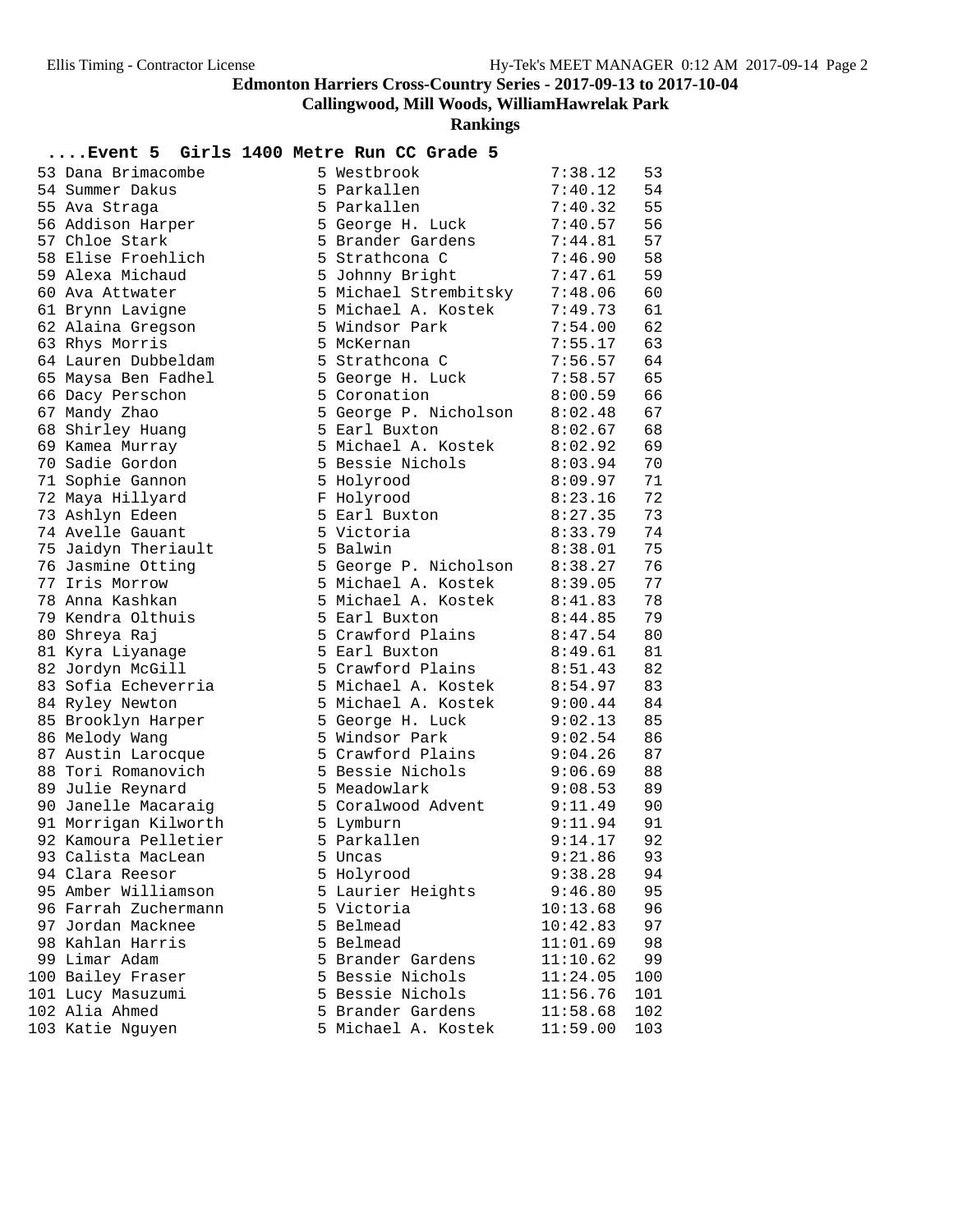**Edmonton Harriers Cross-Country Series - 2017-09-13 to 2017-10-04**

**Callingwood, Mill Woods, WilliamHawrelak Park**

**Rankings**

## ....Event 5 Girls 1400 Metre Run CC Grade 5

| Place | Name | Grade | School | Time | Points |
|---|---|---|---|---|---|
| 53 | Dana Brimacombe | 5 | Westbrook | 7:38.12 | 53 |
| 54 | Summer Dakus | 5 | Parkallen | 7:40.12 | 54 |
| 55 | Ava Straga | 5 | Parkallen | 7:40.32 | 55 |
| 56 | Addison Harper | 5 | George H. Luck | 7:40.57 | 56 |
| 57 | Chloe Stark | 5 | Brander Gardens | 7:44.81 | 57 |
| 58 | Elise Froehlich | 5 | Strathcona C | 7:46.90 | 58 |
| 59 | Alexa Michaud | 5 | Johnny Bright | 7:47.61 | 59 |
| 60 | Ava Attwater | 5 | Michael Strembitsky | 7:48.06 | 60 |
| 61 | Brynn Lavigne | 5 | Michael A. Kostek | 7:49.73 | 61 |
| 62 | Alaina Gregson | 5 | Windsor Park | 7:54.00 | 62 |
| 63 | Rhys Morris | 5 | McKernan | 7:55.17 | 63 |
| 64 | Lauren Dubbeldam | 5 | Strathcona C | 7:56.57 | 64 |
| 65 | Maysa Ben Fadhel | 5 | George H. Luck | 7:58.57 | 65 |
| 66 | Dacy Perschon | 5 | Coronation | 8:00.59 | 66 |
| 67 | Mandy Zhao | 5 | George P. Nicholson | 8:02.48 | 67 |
| 68 | Shirley Huang | 5 | Earl Buxton | 8:02.67 | 68 |
| 69 | Kamea Murray | 5 | Michael A. Kostek | 8:02.92 | 69 |
| 70 | Sadie Gordon | 5 | Bessie Nichols | 8:03.94 | 70 |
| 71 | Sophie Gannon | 5 | Holyrood | 8:09.97 | 71 |
| 72 | Maya Hillyard | F | Holyrood | 8:23.16 | 72 |
| 73 | Ashlyn Edeen | 5 | Earl Buxton | 8:27.35 | 73 |
| 74 | Avelle Gauant | 5 | Victoria | 8:33.79 | 74 |
| 75 | Jaidyn Theriault | 5 | Balwin | 8:38.01 | 75 |
| 76 | Jasmine Otting | 5 | George P. Nicholson | 8:38.27 | 76 |
| 77 | Iris Morrow | 5 | Michael A. Kostek | 8:39.05 | 77 |
| 78 | Anna Kashkan | 5 | Michael A. Kostek | 8:41.83 | 78 |
| 79 | Kendra Olthuis | 5 | Earl Buxton | 8:44.85 | 79 |
| 80 | Shreya Raj | 5 | Crawford Plains | 8:47.54 | 80 |
| 81 | Kyra Liyanage | 5 | Earl Buxton | 8:49.61 | 81 |
| 82 | Jordyn McGill | 5 | Crawford Plains | 8:51.43 | 82 |
| 83 | Sofia Echeverria | 5 | Michael A. Kostek | 8:54.97 | 83 |
| 84 | Ryley Newton | 5 | Michael A. Kostek | 9:00.44 | 84 |
| 85 | Brooklyn Harper | 5 | George H. Luck | 9:02.13 | 85 |
| 86 | Melody Wang | 5 | Windsor Park | 9:02.54 | 86 |
| 87 | Austin Larocque | 5 | Crawford Plains | 9:04.26 | 87 |
| 88 | Tori Romanovich | 5 | Bessie Nichols | 9:06.69 | 88 |
| 89 | Julie Reynard | 5 | Meadowlark | 9:08.53 | 89 |
| 90 | Janelle Macaraig | 5 | Coralwood Advent | 9:11.49 | 90 |
| 91 | Morrigan Kilworth | 5 | Lymburn | 9:11.94 | 91 |
| 92 | Kamoura Pelletier | 5 | Parkallen | 9:14.17 | 92 |
| 93 | Calista MacLean | 5 | Uncas | 9:21.86 | 93 |
| 94 | Clara Reesor | 5 | Holyrood | 9:38.28 | 94 |
| 95 | Amber Williamson | 5 | Laurier Heights | 9:46.80 | 95 |
| 96 | Farrah Zuchermann | 5 | Victoria | 10:13.68 | 96 |
| 97 | Jordan Macknee | 5 | Belmead | 10:42.83 | 97 |
| 98 | Kahlan Harris | 5 | Belmead | 11:01.69 | 98 |
| 99 | Limar Adam | 5 | Brander Gardens | 11:10.62 | 99 |
| 100 | Bailey Fraser | 5 | Bessie Nichols | 11:24.05 | 100 |
| 101 | Lucy Masuzumi | 5 | Bessie Nichols | 11:56.76 | 101 |
| 102 | Alia Ahmed | 5 | Brander Gardens | 11:58.68 | 102 |
| 103 | Katie Nguyen | 5 | Michael A. Kostek | 11:59.00 | 103 |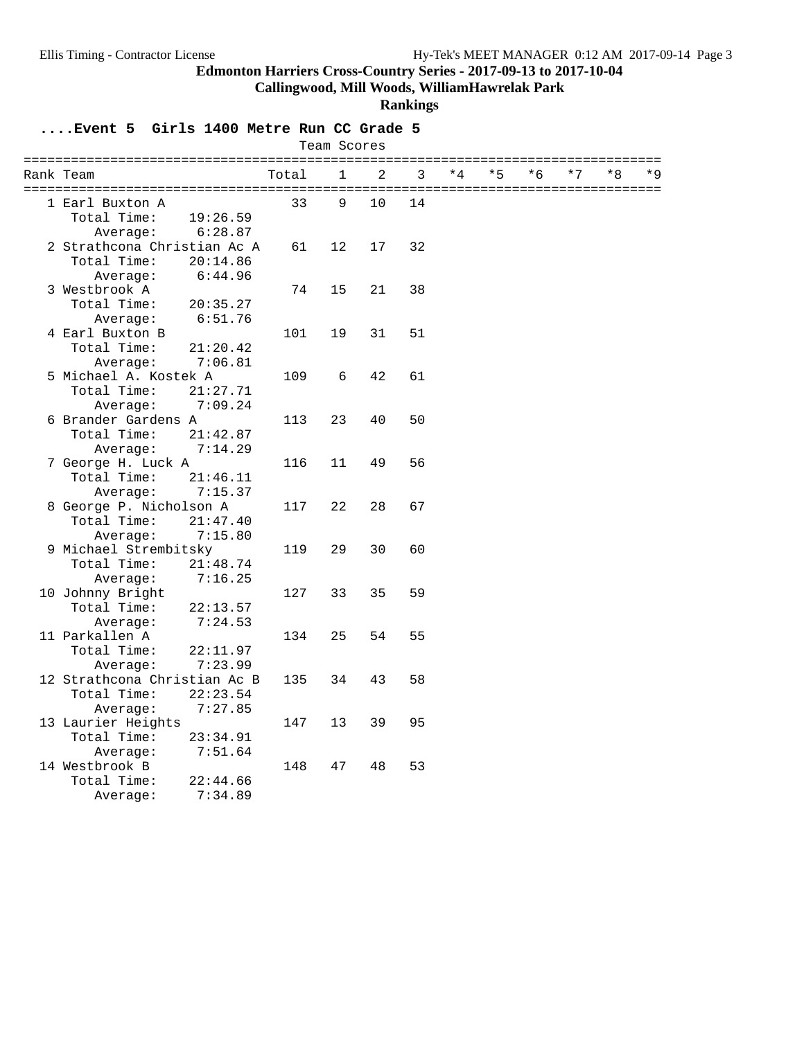**Edmonton Harriers Cross-Country Series - 2017-09-13 to 2017-10-04**

**Callingwood, Mill Woods, WilliamHawrelak Park**

**Rankings**

## ....Event 5 Girls 1400 Metre Run CC Grade 5

Team Scores

| Rank | Team | Total | 1 | 2 | 3 | *4 | *5 | *6 | *7 | *8 | *9 |
|---|---|---|---|---|---|---|---|---|---|---|---|
| 1 | Earl Buxton A | 33 | 9 | 10 | 14 | | | | | | |
| | Total Time: 19:26.59 | | | | | | | | | | |
| | Average: 6:28.87 | | | | | | | | | | |
| 2 | Strathcona Christian Ac A | 61 | 12 | 17 | 32 | | | | | | |
| | Total Time: 20:14.86 | | | | | | | | | | |
| | Average: 6:44.96 | | | | | | | | | | |
| 3 | Westbrook A | 74 | 15 | 21 | 38 | | | | | | |
| | Total Time: 20:35.27 | | | | | | | | | | |
| | Average: 6:51.76 | | | | | | | | | | |
| 4 | Earl Buxton B | 101 | 19 | 31 | 51 | | | | | | |
| | Total Time: 21:20.42 | | | | | | | | | | |
| | Average: 7:06.81 | | | | | | | | | | |
| 5 | Michael A. Kostek A | 109 | 6 | 42 | 61 | | | | | | |
| | Total Time: 21:27.71 | | | | | | | | | | |
| | Average: 7:09.24 | | | | | | | | | | |
| 6 | Brander Gardens A | 113 | 23 | 40 | 50 | | | | | | |
| | Total Time: 21:42.87 | | | | | | | | | | |
| | Average: 7:14.29 | | | | | | | | | | |
| 7 | George H. Luck A | 116 | 11 | 49 | 56 | | | | | | |
| | Total Time: 21:46.11 | | | | | | | | | | |
| | Average: 7:15.37 | | | | | | | | | | |
| 8 | George P. Nicholson A | 117 | 22 | 28 | 67 | | | | | | |
| | Total Time: 21:47.40 | | | | | | | | | | |
| | Average: 7:15.80 | | | | | | | | | | |
| 9 | Michael Strembitsky | 119 | 29 | 30 | 60 | | | | | | |
| | Total Time: 21:48.74 | | | | | | | | | | |
| | Average: 7:16.25 | | | | | | | | | | |
| 10 | Johnny Bright | 127 | 33 | 35 | 59 | | | | | | |
| | Total Time: 22:13.57 | | | | | | | | | | |
| | Average: 7:24.53 | | | | | | | | | | |
| 11 | Parkallen A | 134 | 25 | 54 | 55 | | | | | | |
| | Total Time: 22:11.97 | | | | | | | | | | |
| | Average: 7:23.99 | | | | | | | | | | |
| 12 | Strathcona Christian Ac B | 135 | 34 | 43 | 58 | | | | | | |
| | Total Time: 22:23.54 | | | | | | | | | | |
| | Average: 7:27.85 | | | | | | | | | | |
| 13 | Laurier Heights | 147 | 13 | 39 | 95 | | | | | | |
| | Total Time: 23:34.91 | | | | | | | | | | |
| | Average: 7:51.64 | | | | | | | | | | |
| 14 | Westbrook B | 148 | 47 | 48 | 53 | | | | | | |
| | Total Time: 22:44.66 | | | | | | | | | | |
| | Average: 7:34.89 | | | | | | | | | | |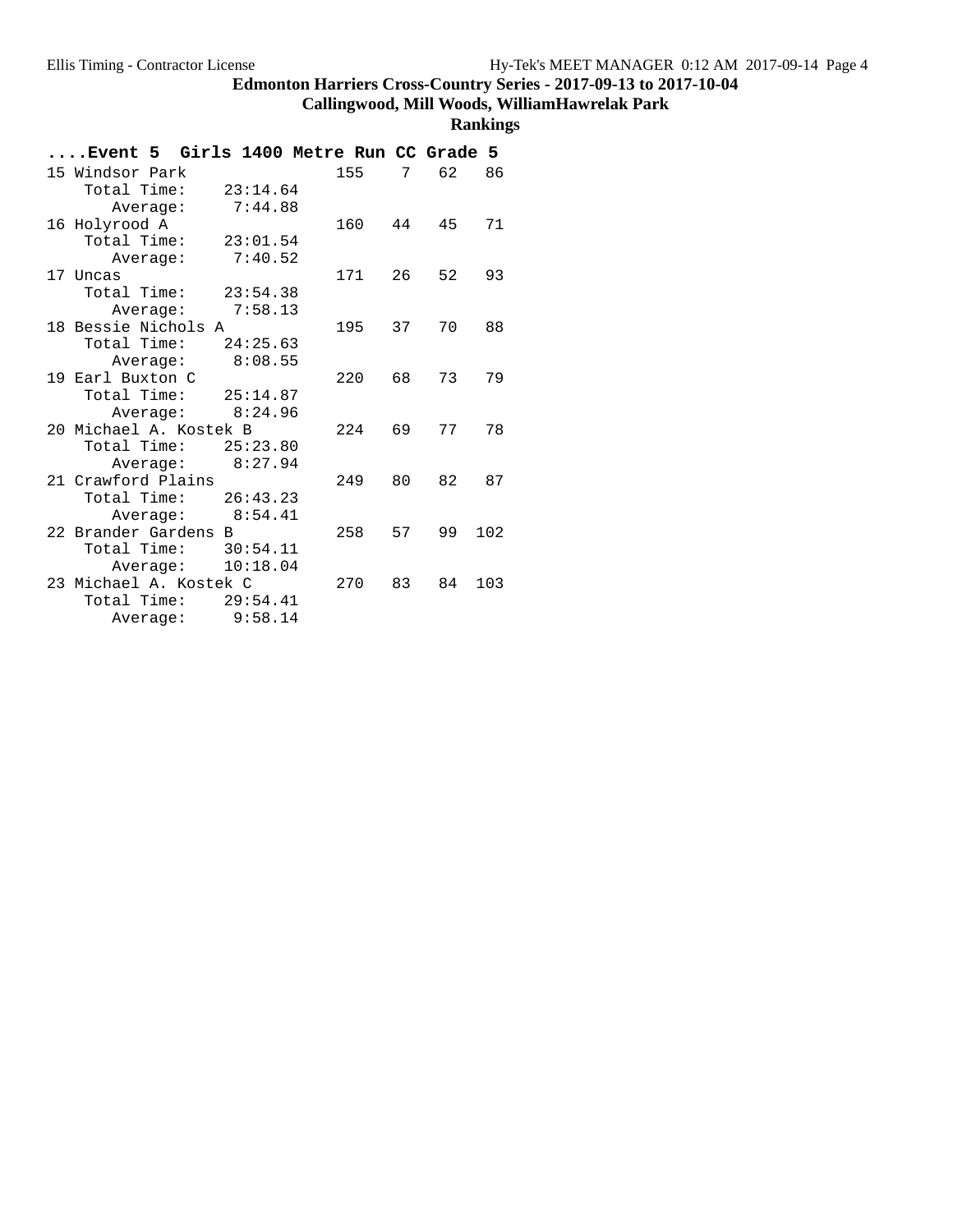**Edmonton Harriers Cross-Country Series - 2017-09-13 to 2017-10-04**

**Callingwood, Mill Woods, WilliamHawrelak Park**

**Rankings**

**....Event 5 Girls 1400 Metre Run CC Grade 5**

```
15 Windsor Park                 155    7   62   86
    Total Time:    23:14.64
       Average:     7:44.88
16 Holyrood A                   160   44   45   71
    Total Time:    23:01.54
       Average:     7:40.52
17 Uncas                        171   26   52   93
    Total Time:    23:54.38
       Average:     7:58.13
18 Bessie Nichols A             195   37   70   88
    Total Time:    24:25.63
       Average:     8:08.55
19 Earl Buxton C                220   68   73   79
    Total Time:    25:14.87
       Average:     8:24.96
20 Michael A. Kostek B          224   69   77   78
    Total Time:    25:23.80
       Average:     8:27.94
21 Crawford Plains              249   80   82   87
    Total Time:    26:43.23
       Average:     8:54.41
22 Brander Gardens B            258   57   99  102
    Total Time:    30:54.11
       Average:    10:18.04
23 Michael A. Kostek C          270   83   84  103
    Total Time:    29:54.41
       Average:     9:58.14
```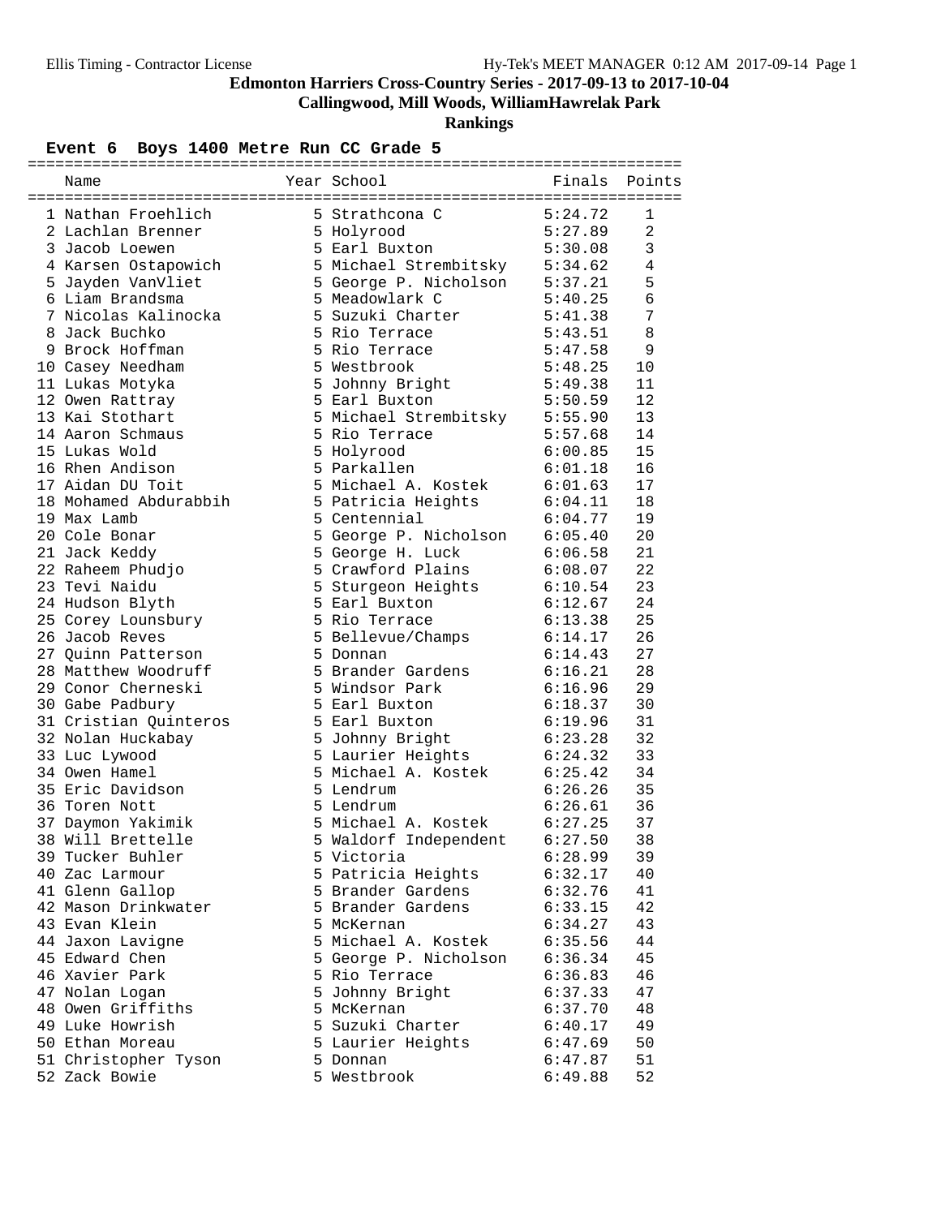# Edmonton Harriers Cross-Country Series - 2017-09-13 to 2017-10-04

**Callingwood, Mill Woods, WilliamHawrelak Park**

**Rankings**

## Event 6 Boys 1400 Metre Run CC Grade 5

| | Name | Year | School | Finals | Points |
|---|---|---|---|---|---|
| 1 | Nathan Froehlich | 5 | Strathcona C | 5:24.72 | 1 |
| 2 | Lachlan Brenner | 5 | Holyrood | 5:27.89 | 2 |
| 3 | Jacob Loewen | 5 | Earl Buxton | 5:30.08 | 3 |
| 4 | Karsen Ostapowich | 5 | Michael Strembitsky | 5:34.62 | 4 |
| 5 | Jayden VanVliet | 5 | George P. Nicholson | 5:37.21 | 5 |
| 6 | Liam Brandsma | 5 | Meadowlark C | 5:40.25 | 6 |
| 7 | Nicolas Kalinocka | 5 | Suzuki Charter | 5:41.38 | 7 |
| 8 | Jack Buchko | 5 | Rio Terrace | 5:43.51 | 8 |
| 9 | Brock Hoffman | 5 | Rio Terrace | 5:47.58 | 9 |
| 10 | Casey Needham | 5 | Westbrook | 5:48.25 | 10 |
| 11 | Lukas Motyka | 5 | Johnny Bright | 5:49.38 | 11 |
| 12 | Owen Rattray | 5 | Earl Buxton | 5:50.59 | 12 |
| 13 | Kai Stothart | 5 | Michael Strembitsky | 5:55.90 | 13 |
| 14 | Aaron Schmaus | 5 | Rio Terrace | 5:57.68 | 14 |
| 15 | Lukas Wold | 5 | Holyrood | 6:00.85 | 15 |
| 16 | Rhen Andison | 5 | Parkallen | 6:01.18 | 16 |
| 17 | Aidan DU Toit | 5 | Michael A. Kostek | 6:01.63 | 17 |
| 18 | Mohamed Abdurabbih | 5 | Patricia Heights | 6:04.11 | 18 |
| 19 | Max Lamb | 5 | Centennial | 6:04.77 | 19 |
| 20 | Cole Bonar | 5 | George P. Nicholson | 6:05.40 | 20 |
| 21 | Jack Keddy | 5 | George H. Luck | 6:06.58 | 21 |
| 22 | Raheem Phudjo | 5 | Crawford Plains | 6:08.07 | 22 |
| 23 | Tevi Naidu | 5 | Sturgeon Heights | 6:10.54 | 23 |
| 24 | Hudson Blyth | 5 | Earl Buxton | 6:12.67 | 24 |
| 25 | Corey Lounsbury | 5 | Rio Terrace | 6:13.38 | 25 |
| 26 | Jacob Reves | 5 | Bellevue/Champs | 6:14.17 | 26 |
| 27 | Quinn Patterson | 5 | Donnan | 6:14.43 | 27 |
| 28 | Matthew Woodruff | 5 | Brander Gardens | 6:16.21 | 28 |
| 29 | Conor Cherneski | 5 | Windsor Park | 6:16.96 | 29 |
| 30 | Gabe Padbury | 5 | Earl Buxton | 6:18.37 | 30 |
| 31 | Cristian Quinteros | 5 | Earl Buxton | 6:19.96 | 31 |
| 32 | Nolan Huckabay | 5 | Johnny Bright | 6:23.28 | 32 |
| 33 | Luc Lywood | 5 | Laurier Heights | 6:24.32 | 33 |
| 34 | Owen Hamel | 5 | Michael A. Kostek | 6:25.42 | 34 |
| 35 | Eric Davidson | 5 | Lendrum | 6:26.26 | 35 |
| 36 | Toren Nott | 5 | Lendrum | 6:26.61 | 36 |
| 37 | Daymon Yakimik | 5 | Michael A. Kostek | 6:27.25 | 37 |
| 38 | Will Brettelle | 5 | Waldorf Independent | 6:27.50 | 38 |
| 39 | Tucker Buhler | 5 | Victoria | 6:28.99 | 39 |
| 40 | Zac Larmour | 5 | Patricia Heights | 6:32.17 | 40 |
| 41 | Glenn Gallop | 5 | Brander Gardens | 6:32.76 | 41 |
| 42 | Mason Drinkwater | 5 | Brander Gardens | 6:33.15 | 42 |
| 43 | Evan Klein | 5 | McKernan | 6:34.27 | 43 |
| 44 | Jaxon Lavigne | 5 | Michael A. Kostek | 6:35.56 | 44 |
| 45 | Edward Chen | 5 | George P. Nicholson | 6:36.34 | 45 |
| 46 | Xavier Park | 5 | Rio Terrace | 6:36.83 | 46 |
| 47 | Nolan Logan | 5 | Johnny Bright | 6:37.33 | 47 |
| 48 | Owen Griffiths | 5 | McKernan | 6:37.70 | 48 |
| 49 | Luke Howrish | 5 | Suzuki Charter | 6:40.17 | 49 |
| 50 | Ethan Moreau | 5 | Laurier Heights | 6:47.69 | 50 |
| 51 | Christopher Tyson | 5 | Donnan | 6:47.87 | 51 |
| 52 | Zack Bowie | 5 | Westbrook | 6:49.88 | 52 |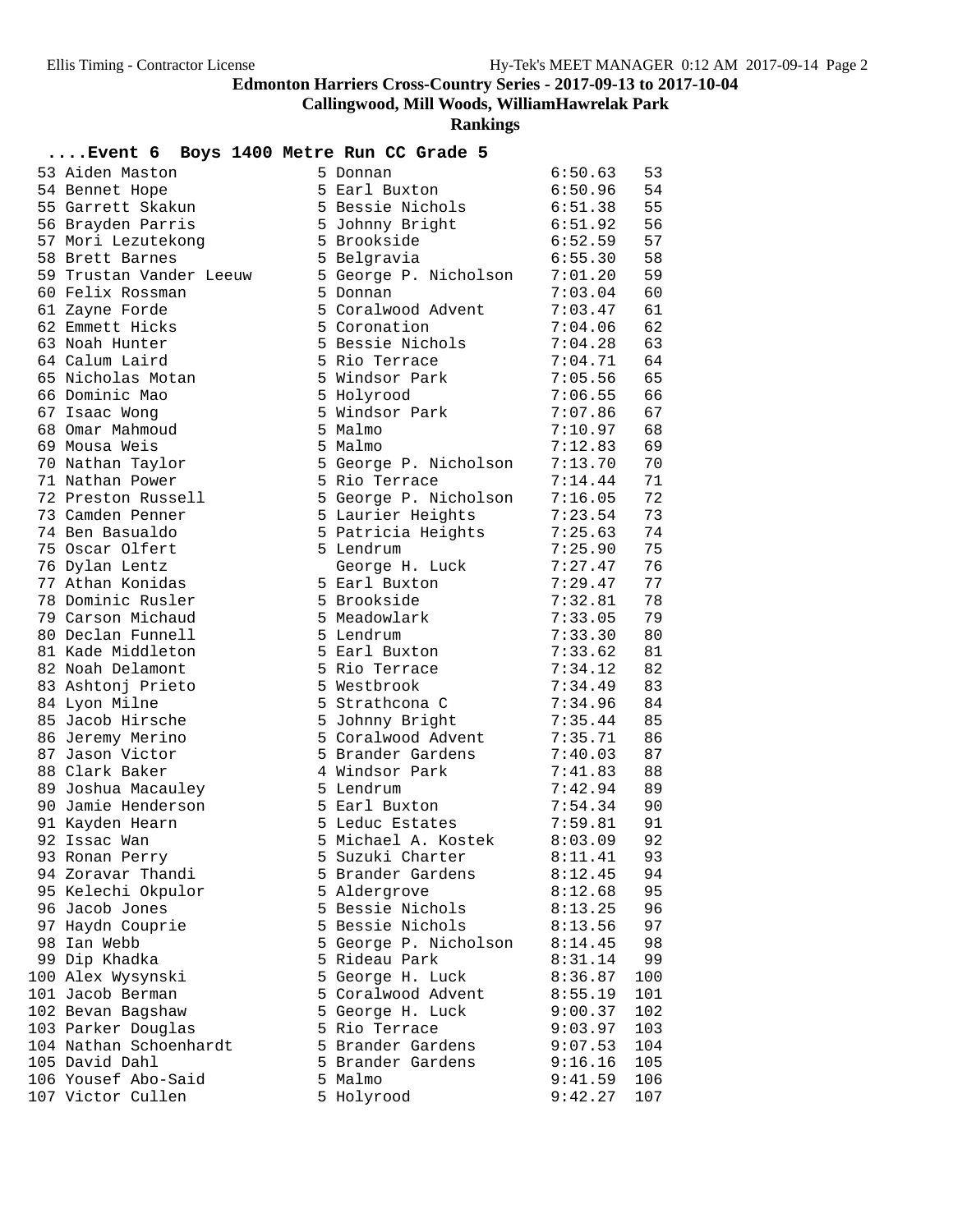# Edmonton Harriers Cross-Country Series - 2017-09-13 to 2017-10-04

**Callingwood, Mill Woods, WilliamHawrelak Park**

**Rankings**

## ....Event 6 Boys 1400 Metre Run CC Grade 5

| Place | Name | Grade | School | Time | Points |
|---|---|---|---|---|---|
| 53 | Aiden Maston | 5 | Donnan | 6:50.63 | 53 |
| 54 | Bennet Hope | 5 | Earl Buxton | 6:50.96 | 54 |
| 55 | Garrett Skakun | 5 | Bessie Nichols | 6:51.38 | 55 |
| 56 | Brayden Parris | 5 | Johnny Bright | 6:51.92 | 56 |
| 57 | Mori Lezutekong | 5 | Brookside | 6:52.59 | 57 |
| 58 | Brett Barnes | 5 | Belgravia | 6:55.30 | 58 |
| 59 | Trustan Vander Leeuw | 5 | George P. Nicholson | 7:01.20 | 59 |
| 60 | Felix Rossman | 5 | Donnan | 7:03.04 | 60 |
| 61 | Zayne Forde | 5 | Coralwood Advent | 7:03.47 | 61 |
| 62 | Emmett Hicks | 5 | Coronation | 7:04.06 | 62 |
| 63 | Noah Hunter | 5 | Bessie Nichols | 7:04.28 | 63 |
| 64 | Calum Laird | 5 | Rio Terrace | 7:04.71 | 64 |
| 65 | Nicholas Motan | 5 | Windsor Park | 7:05.56 | 65 |
| 66 | Dominic Mao | 5 | Holyrood | 7:06.55 | 66 |
| 67 | Isaac Wong | 5 | Windsor Park | 7:07.86 | 67 |
| 68 | Omar Mahmoud | 5 | Malmo | 7:10.97 | 68 |
| 69 | Mousa Weis | 5 | Malmo | 7:12.83 | 69 |
| 70 | Nathan Taylor | 5 | George P. Nicholson | 7:13.70 | 70 |
| 71 | Nathan Power | 5 | Rio Terrace | 7:14.44 | 71 |
| 72 | Preston Russell | 5 | George P. Nicholson | 7:16.05 | 72 |
| 73 | Camden Penner | 5 | Laurier Heights | 7:23.54 | 73 |
| 74 | Ben Basualdo | 5 | Patricia Heights | 7:25.63 | 74 |
| 75 | Oscar Olfert | 5 | Lendrum | 7:25.90 | 75 |
| 76 | Dylan Lentz | | George H. Luck | 7:27.47 | 76 |
| 77 | Athan Konidas | 5 | Earl Buxton | 7:29.47 | 77 |
| 78 | Dominic Rusler | 5 | Brookside | 7:32.81 | 78 |
| 79 | Carson Michaud | 5 | Meadowlark | 7:33.05 | 79 |
| 80 | Declan Funnell | 5 | Lendrum | 7:33.30 | 80 |
| 81 | Kade Middleton | 5 | Earl Buxton | 7:33.62 | 81 |
| 82 | Noah Delamont | 5 | Rio Terrace | 7:34.12 | 82 |
| 83 | Ashtonj Prieto | 5 | Westbrook | 7:34.49 | 83 |
| 84 | Lyon Milne | 5 | Strathcona C | 7:34.96 | 84 |
| 85 | Jacob Hirsche | 5 | Johnny Bright | 7:35.44 | 85 |
| 86 | Jeremy Merino | 5 | Coralwood Advent | 7:35.71 | 86 |
| 87 | Jason Victor | 5 | Brander Gardens | 7:40.03 | 87 |
| 88 | Clark Baker | 4 | Windsor Park | 7:41.83 | 88 |
| 89 | Joshua Macauley | 5 | Lendrum | 7:42.94 | 89 |
| 90 | Jamie Henderson | 5 | Earl Buxton | 7:54.34 | 90 |
| 91 | Kayden Hearn | 5 | Leduc Estates | 7:59.81 | 91 |
| 92 | Issac Wan | 5 | Michael A. Kostek | 8:03.09 | 92 |
| 93 | Ronan Perry | 5 | Suzuki Charter | 8:11.41 | 93 |
| 94 | Zoravar Thandi | 5 | Brander Gardens | 8:12.45 | 94 |
| 95 | Kelechi Okpulor | 5 | Aldergrove | 8:12.68 | 95 |
| 96 | Jacob Jones | 5 | Bessie Nichols | 8:13.25 | 96 |
| 97 | Haydn Couprie | 5 | Bessie Nichols | 8:13.56 | 97 |
| 98 | Ian Webb | 5 | George P. Nicholson | 8:14.45 | 98 |
| 99 | Dip Khadka | 5 | Rideau Park | 8:31.14 | 99 |
| 100 | Alex Wysynski | 5 | George H. Luck | 8:36.87 | 100 |
| 101 | Jacob Berman | 5 | Coralwood Advent | 8:55.19 | 101 |
| 102 | Bevan Bagshaw | 5 | George H. Luck | 9:00.37 | 102 |
| 103 | Parker Douglas | 5 | Rio Terrace | 9:03.97 | 103 |
| 104 | Nathan Schoenhardt | 5 | Brander Gardens | 9:07.53 | 104 |
| 105 | David Dahl | 5 | Brander Gardens | 9:16.16 | 105 |
| 106 | Yousef Abo-Said | 5 | Malmo | 9:41.59 | 106 |
| 107 | Victor Cullen | 5 | Holyrood | 9:42.27 | 107 |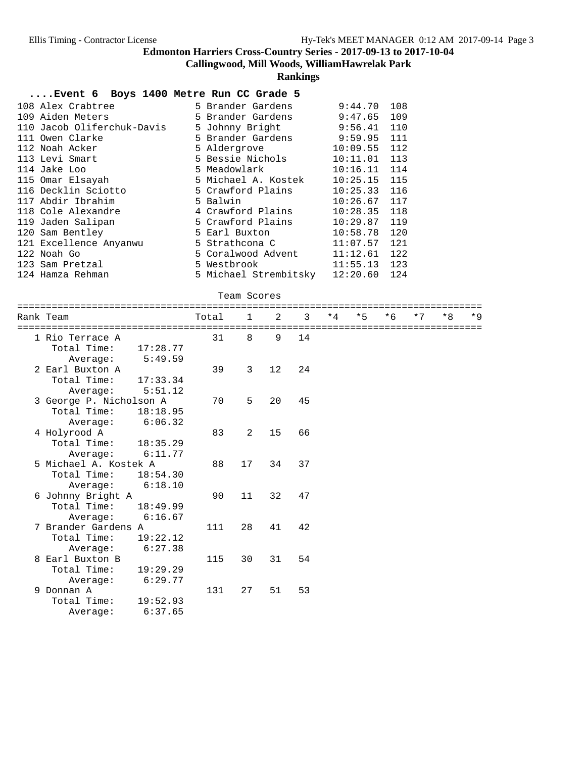# Edmonton Harriers Cross-Country Series - 2017-09-13 to 2017-10-04

## Callingwood, Mill Woods, WilliamHawrelak Park

## Rankings

### ....Event 6 Boys 1400 Metre Run CC Grade 5

| Place | Name | Grade | School | Time | Points |
|---|---|---|---|---|---|
| 108 | Alex Crabtree | 5 | Brander Gardens | 9:44.70 | 108 |
| 109 | Aiden Meters | 5 | Brander Gardens | 9:47.65 | 109 |
| 110 | Jacob Oliferchuk-Davis | 5 | Johnny Bright | 9:56.41 | 110 |
| 111 | Owen Clarke | 5 | Brander Gardens | 9:59.95 | 111 |
| 112 | Noah Acker | 5 | Aldergrove | 10:09.55 | 112 |
| 113 | Levi Smart | 5 | Bessie Nichols | 10:11.01 | 113 |
| 114 | Jake Loo | 5 | Meadowlark | 10:16.11 | 114 |
| 115 | Omar Elsayah | 5 | Michael A. Kostek | 10:25.15 | 115 |
| 116 | Decklin Sciotto | 5 | Crawford Plains | 10:25.33 | 116 |
| 117 | Abdir Ibrahim | 5 | Balwin | 10:26.67 | 117 |
| 118 | Cole Alexandre | 4 | Crawford Plains | 10:28.35 | 118 |
| 119 | Jaden Salipan | 5 | Crawford Plains | 10:29.87 | 119 |
| 120 | Sam Bentley | 5 | Earl Buxton | 10:58.78 | 120 |
| 121 | Excellence Anyanwu | 5 | Strathcona C | 11:07.57 | 121 |
| 122 | Noah Go | 5 | Coralwood Advent | 11:12.61 | 122 |
| 123 | Sam Pretzal | 5 | Westbrook | 11:55.13 | 123 |
| 124 | Hamza Rehman | 5 | Michael Strembitsky | 12:20.60 | 124 |

Team Scores

| Rank | Team | Total Time | Average | Total | 1 | 2 | 3 | *4 | *5 | *6 | *7 | *8 | *9 |
|---|---|---|---|---|---|---|---|---|---|---|---|---|---|
| 1 | Rio Terrace A | 17:28.77 | 5:49.59 | 31 | 8 | 9 | 14 | | | | | | |
| 2 | Earl Buxton A | 17:33.34 | 5:51.12 | 39 | 3 | 12 | 24 | | | | | | |
| 3 | George P. Nicholson A | 18:18.95 | 6:06.32 | 70 | 5 | 20 | 45 | | | | | | |
| 4 | Holyrood A | 18:35.29 | 6:11.77 | 83 | 2 | 15 | 66 | | | | | | |
| 5 | Michael A. Kostek A | 18:54.30 | 6:18.10 | 88 | 17 | 34 | 37 | | | | | | |
| 6 | Johnny Bright A | 18:49.99 | 6:16.67 | 90 | 11 | 32 | 47 | | | | | | |
| 7 | Brander Gardens A | 19:22.12 | 6:27.38 | 111 | 28 | 41 | 42 | | | | | | |
| 8 | Earl Buxton B | 19:29.29 | 6:29.77 | 115 | 30 | 31 | 54 | | | | | | |
| 9 | Donnan A | 19:52.93 | 6:37.65 | 131 | 27 | 51 | 53 | | | | | | |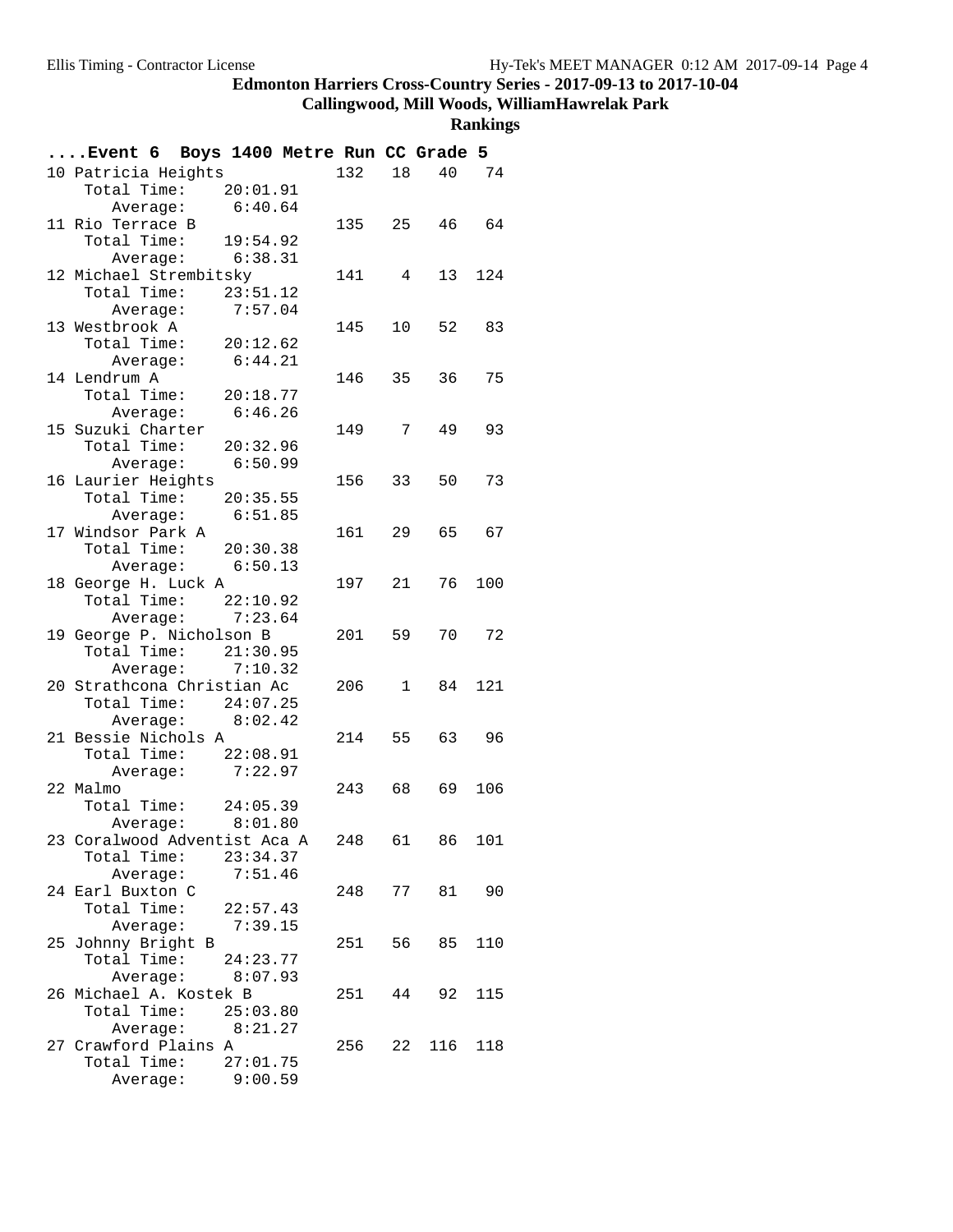# Edmonton Harriers Cross-Country Series - 2017-09-13 to 2017-10-04

## Callingwood, Mill Woods, WilliamHawrelak Park

### Rankings

**....Event 6 Boys 1400 Metre Run CC Grade 5**

| Rank | Team | Points | 1 | 2 | 3 |
|---|---|---|---|---|---|
| 10 | Patricia Heights | 132 | 18 | 40 | 74 |
| | Total Time: 20:01.91 | | | | |
| | Average: 6:40.64 | | | | |
| 11 | Rio Terrace B | 135 | 25 | 46 | 64 |
| | Total Time: 19:54.92 | | | | |
| | Average: 6:38.31 | | | | |
| 12 | Michael Strembitsky | 141 | 4 | 13 | 124 |
| | Total Time: 23:51.12 | | | | |
| | Average: 7:57.04 | | | | |
| 13 | Westbrook A | 145 | 10 | 52 | 83 |
| | Total Time: 20:12.62 | | | | |
| | Average: 6:44.21 | | | | |
| 14 | Lendrum A | 146 | 35 | 36 | 75 |
| | Total Time: 20:18.77 | | | | |
| | Average: 6:46.26 | | | | |
| 15 | Suzuki Charter | 149 | 7 | 49 | 93 |
| | Total Time: 20:32.96 | | | | |
| | Average: 6:50.99 | | | | |
| 16 | Laurier Heights | 156 | 33 | 50 | 73 |
| | Total Time: 20:35.55 | | | | |
| | Average: 6:51.85 | | | | |
| 17 | Windsor Park A | 161 | 29 | 65 | 67 |
| | Total Time: 20:30.38 | | | | |
| | Average: 6:50.13 | | | | |
| 18 | George H. Luck A | 197 | 21 | 76 | 100 |
| | Total Time: 22:10.92 | | | | |
| | Average: 7:23.64 | | | | |
| 19 | George P. Nicholson B | 201 | 59 | 70 | 72 |
| | Total Time: 21:30.95 | | | | |
| | Average: 7:10.32 | | | | |
| 20 | Strathcona Christian Ac | 206 | 1 | 84 | 121 |
| | Total Time: 24:07.25 | | | | |
| | Average: 8:02.42 | | | | |
| 21 | Bessie Nichols A | 214 | 55 | 63 | 96 |
| | Total Time: 22:08.91 | | | | |
| | Average: 7:22.97 | | | | |
| 22 | Malmo | 243 | 68 | 69 | 106 |
| | Total Time: 24:05.39 | | | | |
| | Average: 8:01.80 | | | | |
| 23 | Coralwood Adventist Aca A | 248 | 61 | 86 | 101 |
| | Total Time: 23:34.37 | | | | |
| | Average: 7:51.46 | | | | |
| 24 | Earl Buxton C | 248 | 77 | 81 | 90 |
| | Total Time: 22:57.43 | | | | |
| | Average: 7:39.15 | | | | |
| 25 | Johnny Bright B | 251 | 56 | 85 | 110 |
| | Total Time: 24:23.77 | | | | |
| | Average: 8:07.93 | | | | |
| 26 | Michael A. Kostek B | 251 | 44 | 92 | 115 |
| | Total Time: 25:03.80 | | | | |
| | Average: 8:21.27 | | | | |
| 27 | Crawford Plains A | 256 | 22 | 116 | 118 |
| | Total Time: 27:01.75 | | | | |
| | Average: 9:00.59 | | | | |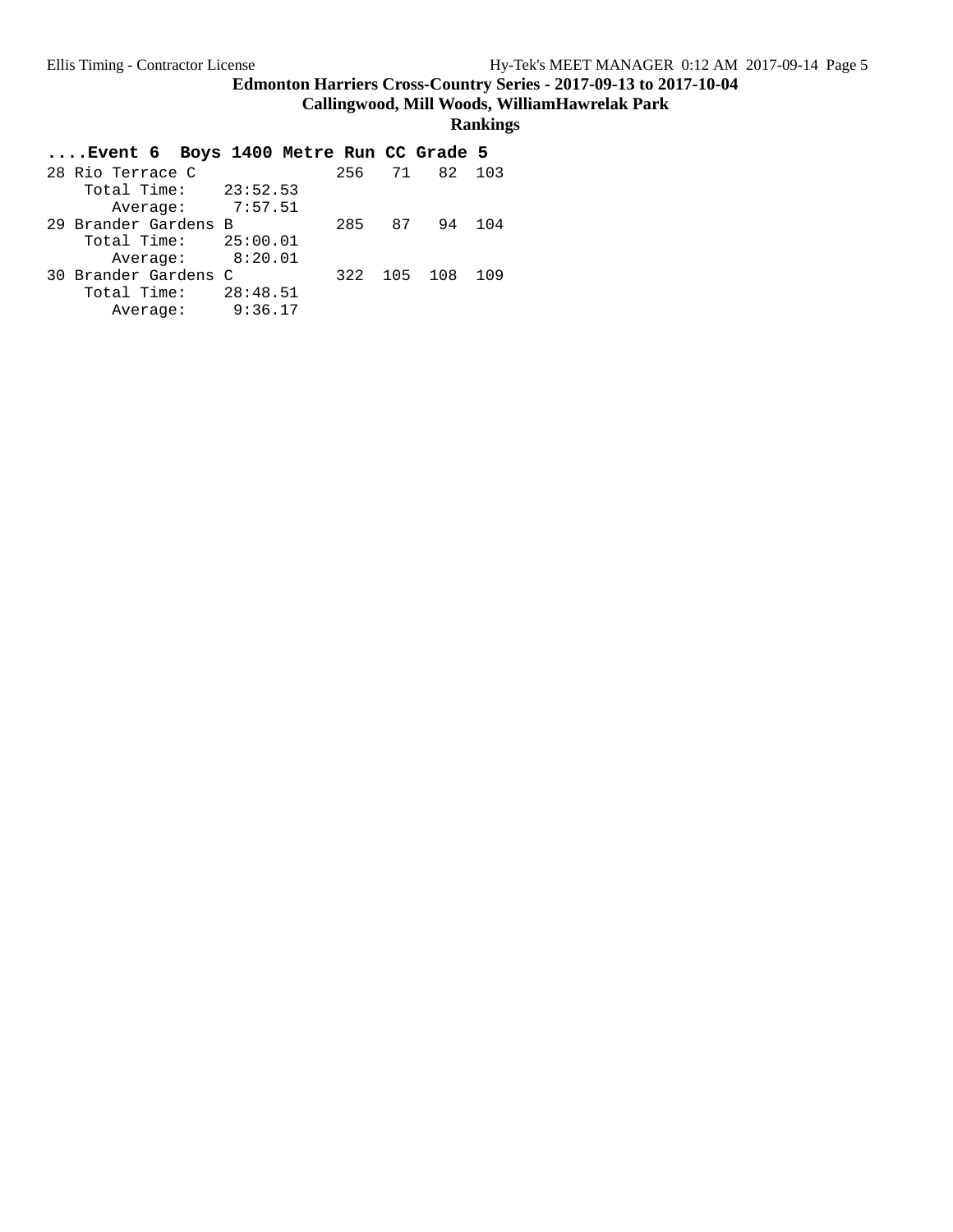**Edmonton Harriers Cross-Country Series - 2017-09-13 to 2017-10-04**

**Callingwood, Mill Woods, WilliamHawrelak Park**

**Rankings**

**....Event 6 Boys 1400 Metre Run CC Grade 5**

```
28 Rio Terrace C              256   71   82  103
    Total Time:    23:52.53
       Average:     7:57.51
29 Brander Gardens B          285   87   94  104
    Total Time:    25:00.01
       Average:     8:20.01
30 Brander Gardens C          322  105  108  109
    Total Time:    28:48.51
       Average:     9:36.17
```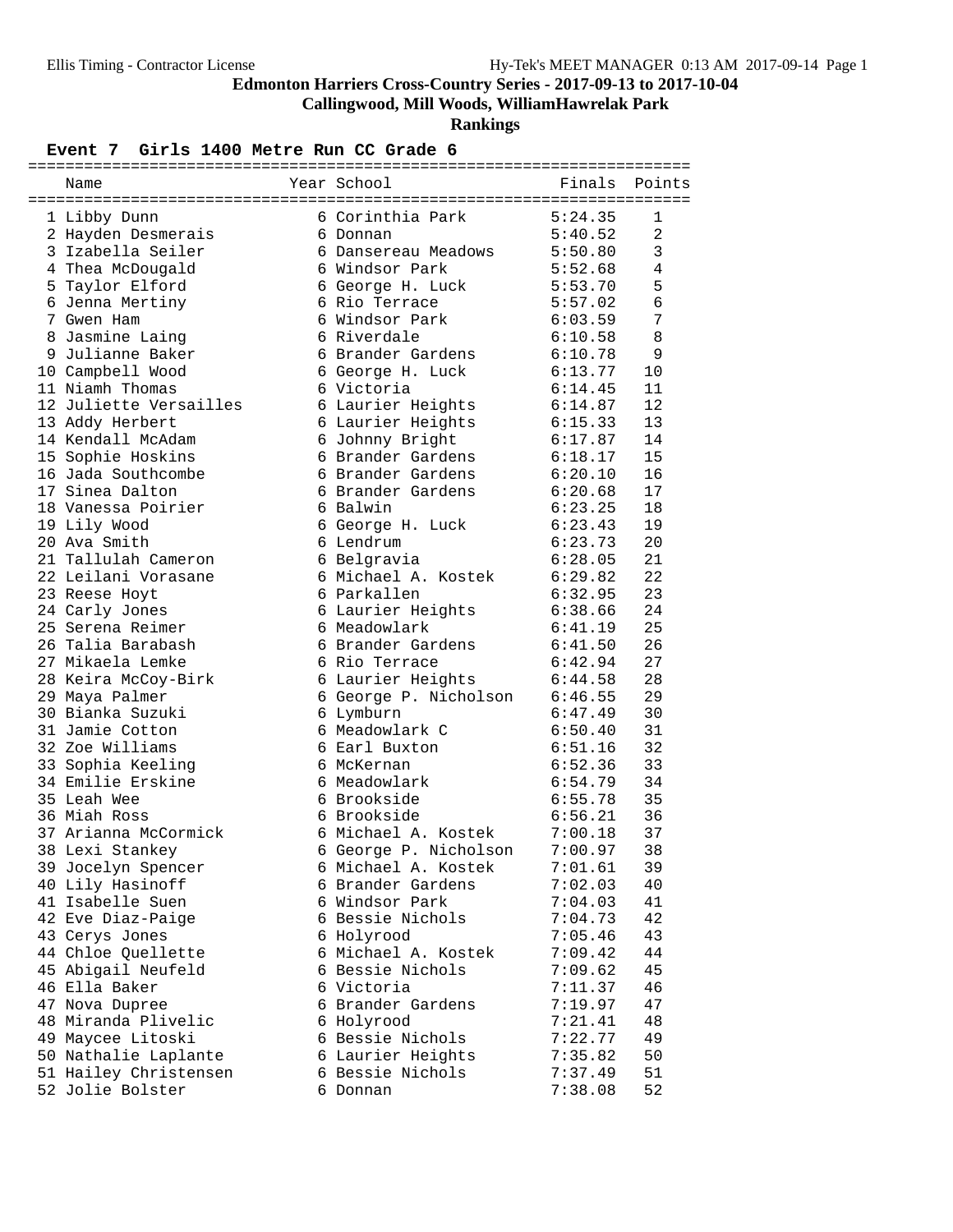# Edmonton Harriers Cross-Country Series - 2017-09-13 to 2017-10-04

## Callingwood, Mill Woods, WilliamHawrelak Park

## Rankings

### Event 7 Girls 1400 Metre Run CC Grade 6

| | Name | Year | School | Finals | Points |
|---|---|---|---|---|---|
| 1 | Libby Dunn | 6 | Corinthia Park | 5:24.35 | 1 |
| 2 | Hayden Desmerais | 6 | Donnan | 5:40.52 | 2 |
| 3 | Izabella Seiler | 6 | Dansereau Meadows | 5:50.80 | 3 |
| 4 | Thea McDougald | 6 | Windsor Park | 5:52.68 | 4 |
| 5 | Taylor Elford | 6 | George H. Luck | 5:53.70 | 5 |
| 6 | Jenna Mertiny | 6 | Rio Terrace | 5:57.02 | 6 |
| 7 | Gwen Ham | 6 | Windsor Park | 6:03.59 | 7 |
| 8 | Jasmine Laing | 6 | Riverdale | 6:10.58 | 8 |
| 9 | Julianne Baker | 6 | Brander Gardens | 6:10.78 | 9 |
| 10 | Campbell Wood | 6 | George H. Luck | 6:13.77 | 10 |
| 11 | Niamh Thomas | 6 | Victoria | 6:14.45 | 11 |
| 12 | Juliette Versailles | 6 | Laurier Heights | 6:14.87 | 12 |
| 13 | Addy Herbert | 6 | Laurier Heights | 6:15.33 | 13 |
| 14 | Kendall McAdam | 6 | Johnny Bright | 6:17.87 | 14 |
| 15 | Sophie Hoskins | 6 | Brander Gardens | 6:18.17 | 15 |
| 16 | Jada Southcombe | 6 | Brander Gardens | 6:20.10 | 16 |
| 17 | Sinea Dalton | 6 | Brander Gardens | 6:20.68 | 17 |
| 18 | Vanessa Poirier | 6 | Balwin | 6:23.25 | 18 |
| 19 | Lily Wood | 6 | George H. Luck | 6:23.43 | 19 |
| 20 | Ava Smith | 6 | Lendrum | 6:23.73 | 20 |
| 21 | Tallulah Cameron | 6 | Belgravia | 6:28.05 | 21 |
| 22 | Leilani Vorasane | 6 | Michael A. Kostek | 6:29.82 | 22 |
| 23 | Reese Hoyt | 6 | Parkallen | 6:32.95 | 23 |
| 24 | Carly Jones | 6 | Laurier Heights | 6:38.66 | 24 |
| 25 | Serena Reimer | 6 | Meadowlark | 6:41.19 | 25 |
| 26 | Talia Barabash | 6 | Brander Gardens | 6:41.50 | 26 |
| 27 | Mikaela Lemke | 6 | Rio Terrace | 6:42.94 | 27 |
| 28 | Keira McCoy-Birk | 6 | Laurier Heights | 6:44.58 | 28 |
| 29 | Maya Palmer | 6 | George P. Nicholson | 6:46.55 | 29 |
| 30 | Bianka Suzuki | 6 | Lymburn | 6:47.49 | 30 |
| 31 | Jamie Cotton | 6 | Meadowlark C | 6:50.40 | 31 |
| 32 | Zoe Williams | 6 | Earl Buxton | 6:51.16 | 32 |
| 33 | Sophia Keeling | 6 | McKernan | 6:52.36 | 33 |
| 34 | Emilie Erskine | 6 | Meadowlark | 6:54.79 | 34 |
| 35 | Leah Wee | 6 | Brookside | 6:55.78 | 35 |
| 36 | Miah Ross | 6 | Brookside | 6:56.21 | 36 |
| 37 | Arianna McCormick | 6 | Michael A. Kostek | 7:00.18 | 37 |
| 38 | Lexi Stankey | 6 | George P. Nicholson | 7:00.97 | 38 |
| 39 | Jocelyn Spencer | 6 | Michael A. Kostek | 7:01.61 | 39 |
| 40 | Lily Hasinoff | 6 | Brander Gardens | 7:02.03 | 40 |
| 41 | Isabelle Suen | 6 | Windsor Park | 7:04.03 | 41 |
| 42 | Eve Diaz-Paige | 6 | Bessie Nichols | 7:04.73 | 42 |
| 43 | Cerys Jones | 6 | Holyrood | 7:05.46 | 43 |
| 44 | Chloe Quellette | 6 | Michael A. Kostek | 7:09.42 | 44 |
| 45 | Abigail Neufeld | 6 | Bessie Nichols | 7:09.62 | 45 |
| 46 | Ella Baker | 6 | Victoria | 7:11.37 | 46 |
| 47 | Nova Dupree | 6 | Brander Gardens | 7:19.97 | 47 |
| 48 | Miranda Plivelic | 6 | Holyrood | 7:21.41 | 48 |
| 49 | Maycee Litoski | 6 | Bessie Nichols | 7:22.77 | 49 |
| 50 | Nathalie Laplante | 6 | Laurier Heights | 7:35.82 | 50 |
| 51 | Hailey Christensen | 6 | Bessie Nichols | 7:37.49 | 51 |
| 52 | Jolie Bolster | 6 | Donnan | 7:38.08 | 52 |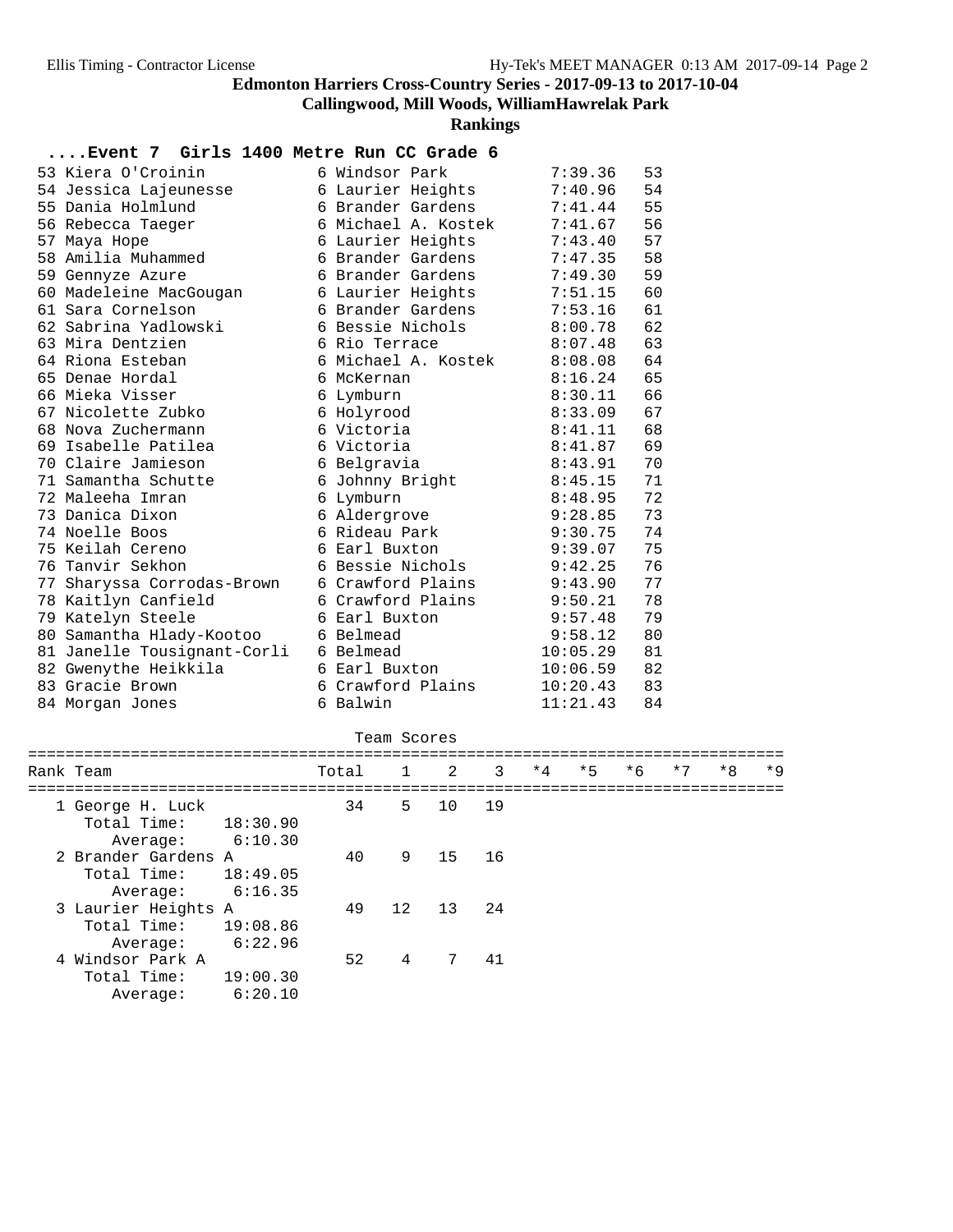# Edmonton Harriers Cross-Country Series - 2017-09-13 to 2017-10-04

## Callingwood, Mill Woods, WilliamHawrelak Park

### Rankings

#### ....Event 7 Girls 1400 Metre Run CC Grade 6

| | Name | Yr | School | Time | Points |
|---|---|---|---|---|---|
| 53 | Kiera O'Croinin | 6 | Windsor Park | 7:39.36 | 53 |
| 54 | Jessica Lajeunesse | 6 | Laurier Heights | 7:40.96 | 54 |
| 55 | Dania Holmlund | 6 | Brander Gardens | 7:41.44 | 55 |
| 56 | Rebecca Taeger | 6 | Michael A. Kostek | 7:41.67 | 56 |
| 57 | Maya Hope | 6 | Laurier Heights | 7:43.40 | 57 |
| 58 | Amilia Muhammed | 6 | Brander Gardens | 7:47.35 | 58 |
| 59 | Gennyze Azure | 6 | Brander Gardens | 7:49.30 | 59 |
| 60 | Madeleine MacGougan | 6 | Laurier Heights | 7:51.15 | 60 |
| 61 | Sara Cornelson | 6 | Brander Gardens | 7:53.16 | 61 |
| 62 | Sabrina Yadlowski | 6 | Bessie Nichols | 8:00.78 | 62 |
| 63 | Mira Dentzien | 6 | Rio Terrace | 8:07.48 | 63 |
| 64 | Riona Esteban | 6 | Michael A. Kostek | 8:08.08 | 64 |
| 65 | Denae Hordal | 6 | McKernan | 8:16.24 | 65 |
| 66 | Mieka Visser | 6 | Lymburn | 8:30.11 | 66 |
| 67 | Nicolette Zubko | 6 | Holyrood | 8:33.09 | 67 |
| 68 | Nova Zuchermann | 6 | Victoria | 8:41.11 | 68 |
| 69 | Isabelle Patilea | 6 | Victoria | 8:41.87 | 69 |
| 70 | Claire Jamieson | 6 | Belgravia | 8:43.91 | 70 |
| 71 | Samantha Schutte | 6 | Johnny Bright | 8:45.15 | 71 |
| 72 | Maleeha Imran | 6 | Lymburn | 8:48.95 | 72 |
| 73 | Danica Dixon | 6 | Aldergrove | 9:28.85 | 73 |
| 74 | Noelle Boos | 6 | Rideau Park | 9:30.75 | 74 |
| 75 | Keilah Cereno | 6 | Earl Buxton | 9:39.07 | 75 |
| 76 | Tanvir Sekhon | 6 | Bessie Nichols | 9:42.25 | 76 |
| 77 | Sharyssa Corrodas-Brown | 6 | Crawford Plains | 9:43.90 | 77 |
| 78 | Kaitlyn Canfield | 6 | Crawford Plains | 9:50.21 | 78 |
| 79 | Katelyn Steele | 6 | Earl Buxton | 9:57.48 | 79 |
| 80 | Samantha Hlady-Kootoo | 6 | Belmead | 9:58.12 | 80 |
| 81 | Janelle Tousignant-Corli | 6 | Belmead | 10:05.29 | 81 |
| 82 | Gwenythe Heikkila | 6 | Earl Buxton | 10:06.59 | 82 |
| 83 | Gracie Brown | 6 | Crawford Plains | 10:20.43 | 83 |
| 84 | Morgan Jones | 6 | Balwin | 11:21.43 | 84 |

Team Scores

| Rank | Team | Total | 1 | 2 | 3 | *4 | *5 | *6 | *7 | *8 | *9 |
|---|---|---|---|---|---|---|---|---|---|---|---|
| 1 | George H. Luck | 34 | 5 | 10 | 19 | | | | | | |
| | Total Time: 18:30.90 | | | | | | | | | | |
| | Average: 6:10.30 | | | | | | | | | | |
| 2 | Brander Gardens A | 40 | 9 | 15 | 16 | | | | | | |
| | Total Time: 18:49.05 | | | | | | | | | | |
| | Average: 6:16.35 | | | | | | | | | | |
| 3 | Laurier Heights A | 49 | 12 | 13 | 24 | | | | | | |
| | Total Time: 19:08.86 | | | | | | | | | | |
| | Average: 6:22.96 | | | | | | | | | | |
| 4 | Windsor Park A | 52 | 4 | 7 | 41 | | | | | | |
| | Total Time: 19:00.30 | | | | | | | | | | |
| | Average: 6:20.10 | | | | | | | | | | |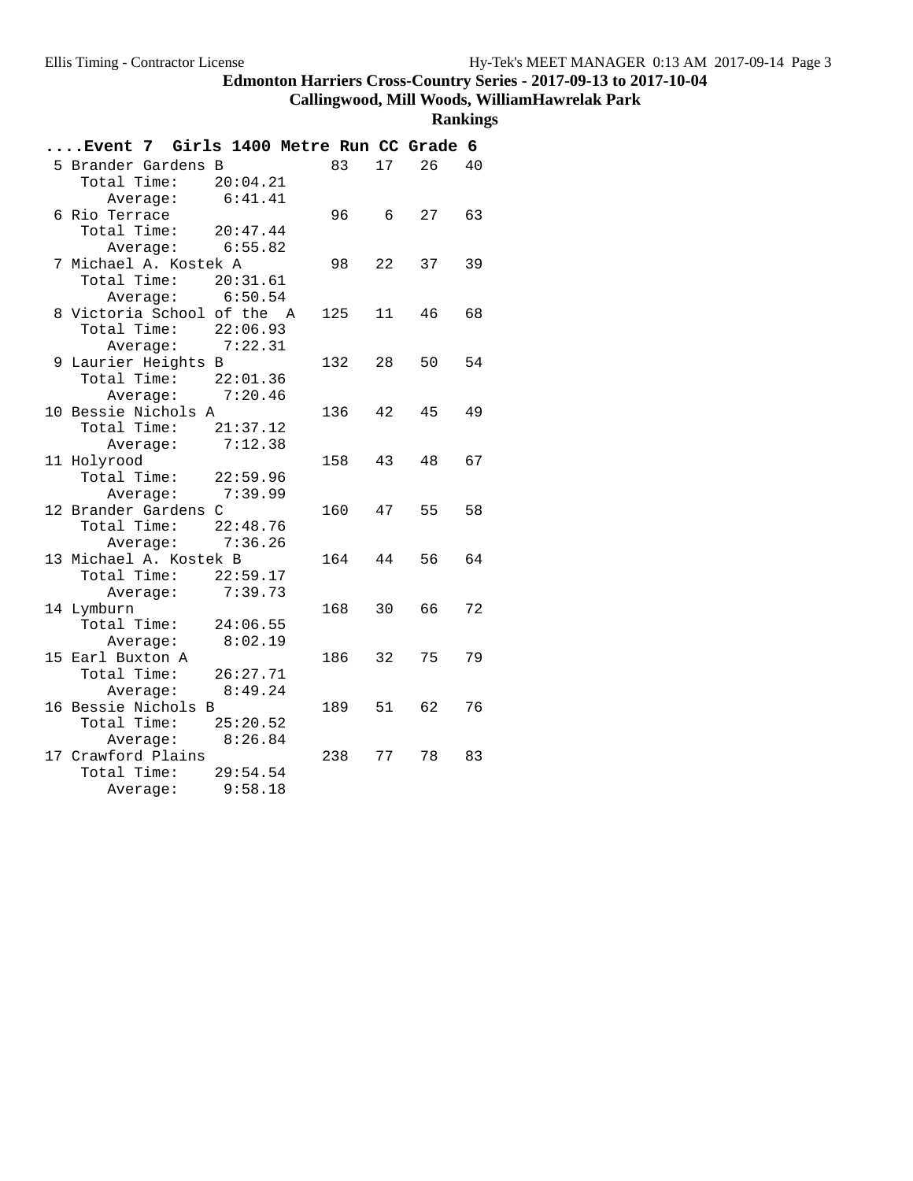## Edmonton Harriers Cross-Country Series - 2017-09-13 to 2017-10-04

**Callingwood, Mill Woods, WilliamHawrelak Park**

**Rankings**

```
....Event 7  Girls 1400 Metre Run CC Grade 6
 5 Brander Gardens B           83   17   26   40
    Total Time:    20:04.21
       Average:     6:41.41
 6 Rio Terrace                 96    6   27   63
    Total Time:    20:47.44
       Average:     6:55.82
 7 Michael A. Kostek A         98   22   37   39
    Total Time:    20:31.61
       Average:     6:50.54
 8 Victoria School of the  A  125   11   46   68
    Total Time:    22:06.93
       Average:     7:22.31
 9 Laurier Heights B          132   28   50   54
    Total Time:    22:01.36
       Average:     7:20.46
10 Bessie Nichols A           136   42   45   49
    Total Time:    21:37.12
       Average:     7:12.38
11 Holyrood                   158   43   48   67
    Total Time:    22:59.96
       Average:     7:39.99
12 Brander Gardens C          160   47   55   58
    Total Time:    22:48.76
       Average:     7:36.26
13 Michael A. Kostek B        164   44   56   64
    Total Time:    22:59.17
       Average:     7:39.73
14 Lymburn                    168   30   66   72
    Total Time:    24:06.55
       Average:     8:02.19
15 Earl Buxton A              186   32   75   79
    Total Time:    26:27.71
       Average:     8:49.24
16 Bessie Nichols B           189   51   62   76
    Total Time:    25:20.52
       Average:     8:26.84
17 Crawford Plains            238   77   78   83
    Total Time:    29:54.54
       Average:     9:58.18
```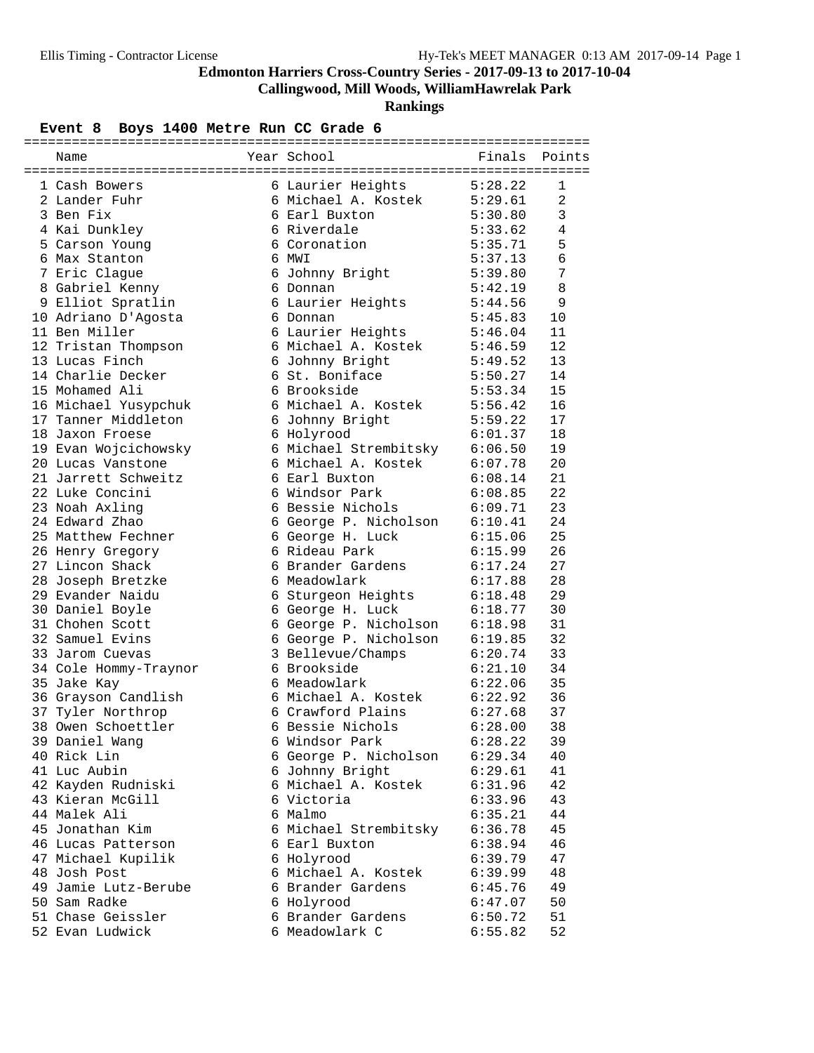**Edmonton Harriers Cross-Country Series - 2017-09-13 to 2017-10-04**

**Callingwood, Mill Woods, WilliamHawrelak Park**

**Rankings**

## Event 8 Boys 1400 Metre Run CC Grade 6

| | Name | Year | School | Finals | Points |
|---|---|---|---|---|---|
| 1 | Cash Bowers | 6 | Laurier Heights | 5:28.22 | 1 |
| 2 | Lander Fuhr | 6 | Michael A. Kostek | 5:29.61 | 2 |
| 3 | Ben Fix | 6 | Earl Buxton | 5:30.80 | 3 |
| 4 | Kai Dunkley | 6 | Riverdale | 5:33.62 | 4 |
| 5 | Carson Young | 6 | Coronation | 5:35.71 | 5 |
| 6 | Max Stanton | 6 | MWI | 5:37.13 | 6 |
| 7 | Eric Clague | 6 | Johnny Bright | 5:39.80 | 7 |
| 8 | Gabriel Kenny | 6 | Donnan | 5:42.19 | 8 |
| 9 | Elliot Spratlin | 6 | Laurier Heights | 5:44.56 | 9 |
| 10 | Adriano D'Agosta | 6 | Donnan | 5:45.83 | 10 |
| 11 | Ben Miller | 6 | Laurier Heights | 5:46.04 | 11 |
| 12 | Tristan Thompson | 6 | Michael A. Kostek | 5:46.59 | 12 |
| 13 | Lucas Finch | 6 | Johnny Bright | 5:49.52 | 13 |
| 14 | Charlie Decker | 6 | St. Boniface | 5:50.27 | 14 |
| 15 | Mohamed Ali | 6 | Brookside | 5:53.34 | 15 |
| 16 | Michael Yusypchuk | 6 | Michael A. Kostek | 5:56.42 | 16 |
| 17 | Tanner Middleton | 6 | Johnny Bright | 5:59.22 | 17 |
| 18 | Jaxon Froese | 6 | Holyrood | 6:01.37 | 18 |
| 19 | Evan Wojcichowsky | 6 | Michael Strembitsky | 6:06.50 | 19 |
| 20 | Lucas Vanstone | 6 | Michael A. Kostek | 6:07.78 | 20 |
| 21 | Jarrett Schweitz | 6 | Earl Buxton | 6:08.14 | 21 |
| 22 | Luke Concini | 6 | Windsor Park | 6:08.85 | 22 |
| 23 | Noah Axling | 6 | Bessie Nichols | 6:09.71 | 23 |
| 24 | Edward Zhao | 6 | George P. Nicholson | 6:10.41 | 24 |
| 25 | Matthew Fechner | 6 | George H. Luck | 6:15.06 | 25 |
| 26 | Henry Gregory | 6 | Rideau Park | 6:15.99 | 26 |
| 27 | Lincon Shack | 6 | Brander Gardens | 6:17.24 | 27 |
| 28 | Joseph Bretzke | 6 | Meadowlark | 6:17.88 | 28 |
| 29 | Evander Naidu | 6 | Sturgeon Heights | 6:18.48 | 29 |
| 30 | Daniel Boyle | 6 | George H. Luck | 6:18.77 | 30 |
| 31 | Chohen Scott | 6 | George P. Nicholson | 6:18.98 | 31 |
| 32 | Samuel Evins | 6 | George P. Nicholson | 6:19.85 | 32 |
| 33 | Jarom Cuevas | 3 | Bellevue/Champs | 6:20.74 | 33 |
| 34 | Cole Hommy-Traynor | 6 | Brookside | 6:21.10 | 34 |
| 35 | Jake Kay | 6 | Meadowlark | 6:22.06 | 35 |
| 36 | Grayson Candlish | 6 | Michael A. Kostek | 6:22.92 | 36 |
| 37 | Tyler Northrop | 6 | Crawford Plains | 6:27.68 | 37 |
| 38 | Owen Schoettler | 6 | Bessie Nichols | 6:28.00 | 38 |
| 39 | Daniel Wang | 6 | Windsor Park | 6:28.22 | 39 |
| 40 | Rick Lin | 6 | George P. Nicholson | 6:29.34 | 40 |
| 41 | Luc Aubin | 6 | Johnny Bright | 6:29.61 | 41 |
| 42 | Kayden Rudniski | 6 | Michael A. Kostek | 6:31.96 | 42 |
| 43 | Kieran McGill | 6 | Victoria | 6:33.96 | 43 |
| 44 | Malek Ali | 6 | Malmo | 6:35.21 | 44 |
| 45 | Jonathan Kim | 6 | Michael Strembitsky | 6:36.78 | 45 |
| 46 | Lucas Patterson | 6 | Earl Buxton | 6:38.94 | 46 |
| 47 | Michael Kupilik | 6 | Holyrood | 6:39.79 | 47 |
| 48 | Josh Post | 6 | Michael A. Kostek | 6:39.99 | 48 |
| 49 | Jamie Lutz-Berube | 6 | Brander Gardens | 6:45.76 | 49 |
| 50 | Sam Radke | 6 | Holyrood | 6:47.07 | 50 |
| 51 | Chase Geissler | 6 | Brander Gardens | 6:50.72 | 51 |
| 52 | Evan Ludwick | 6 | Meadowlark C | 6:55.82 | 52 |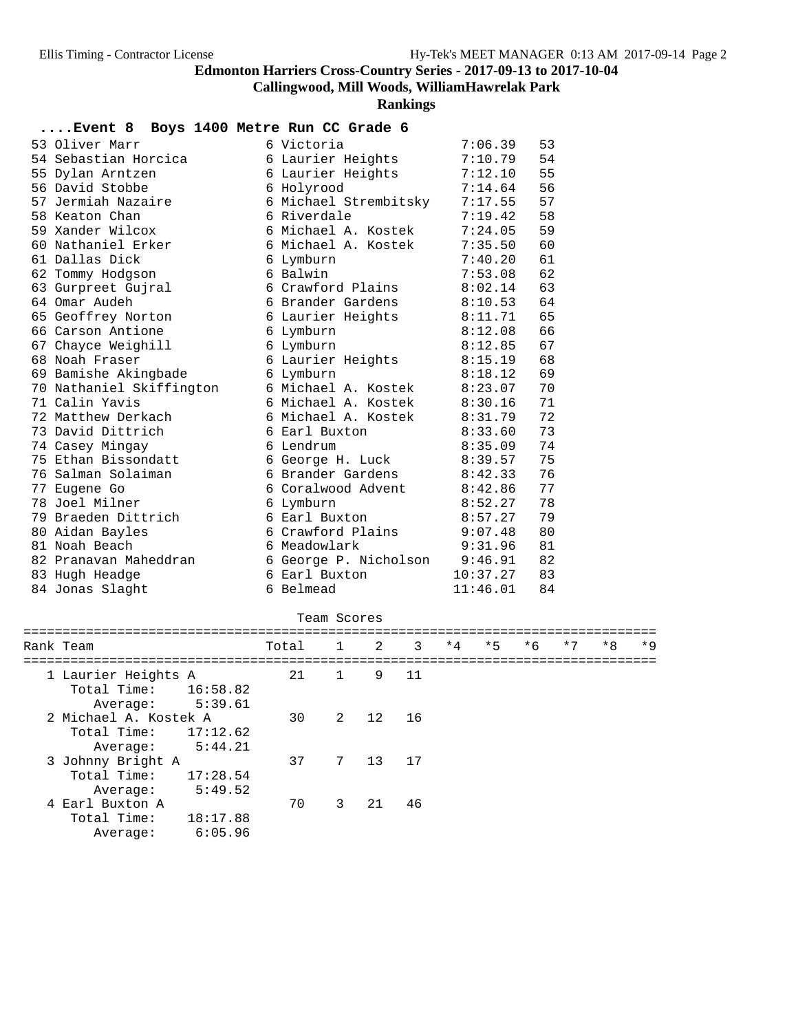# Edmonton Harriers Cross-Country Series - 2017-09-13 to 2017-10-04

## Callingwood, Mill Woods, WilliamHawrelak Park

### Rankings

#### ....Event 8 Boys 1400 Metre Run CC Grade 6

| Place | Name | Grade | School | Time | Points |
|---|---|---|---|---|---|
| 53 | Oliver Marr | 6 | Victoria | 7:06.39 | 53 |
| 54 | Sebastian Horcica | 6 | Laurier Heights | 7:10.79 | 54 |
| 55 | Dylan Arntzen | 6 | Laurier Heights | 7:12.10 | 55 |
| 56 | David Stobbe | 6 | Holyrood | 7:14.64 | 56 |
| 57 | Jermiah Nazaire | 6 | Michael Strembitsky | 7:17.55 | 57 |
| 58 | Keaton Chan | 6 | Riverdale | 7:19.42 | 58 |
| 59 | Xander Wilcox | 6 | Michael A. Kostek | 7:24.05 | 59 |
| 60 | Nathaniel Erker | 6 | Michael A. Kostek | 7:35.50 | 60 |
| 61 | Dallas Dick | 6 | Lymburn | 7:40.20 | 61 |
| 62 | Tommy Hodgson | 6 | Balwin | 7:53.08 | 62 |
| 63 | Gurpreet Gujral | 6 | Crawford Plains | 8:02.14 | 63 |
| 64 | Omar Audeh | 6 | Brander Gardens | 8:10.53 | 64 |
| 65 | Geoffrey Norton | 6 | Laurier Heights | 8:11.71 | 65 |
| 66 | Carson Antione | 6 | Lymburn | 8:12.08 | 66 |
| 67 | Chayce Weighill | 6 | Lymburn | 8:12.85 | 67 |
| 68 | Noah Fraser | 6 | Laurier Heights | 8:15.19 | 68 |
| 69 | Bamishe Akingbade | 6 | Lymburn | 8:18.12 | 69 |
| 70 | Nathaniel Skiffington | 6 | Michael A. Kostek | 8:23.07 | 70 |
| 71 | Calin Yavis | 6 | Michael A. Kostek | 8:30.16 | 71 |
| 72 | Matthew Derkach | 6 | Michael A. Kostek | 8:31.79 | 72 |
| 73 | David Dittrich | 6 | Earl Buxton | 8:33.60 | 73 |
| 74 | Casey Mingay | 6 | Lendrum | 8:35.09 | 74 |
| 75 | Ethan Bissondatt | 6 | George H. Luck | 8:39.57 | 75 |
| 76 | Salman Solaiman | 6 | Brander Gardens | 8:42.33 | 76 |
| 77 | Eugene Go | 6 | Coralwood Advent | 8:42.86 | 77 |
| 78 | Joel Milner | 6 | Lymburn | 8:52.27 | 78 |
| 79 | Braeden Dittrich | 6 | Earl Buxton | 8:57.27 | 79 |
| 80 | Aidan Bayles | 6 | Crawford Plains | 9:07.48 | 80 |
| 81 | Noah Beach | 6 | Meadowlark | 9:31.96 | 81 |
| 82 | Pranavan Maheddran | 6 | George P. Nicholson | 9:46.91 | 82 |
| 83 | Hugh Headge | 6 | Earl Buxton | 10:37.27 | 83 |
| 84 | Jonas Slaght | 6 | Belmead | 11:46.01 | 84 |

Team Scores

| Rank | Team | Total | 1 | 2 | 3 | *4 | *5 | *6 | *7 | *8 | *9 |
|---|---|---|---|---|---|---|---|---|---|---|---|
| 1 | Laurier Heights A | 21 | 1 | 9 | 11 | | | | | | |
| | Total Time: 16:58.82 | | | | | | | | | | |
| | Average: 5:39.61 | | | | | | | | | | |
| 2 | Michael A. Kostek A | 30 | 2 | 12 | 16 | | | | | | |
| | Total Time: 17:12.62 | | | | | | | | | | |
| | Average: 5:44.21 | | | | | | | | | | |
| 3 | Johnny Bright A | 37 | 7 | 13 | 17 | | | | | | |
| | Total Time: 17:28.54 | | | | | | | | | | |
| | Average: 5:49.52 | | | | | | | | | | |
| 4 | Earl Buxton A | 70 | 3 | 21 | 46 | | | | | | |
| | Total Time: 18:17.88 | | | | | | | | | | |
| | Average: 6:05.96 | | | | | | | | | | |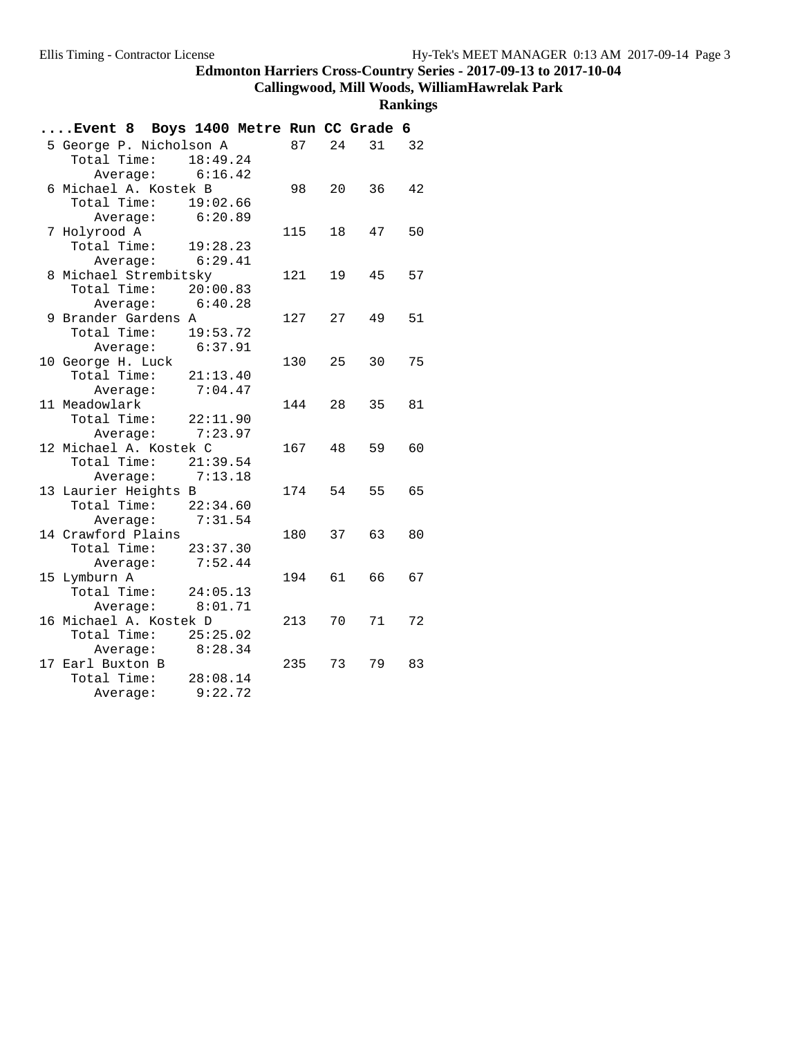# Edmonton Harriers Cross-Country Series - 2017-09-13 to 2017-10-04

## Callingwood, Mill Woods, WilliamHawrelak Park

### Rankings

**....Event 8 Boys 1400 Metre Run CC Grade 6**

| Rank | Team | Points | | | |
|---|---|---|---|---|---|
| 5 | George P. Nicholson A<br>Total Time: 18:49.24<br>Average: 6:16.42 | 87 | 24 | 31 | 32 |
| 6 | Michael A. Kostek B<br>Total Time: 19:02.66<br>Average: 6:20.89 | 98 | 20 | 36 | 42 |
| 7 | Holyrood A<br>Total Time: 19:28.23<br>Average: 6:29.41 | 115 | 18 | 47 | 50 |
| 8 | Michael Strembitsky<br>Total Time: 20:00.83<br>Average: 6:40.28 | 121 | 19 | 45 | 57 |
| 9 | Brander Gardens A<br>Total Time: 19:53.72<br>Average: 6:37.91 | 127 | 27 | 49 | 51 |
| 10 | George H. Luck<br>Total Time: 21:13.40<br>Average: 7:04.47 | 130 | 25 | 30 | 75 |
| 11 | Meadowlark<br>Total Time: 22:11.90<br>Average: 7:23.97 | 144 | 28 | 35 | 81 |
| 12 | Michael A. Kostek C<br>Total Time: 21:39.54<br>Average: 7:13.18 | 167 | 48 | 59 | 60 |
| 13 | Laurier Heights B<br>Total Time: 22:34.60<br>Average: 7:31.54 | 174 | 54 | 55 | 65 |
| 14 | Crawford Plains<br>Total Time: 23:37.30<br>Average: 7:52.44 | 180 | 37 | 63 | 80 |
| 15 | Lymburn A<br>Total Time: 24:05.13<br>Average: 8:01.71 | 194 | 61 | 66 | 67 |
| 16 | Michael A. Kostek D<br>Total Time: 25:25.02<br>Average: 8:28.34 | 213 | 70 | 71 | 72 |
| 17 | Earl Buxton B<br>Total Time: 28:08.14<br>Average: 9:22.72 | 235 | 73 | 79 | 83 |